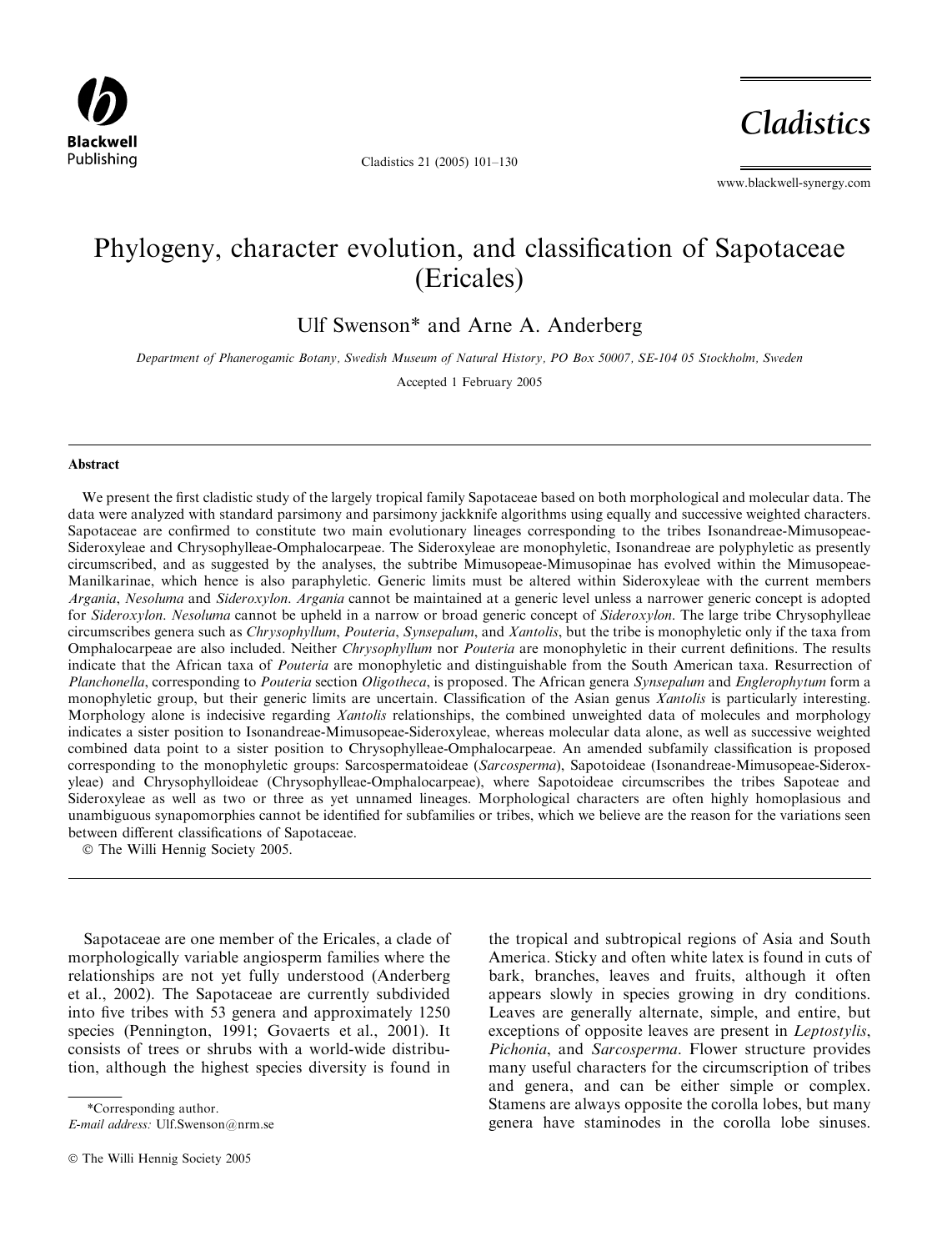# Phylogeny, character evolution, and classification of Sapotaceae (Ericales)

Ulf Swenson* and Arne A. Anderberg

*Department of Phanerogamic Botany, Swedish Museum of Natural History, PO Box 50007, SE-104 05 Stockholm, Sweden*

Accepted 1 February 2005

## Abstract

We present the first cladistic study of the largely tropical family Sapotaceae based on both morphological and molecular data. The data were analyzed with standard parsimony and parsimony jackknife algorithms using equally and successive weighted characters. Sapotaceae are confirmed to constitute two main evolutionary lineages corresponding to the tribes Isonandreae-Mimusopeae-Sideroxyleae and Chrysophylleae-Omphalocarpeae. The Sideroxyleae are monophyletic, Isonandreae are polyphyletic as presently circumscribed, and as suggested by the analyses, the subtribe Mimusopeae-Mimusopinae has evolved within the Mimusopeae-Manilkarinae, which hence is also paraphyletic. Generic limits must be altered within Sideroxyleae with the current members *Argania*, *Nesoluma* and *Sideroxylon*. *Argania* cannot be maintained at a generic level unless a narrower generic concept is adopted for *Sideroxylon*. *Nesoluma* cannot be upheld in a narrow or broad generic concept of *Sideroxylon*. The large tribe Chrysophylleae circumscribes genera such as *Chrysophyllum*, *Pouteria*, *Synsepalum*, and *Xantolis*, but the tribe is monophyletic only if the taxa from Omphalocarpeae are also included. Neither *Chrysophyllum* nor *Pouteria* are monophyletic in their current definitions. The results indicate that the African taxa of *Pouteria* are monophyletic and distinguishable from the South American taxa. Resurrection of *Planchonella*, corresponding to *Pouteria* section *Oligotheca*, is proposed. The African genera *Synsepalum* and *Englerophytum* form a monophyletic group, but their generic limits are uncertain. Classification of the Asian genus *Xantolis* is particularly interesting. Morphology alone is indecisive regarding *Xantolis* relationships, the combined unweighted data of molecules and morphology indicates a sister position to Isonandreae-Mimusopeae-Sideroxyleae, whereas molecular data alone, as well as successive weighted combined data point to a sister position to Chrysophylleae-Omphalocarpeae. An amended subfamily classification is proposed corresponding to the monophyletic groups: Sarcospermatoideae (*Sarcosperma*), Sapotoideae (Isonandreae-Mimusopeae-Sideroxyleae) and Chrysophylloideae (Chrysophylleae-Omphalocarpeae), where Sapotoideae circumscribes the tribes Sapoteae and Sideroxyleae as well as two or three as yet unnamed lineages. Morphological characters are often highly homoplasious and unambiguous synapomorphies cannot be identified for subfamilies or tribes, which we believe are the reason for the variations seen between different classifications of Sapotaceae.

© The Willi Hennig Society 2005.

---

Sapotaceae are one member of the Ericales, a clade of morphologically variable angiosperm families where the relationships are not yet fully understood (Anderberg et al., 2002). The Sapotaceae are currently subdivided into five tribes with 53 genera and approximately 1250 species (Pennington, 1991; Govaerts et al., 2001). It consists of trees or shrubs with a world-wide distribution, although the highest species diversity is found in the tropical and subtropical regions of Asia and South America. Sticky and often white latex is found in cuts of bark, branches, leaves and fruits, although it often appears slowly in species growing in dry conditions. Leaves are generally alternate, simple, and entire, but exceptions of opposite leaves are present in *Leptostylis*, *Pichonia*, and *Sarcosperma*. Flower structure provides many useful characters for the circumscription of tribes and genera, and can be either simple or complex. Stamens are always opposite the corolla lobes, but many genera have staminodes in the corolla lobe sinuses.

*Corresponding author.
*E-mail address:* Ulf.Swenson@nrm.se

© The Willi Hennig Society 2005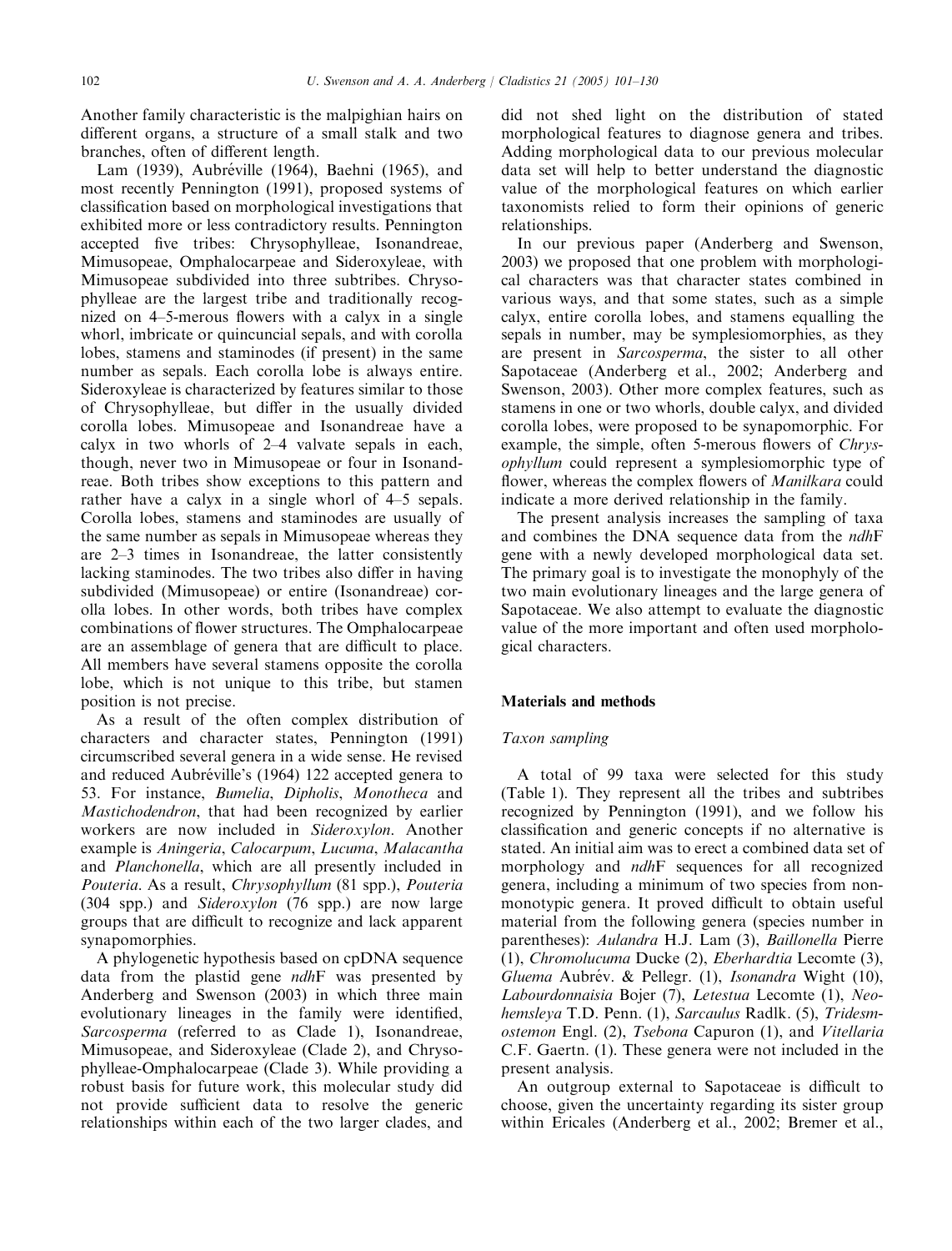Another family characteristic is the malpighian hairs on different organs, a structure of a small stalk and two branches, often of different length.

Lam (1939), Aubréville (1964), Baehni (1965), and most recently Pennington (1991), proposed systems of classification based on morphological investigations that exhibited more or less contradictory results. Pennington accepted five tribes: Chrysophylleae, Isonandreae, Mimusopeae, Omphalocarpeae and Sideroxyleae, with Mimusopeae subdivided into three subtribes. Chrysophylleae are the largest tribe and traditionally recognized on 4–5-merous flowers with a calyx in a single whorl, imbricate or quincuncial sepals, and with corolla lobes, stamens and staminodes (if present) in the same number as sepals. Each corolla lobe is always entire. Sideroxyleae is characterized by features similar to those of Chrysophylleae, but differ in the usually divided corolla lobes. Mimusopeae and Isonandreae have a calyx in two whorls of 2–4 valvate sepals in each, though, never two in Mimusopeae or four in Isonandreae. Both tribes show exceptions to this pattern and rather have a calyx in a single whorl of 4–5 sepals. Corolla lobes, stamens and staminodes are usually of the same number as sepals in Mimusopeae whereas they are 2–3 times in Isonandreae, the latter consistently lacking staminodes. The two tribes also differ in having subdivided (Mimusopeae) or entire (Isonandreae) corolla lobes. In other words, both tribes have complex combinations of flower structures. The Omphalocarpeae are an assemblage of genera that are difficult to place. All members have several stamens opposite the corolla lobe, which is not unique to this tribe, but stamen position is not precise.

As a result of the often complex distribution of characters and character states, Pennington (1991) circumscribed several genera in a wide sense. He revised and reduced Aubréville's (1964) 122 accepted genera to 53. For instance, *Bumelia*, *Dipholis*, *Monotheca* and *Mastichodendron*, that had been recognized by earlier workers are now included in *Sideroxylon*. Another example is *Aningeria*, *Calocarpum*, *Lucuma*, *Malacantha* and *Planchonella*, which are all presently included in *Pouteria*. As a result, *Chrysophyllum* (81 spp.), *Pouteria* (304 spp.) and *Sideroxylon* (76 spp.) are now large groups that are difficult to recognize and lack apparent synapomorphies.

A phylogenetic hypothesis based on cpDNA sequence data from the plastid gene *ndh*F was presented by Anderberg and Swenson (2003) in which three main evolutionary lineages in the family were identified, *Sarcosperma* (referred to as Clade 1), Isonandreae, Mimusopeae, and Sideroxyleae (Clade 2), and Chrysophylleae-Omphalocarpeae (Clade 3). While providing a robust basis for future work, this molecular study did not provide sufficient data to resolve the generic relationships within each of the two larger clades, and did not shed light on the distribution of stated morphological features to diagnose genera and tribes. Adding morphological data to our previous molecular data set will help to better understand the diagnostic value of the morphological features on which earlier taxonomists relied to form their opinions of generic relationships.

In our previous paper (Anderberg and Swenson, 2003) we proposed that one problem with morphological characters was that character states combined in various ways, and that some states, such as a simple calyx, entire corolla lobes, and stamens equalling the sepals in number, may be symplesiomorphies, as they are present in *Sarcosperma*, the sister to all other Sapotaceae (Anderberg et al., 2002; Anderberg and Swenson, 2003). Other more complex features, such as stamens in one or two whorls, double calyx, and divided corolla lobes, were proposed to be synapomorphic. For example, the simple, often 5-merous flowers of *Chrysophyllum* could represent a symplesiomorphic type of flower, whereas the complex flowers of *Manilkara* could indicate a more derived relationship in the family.

The present analysis increases the sampling of taxa and combines the DNA sequence data from the *ndh*F gene with a newly developed morphological data set. The primary goal is to investigate the monophyly of the two main evolutionary lineages and the large genera of Sapotaceae. We also attempt to evaluate the diagnostic value of the more important and often used morphological characters.

## Materials and methods

### Taxon sampling

A total of 99 taxa were selected for this study (Table 1). They represent all the tribes and subtribes recognized by Pennington (1991), and we follow his classification and generic concepts if no alternative is stated. An initial aim was to erect a combined data set of morphology and *ndh*F sequences for all recognized genera, including a minimum of two species from non-monotypic genera. It proved difficult to obtain useful material from the following genera (species number in parentheses): *Aulandra* H.J. Lam (3), *Baillonella* Pierre (1), *Chromolucuma* Ducke (2), *Eberhardtia* Lecomte (3), *Gluema* Aubrév. & Pellegr. (1), *Isonandra* Wight (10), *Labourdonnaisia* Bojer (7), *Letestua* Lecomte (1), *Neohemsleya* T.D. Penn. (1), *Sarcaulus* Radlk. (5), *Tridesmostemon* Engl. (2), *Tsebona* Capuron (1), and *Vitellaria* C.F. Gaertn. (1). These genera were not included in the present analysis.

An outgroup external to Sapotaceae is difficult to choose, given the uncertainty regarding its sister group within Ericales (Anderberg et al., 2002; Bremer et al.,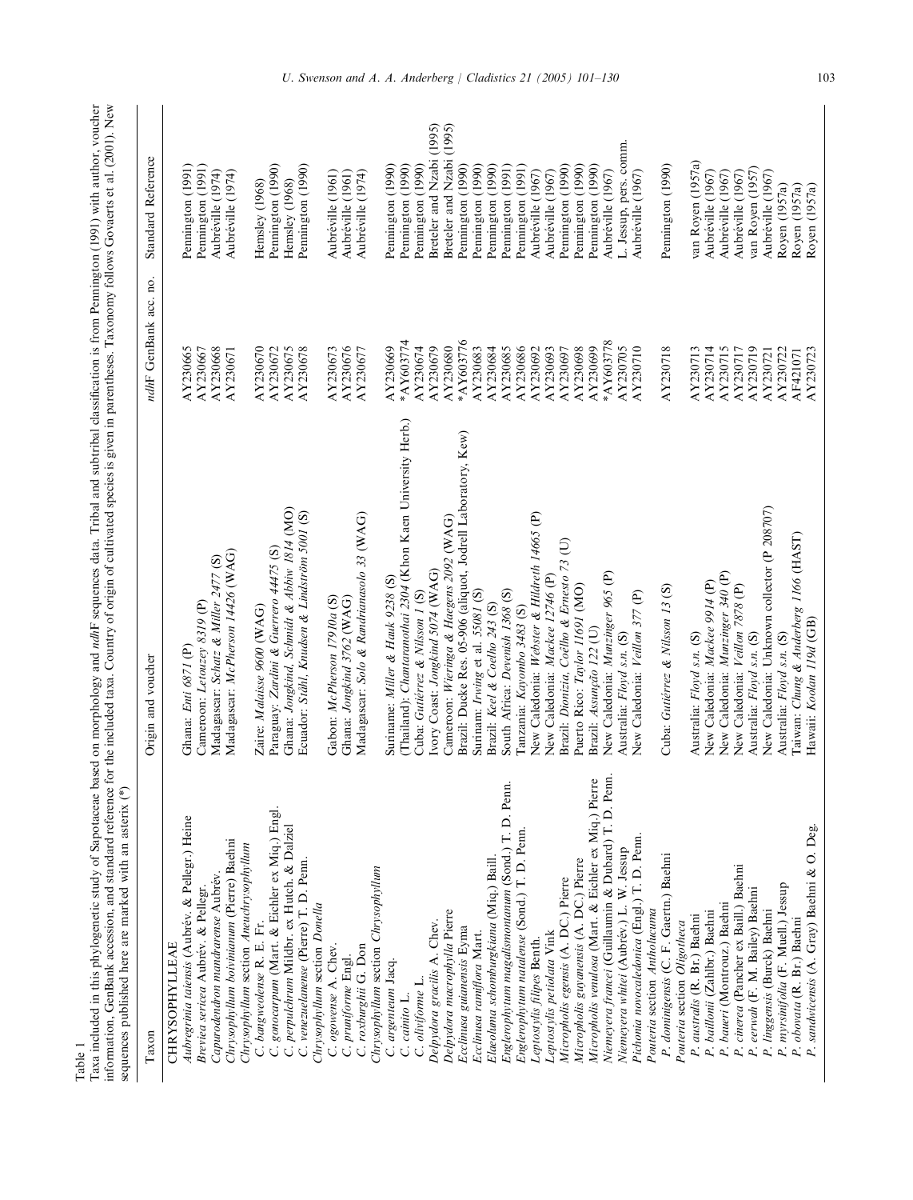Table 1

Taxa included in this phylogenetic study of Sapotaceae based on morphology and *ndh*F sequences data. Tribal and subtribal classification is from Pennington (1991) with author, voucher information, GenBank accession, and standard reference for the included taxa. Taxonomy follows Govaerts et al. (2001). New sequences published here are marked with an asterix (*)

| Taxon | Origin and voucher | *ndh*F GenBank acc. no. | Standard Reference |
|---|---|---|---|
| CHRYSOPHYLLEAE | | | |
| *Aubregrinia taiensis* (Aubrév. & Pellegr.) Heine | Ghana: *Enti 6871* (P) | AY230665 | Pennington (1991) |
| *Breviea sericea* Aubrév. & Pellegr. | Cameroon: *Letouzey 8319* (P) | AY230667 | Pennington (1991) |
| *Capurodendron mandrarense* Aubrév. | Madagascar: *Schatz & Miller 2477* (S) | AY230668 | Aubréville (1974) |
| *Chrysophyllum boivinianum* (Pierre) Baehni | Madagascar: *McPherson 14426* (WAG) | AY230671 | Aubréville (1974) |
| *Chrysophyllum* section *Aneuchrysophyllum* | | | |
| *C. bangweolense* R. E. Fr. | Zaire: *Malaisse 9600* (WAG) | AY230670 | Hemsley (1968) |
| *C. gonocarpum* (Mart. & Eichler ex Miq.) Engl. | Paraguay: *Zardini & Guerrero 44475* (S) | AY230672 | Pennington (1990) |
| *C. perpulchrum* Mildbr. ex Hutch. & Dalziel | Ghana: *Jongkind, Schmidt & Abbiw 1814* (MO) | AY230675 | Hemsley (1968) |
| *C. venezuelanense* (Pierre) T. D. Penn. | Ecuador: *Ståhl, Knudsen & Lindström 5001* (S) | AY230678 | Pennington (1990) |
| *Chrysophyllum* section *Donella* | | | |
| *C. ogowense* A. Chev. | Gabon: *McPherson 17910a* (S) | AY230673 | Aubréville (1961) |
| *C. pruniforme* Engl. | Ghana: *Jongkind 3762* (WAG) | AY230676 | Aubréville (1961) |
| *C. roxburghii* G. Don | Madagascar: *Solo & Randrianasolo 33* (WAG) | AY230677 | Aubréville (1974) |
| *Chrysophyllum* section *Chrysophyllum* | | | |
| *C. argenteum* Jacq. | Suriname: *Miller & Hauk 9238* (S) | AY230669 | Pennington (1990) |
| *C. cainito* L. | (Thailand): *Chantaranothai 2304* (Khon Kaen University Herb.) | *AY603774 | Pennington (1990) |
| *C. oliviforme* L. | Cuba: *Gutiérrez & Nilsson 1* (S) | AY230674 | Pennington (1990) |
| *Delpydora gracilis* A. Chev. | Ivory Coast: *Jongkind 5074* (WAG) | AY230679 | Breteler and Nzabi (1995) |
| *Delpydora macrophylla* Pierre | Cameroon: *Wieringa & Haegens 2092* (WAG) | AY230680 | Breteler and Nzabi (1995) |
| *Ecclinusa guianensis* Eyma | Brazil: Ducke Res. 05-906 (aliquot, Jodrell Laboratory, Kew) | *AY603776 | Pennington (1990) |
| *Ecclinusa ramiflora* Mart. | Surinam: *Irving* et al. *55081* (S) | AY230683 | Pennington (1990) |
| *Elaeoluma schomburgkiana* (Miq.) Baill. | Brazil: *Keel & Coelho 243* (S) | AY230684 | Pennington (1990) |
| *Englerophytum magalismontanum* (Sond.) T. D. Penn. | South Africa: *Devenish 1368* (S) | AY230685 | Pennington (1991) |
| *Englerophytum natalense* (Sond.) T. D. Penn. | Tanzania: *Kayombo 3483* (S) | AY230686 | Pennington (1991) |
| *Leptostylis filipes* Benth. | New Caledonia: *Webster & Hildreth 14665* (P) | AY230692 | Aubréville (1967) |
| *Leptostylis petiolata* Vink | New Caledonia: *Mackee 12746* (P) | AY230693 | Aubréville (1967) |
| *Micropholis egensis* (A. DC.) Pierre | Brazil: *Dionizia, Coêlho & Ernesto 73* (U) | AY230697 | Pennington (1990) |
| *Micropholis guyanensis* (A. DC.) Pierre | Puerto Rico: *Taylor 11691* (MO) | AY230698 | Pennington (1990) |
| *Micropholis venulosa* (Mart. & Eichler ex Miq.) Pierre | Brazil: *Assunção 122* (U) | AY230699 | Pennington (1990) |
| *Niemeyera francei* (Guillaumin & Dubard) T. D. Penn. | New Caledonia: *Munzinger 965* (P) | *AY603778 | Aubréville (1967) |
| *Niemeyera whitei* (Aubrév.) L. W. Jessup | Australia: *Floyd s.n.* (S) | AY230705 | L. Jessup, pers. comm. |
| *Pichonia novocaledonica* (Engl.) T. D. Penn. | New Caledonia: *Veillon 377* (P) | AY230710 | Aubréville (1967) |
| *Pouteria* section *Antholucuma* | | | |
| *P. domingensis* (C. F. Gaertn.) Baehni | Cuba: *Gutiérrez & Nilsson 13* (S) | AY230718 | Pennington (1990) |
| *Pouteria* section *Oligotheca* | | | |
| *P. australis* (R. Br.) Baehni | Australia: *Floyd s.n.* (S) | AY230713 | van Royen (1957a) |
| *P. baillonii* (Zahlbr.) Baehni | New Caledonia: *Mackee 9914* (P) | AY230714 | Aubréville (1967) |
| *P. baueri* (Montrouz.) Baehni | New Caledonia: *Munzinger 340* (P) | AY230715 | Aubréville (1967) |
| *P. cinerea* (Pancher ex Baill.) Baehni | New Caledonia: *Veillon 7878* (P) | AY230717 | Aubréville (1967) |
| *P. eerwah* (F. M. Bailey) Baehni | Australia: *Floyd s.n.* (S) | AY230719 | van Royen (1957) |
| *P. linggensis* (Burck) Baehni | New Caledonia: Unknown collector (P 208707) | AY230721 | Aubréville (1967) |
| *P. myrsinifolia* (F. Muell.) Jessup | Australia: *Floyd s.n.* (S) | AY230722 | Royen (1957a) |
| *P. obovata* (R. Br.) Baehni | Taiwan: *Chung & Anderberg 1166* (HAST) | AF421071 | Royen (1957a) |
| *P. sandwicensis* (A. Gray) Baehni & O. Deg. | Hawaii: *Koolan 1194* (GB) | AY230723 | Royen (1957a) |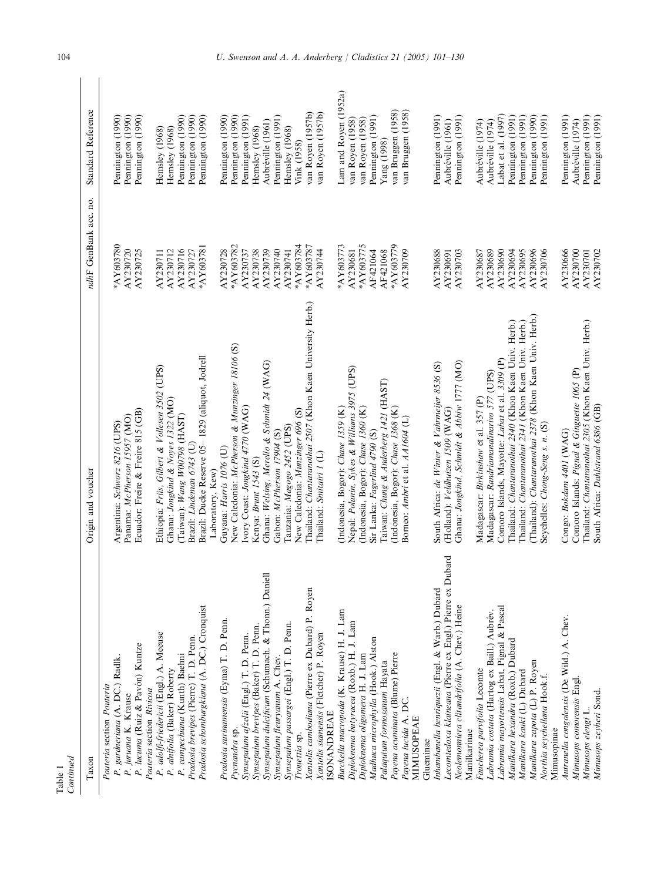Table 1
*Continued*

| Taxon | Origin and voucher | *ndh*F GenBank acc. no. | Standard Reference |
|---|---|---|---|
| *Pouteria* section *Pouteria* | | | |
| *P. gardneriana* (A. DC.) Radlk. | Argentina: *Schwarz 8216* (UPS) | *AY603780 | Pennington (1990) |
| *P. juruana* K. Krause | Panama: *McPherson 15957* (MO) | AY230720 | Pennington (1990) |
| *P. lucuma* (Ruiz & Pavón) Kuntze | Ecuador: Freire & Freire 815 (GB) | AY230725 | Pennington (1990) |
| *Pouteria* section *Rivicoa* | | | |
| *P. adolfi-friedericii* (Engl.) A. Meeuse | Ethiopia: *Friis, Gilbert & Vollesen 3502* (UPS) | AY230711 | Hemsley (1968) |
| *P. altifolia* (Baker) Roberty | Ghana: *Jongkind & Noyes 1322* (MO) | AY230712 | Hemsley (1968) |
| *P. campechiana* (Kunth) Baehni | (Taiwan): *Wang W00798* (HAST) | AY230716 | Pennington (1990) |
| *Pradosia brevipes* (Pierre) T. D. Penn. | Brazil: *Lindeman 6743* (U) | AY230727 | Pennington (1990) |
| *Pradosia schomburgkiana* (A. DC.) Cronquist | Brazil: Ducke Reserve 05– 1829 (aliquot, Jodrell Laboratory, Kew) | *AY603781 | Pennington (1990) |
| *Pradosia surinamensis* (Eyma) T. D. Penn. | Guyana: *Harris 1076* (U) | AY230728 | Pennington (1990) |
| *Pycnandra* sp. | New Caledonia: *McPherson & Munzinger 18106* (S) | *AY603782 | Pennington (1990) |
| *Synsepalum afzelii* (Engl.) T. D. Penn. | Ivory Coast: *Jongkind 4770* (WAG) | AY230737 | Pennington (1991) |
| *Synsepalum brevipes* (Baker) T. D. Penn. | Kenya: *Brunt 1543* (S) | AY230738 | Hemsley (1968) |
| *Synsepalum dulcificum* (Schumach. & Thonn.) Daniell | Ghana: *Welsing, Merello & Schmidt 24* (WAG) | AY230739 | Aubréville (1961) |
| *Synsepalum fleuryanum* A. Chev. | Gabon: *McPherson 17904* (S) | AY230740 | Pennington (1991) |
| *Synsepalum passargei* (Engl.) T. D. Penn. | Tanzania: *Magogo 2452* (UPS) | AY230741 | Hemsley (1968) |
| *Trouettia* sp. | New Caledonia: *Munzinger 696* (S) | *AY603784 | Vink (1958) |
| *Xantolis cambodiana* (Pierre ex Dubard) P. Royen | Thailand: *Chantaranothai 2507* (Khon Kaen University Herb.) | *AY603787 | van Royen (1957b) |
| *Xantolis siamensis* (Fletcher) P. Royen | Thailand: *Smitairi 1* (L) | AY230744 | van Royen (1957b) |
| ISONANDREAE | | | |
| *Burckella macropoda* (K. Krause) H. J. Lam | (Indonesia, Bogor): *Chase 1359* (K) | *AY603773 | Lam and Royen (1952a) |
| *Diploknema butyracea* (Roxb.) H. J. Lam | Nepal: *Polunin, Sykes & Williams 3975* (UPS) | AY230681 | van Royen (1958) |
| *Diploknema oligomera* H. J. Lam | (Indonesia, Bogor): *Chase 1360* (K) | *AY603775 | van Royen (1958) |
| *Madhuca microphylla* (Hook.) Alston | Sir Lanka: *Fagerlind 4790* (S) | AF421064 | Pennington (1991) |
| *Palaquium formosanum* Hayata | Taiwan: *Chung & Anderberg 1421* (HAST) | AF421068 | Yang (1998) |
| *Payena acuminata* (Blume) Pierre | (Indonesia, Bogor): *Chase 1368* (K) | *AY603779 | van Bruggen (1958) |
| *Payena lucida* A. DC. | Borneo: *Ambri* et al. *AA1604* (L) | AY230709 | van Bruggen (1958) |
| MIMUSOPEAE | | | |
| Glueminae | | | |
| *Inhambanella henriquezii* (Engl. & Warb.) Dubard | South Africa: *de Winter & Vahrmeijer 8536* (S) | AY230688 | Pennington (1991) |
| *Lecomtedoxa klaineana* (Pierre ex Engl.) Pierre ex Dubard | (Holland): *Veldhuizen 1509* (WAG) | AY230691 | Aubréville (1961) |
| *Neolemonniera clitandrifolia* (A. Chev.) Heine | Ghana: *Jongkind, Schmidt & Abbiw 1777* (MO) | AY230703 | Pennington (1991) |
| Manilkarinae | | | |
| *Faucherea parvifolia* Lecomte | Madagascar: *Birkinshaw* et al. *357* (P) | AY230687 | Aubréville (1974) |
| *Labramia costata* (Hartog ex Baill.) Aubrév. | Madagascar: *Randrianandrianirivo 577* (UPS) | AY230689 | Aubréville (1974) |
| *Labramia mayottensis* Labat, Pignal & Pascal | Comoro Islands, Mayotte: *Labat* et al. *3309* (P) | AY230690 | Labat et al. (1997) |
| *Manilkara hexandra* (Roxb.) Dubard | Thailand: *Chantaranothai 2340* (Khon Kaen Univ. Herb.) | AY230694 | Pennington (1991) |
| *Manilkara kauki* (L) Dubard | Thailand: *Chantaranothai 2341* (Khon Kaen Univ. Herb.) | AY230695 | Pennington (1991) |
| *Manilkara zapota* (L) P. Royen | (Thailand): *Chantaranothai 2378* (Khon Kaen Univ. Herb.) | AY230696 | Pennington (1990) |
| *Northia seychellana* Hook.f. | Seychelles: *Chong-Seng s. n.* (S) | AY230706 | Pennington (1991) |
| Mimusopinae | | | |
| *Autranella congolensis* (De Wild.) A. Chev. | Congo: *Bokdam 4401* (WAG) | AY230666 | Pennington (1991) |
| *Mimusops comorensis* Engl. | Comoro Islands: *Pignal & Ginguette 1065* (P) | AY230700 | Aubréville (1974) |
| *Mimusops elengi* L. | Thailand: *Chantaranothai 2305* (Khon Kaen Univ. Herb.) | AY230701 | Pennington (1991) |
| *Mimusops zeyheri* Sond. | South Africa: *Dahlstrand 6386* (GB) | AY230702 | Pennington (1991) |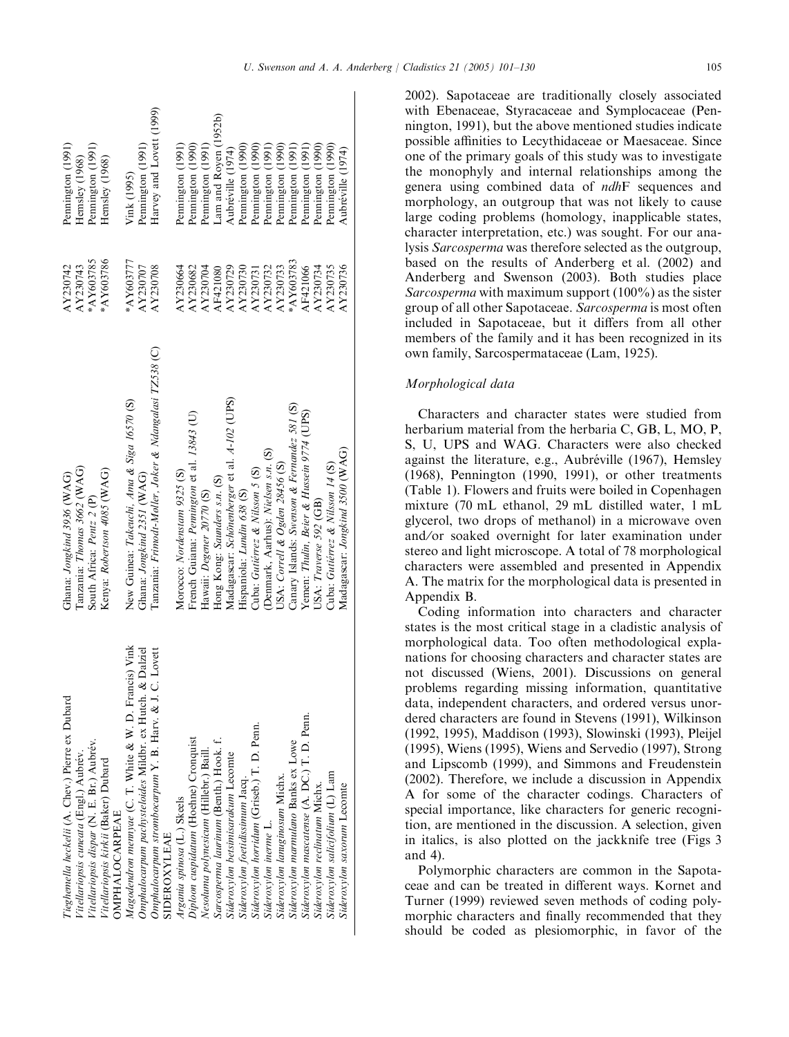| | | | |
|---|---|---|---|
| *Tieghemella heckelii* (A. Chev.) Pierre ex Dubard | Ghana: *Jongkind 3936* (WAG) | AY230742 | Pennington (1991) |
| *Vitellariopsis cuneata* (Engl.) Aubrév. | Tanzania: *Thomas 3662* (WAG) | AY230743 | Hemsley (1968) |
| *Vitellariopsis dispar* (N. E. Br.) Aubrév. | South Africa: *Pentz 2* (P) | *AY603785 | Pennington (1991) |
| *Vitellariopsis kirkii* (Baker) Dubard | Kenya: *Robertson 4085* (WAG) | *AY603786 | Hemsley (1968) |
| OMPHALOCARPEAE | | | |
| *Magodendron mennyae* (C. T. White & W. D. Francis) Vink | New Guinea: *Takeuchi, Ama & Siga 16570* (S) | *AY603777 | Vink (1995) |
| *Omphalocarpum pachysteloides* Mildbr. ex Hutch. & Dalziel | Ghana: *Jongkind 2351* (WAG) | AY230707 | Pennington (1991) |
| *Omphalocarpum strombocarpum* Y. B. Harv. & J. C. Lovett | Tanzania: *Frimodt-Møller, Joker & Ndangalasi TZ538* (C) | AY230708 | Harvey and Lovett (1999) |
| SIDEROXYLEAE | | | |
| *Argania spinosa* (L.) Skeels | Morocco: *Nordenstam 9325* (S) | AY230664 | Pennington (1991) |
| *Diploon cuspidatum* (Hoehne) Cronquist | French Guiana: *Pennington* et al. *13843* (U) | AY230682 | Pennington (1990) |
| *Nesoluma polynesicum* (Hillebr.) Baill. | Hawaii: *Degener 20770* (S) | AY230704 | Pennington (1991) |
| *Sarcosperma laurinum* (Benth.) Hook. f. | Hong Kong: *Saunders s.n.* (S) | AF421080 | Lam and Royen (1952b) |
| *Sideroxylon betsimisarakum* Lecomte | Madagascar: *Schönenberger* et al. *A-102* (UPS) | AY230729 | Aubréville (1974) |
| *Sideroxylon foetidissimum* Jacq. | Hispaniola: *Lundin 638* (S) | AY230730 | Pennington (1990) |
| *Sideroxylon horridum* (Griseb.) T. D. Penn. | Cuba: *Gutiérrez & Nilsson 5* (S) | AY230731 | Pennington (1990) |
| *Sideroxylon inerme* L. | (Denmark, Aarhus): *Nielsen s.n.* (S) | AY230732 | Pennington (1991) |
| *Sideroxylon lanuginosum* Michx. | USA: *Correll & Ogden 28456* (S) | AY230733 | Pennington (1990) |
| *Sideroxylon marmulano* Banks ex Lowe | Canary Islands: *Swenson & Fernandez 581* (S) | *AY603783 | Pennington (1991) |
| *Sideroxylon mascatense* (A. DC.) T. D. Penn. | Yemen: *Thulin, Beier & Hussein 9774* (UPS) | AF421066 | Pennington (1991) |
| *Sideroxylon reclinatum* Michx. | USA: *Traverse 592* (GB) | AY230734 | Pennington (1990) |
| *Sideroxylon salicifolium* (L.) Lam | Cuba: *Gutiérrez & Nilsson 14* (S) | AY230735 | Pennington (1990) |
| *Sideroxylon saxorum* Lecomte | Madagascar: *Jongkind 3500* (WAG) | AY230736 | Aubréville (1974) |

2002). Sapotaceae are traditionally closely associated with Ebenaceae, Styracaceae and Symplocaceae (Pennington, 1991), but the above mentioned studies indicate possible affinities to Lecythidaceae or Maesaceae. Since one of the primary goals of this study was to investigate the monophyly and internal relationships among the genera using combined data of *ndh*F sequences and morphology, an outgroup that was not likely to cause large coding problems (homology, inapplicable states, character interpretation, etc.) was sought. For our analysis *Sarcosperma* was therefore selected as the outgroup, based on the results of Anderberg et al. (2002) and Anderberg and Swenson (2003). Both studies place *Sarcosperma* with maximum support (100%) as the sister group of all other Sapotaceae. *Sarcosperma* is most often included in Sapotaceae, but it differs from all other members of the family and it has been recognized in its own family, Sarcospermataceae (Lam, 1925).

### Morphological data

Characters and character states were studied from herbarium material from the herbaria C, GB, L, MO, P, S, U, UPS and WAG. Characters were also checked against the literature, e.g., Aubréville (1967), Hemsley (1968), Pennington (1990, 1991), or other treatments (Table 1). Flowers and fruits were boiled in Copenhagen mixture (70 mL ethanol, 29 mL distilled water, 1 mL glycerol, two drops of methanol) in a microwave oven and/or soaked overnight for later examination under stereo and light microscope. A total of 78 morphological characters were assembled and presented in Appendix A. The matrix for the morphological data is presented in Appendix B.

Coding information into characters and character states is the most critical stage in a cladistic analysis of morphological data. Too often methodological explanations for choosing characters and character states are not discussed (Wiens, 2001). Discussions on general problems regarding missing information, quantitative data, independent characters, and ordered versus unordered characters are found in Stevens (1991), Wilkinson (1992, 1995), Maddison (1993), Slowinski (1993), Pleijel (1995), Wiens (1995), Wiens and Servedio (1997), Strong and Lipscomb (1999), and Simmons and Freudenstein (2002). Therefore, we include a discussion in Appendix A for some of the character codings. Characters of special importance, like characters for generic recognition, are mentioned in the discussion. A selection, given in italics, is also plotted on the jackknife tree (Figs 3 and 4).

Polymorphic characters are common in the Sapotaceae and can be treated in different ways. Kornet and Turner (1999) reviewed seven methods of coding polymorphic characters and finally recommended that they should be coded as plesiomorphic, in favor of the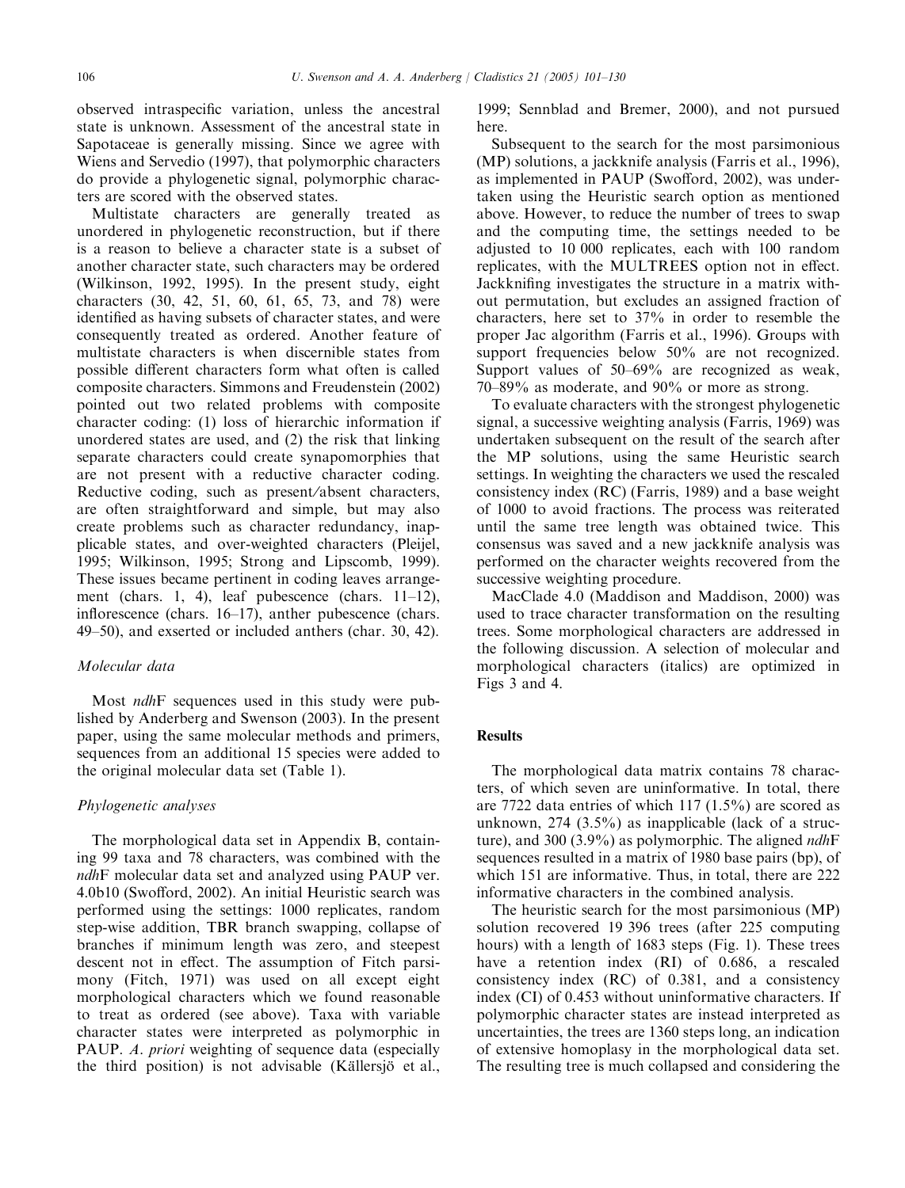observed intraspecific variation, unless the ancestral state is unknown. Assessment of the ancestral state in Sapotaceae is generally missing. Since we agree with Wiens and Servedio (1997), that polymorphic characters do provide a phylogenetic signal, polymorphic characters are scored with the observed states.

Multistate characters are generally treated as unordered in phylogenetic reconstruction, but if there is a reason to believe a character state is a subset of another character state, such characters may be ordered (Wilkinson, 1992, 1995). In the present study, eight characters (30, 42, 51, 60, 61, 65, 73, and 78) were identified as having subsets of character states, and were consequently treated as ordered. Another feature of multistate characters is when discernible states from possible different characters form what often is called composite characters. Simmons and Freudenstein (2002) pointed out two related problems with composite character coding: (1) loss of hierarchic information if unordered states are used, and (2) the risk that linking separate characters could create synapomorphies that are not present with a reductive character coding. Reductive coding, such as present/absent characters, are often straightforward and simple, but may also create problems such as character redundancy, inapplicable states, and over-weighted characters (Pleijel, 1995; Wilkinson, 1995; Strong and Lipscomb, 1999). These issues became pertinent in coding leaves arrangement (chars. 1, 4), leaf pubescence (chars. 11–12), inflorescence (chars. 16–17), anther pubescence (chars. 49–50), and exserted or included anthers (char. 30, 42).

### Molecular data

Most *ndh*F sequences used in this study were published by Anderberg and Swenson (2003). In the present paper, using the same molecular methods and primers, sequences from an additional 15 species were added to the original molecular data set (Table 1).

### Phylogenetic analyses

The morphological data set in Appendix B, containing 99 taxa and 78 characters, was combined with the *ndh*F molecular data set and analyzed using PAUP ver. 4.0b10 (Swofford, 2002). An initial Heuristic search was performed using the settings: 1000 replicates, random step-wise addition, TBR branch swapping, collapse of branches if minimum length was zero, and steepest descent not in effect. The assumption of Fitch parsimony (Fitch, 1971) was used on all except eight morphological characters which we found reasonable to treat as ordered (see above). Taxa with variable character states were interpreted as polymorphic in PAUP. *A. priori* weighting of sequence data (especially the third position) is not advisable (Källersjö et al., 1999; Sennblad and Bremer, 2000), and not pursued here.

Subsequent to the search for the most parsimonious (MP) solutions, a jackknife analysis (Farris et al., 1996), as implemented in PAUP (Swofford, 2002), was undertaken using the Heuristic search option as mentioned above. However, to reduce the number of trees to swap and the computing time, the settings needed to be adjusted to 10 000 replicates, each with 100 random replicates, with the MULTREES option not in effect. Jackknifing investigates the structure in a matrix without permutation, but excludes an assigned fraction of characters, here set to 37% in order to resemble the proper Jac algorithm (Farris et al., 1996). Groups with support frequencies below 50% are not recognized. Support values of 50–69% are recognized as weak, 70–89% as moderate, and 90% or more as strong.

To evaluate characters with the strongest phylogenetic signal, a successive weighting analysis (Farris, 1969) was undertaken subsequent on the result of the search after the MP solutions, using the same Heuristic search settings. In weighting the characters we used the rescaled consistency index (RC) (Farris, 1989) and a base weight of 1000 to avoid fractions. The process was reiterated until the same tree length was obtained twice. This consensus was saved and a new jackknife analysis was performed on the character weights recovered from the successive weighting procedure.

MacClade 4.0 (Maddison and Maddison, 2000) was used to trace character transformation on the resulting trees. Some morphological characters are addressed in the following discussion. A selection of molecular and morphological characters (italics) are optimized in Figs 3 and 4.

## Results

The morphological data matrix contains 78 characters, of which seven are uninformative. In total, there are 7722 data entries of which 117 (1.5%) are scored as unknown, 274 (3.5%) as inapplicable (lack of a structure), and 300 (3.9%) as polymorphic. The aligned *ndh*F sequences resulted in a matrix of 1980 base pairs (bp), of which 151 are informative. Thus, in total, there are 222 informative characters in the combined analysis.

The heuristic search for the most parsimonious (MP) solution recovered 19 396 trees (after 225 computing hours) with a length of 1683 steps (Fig. 1). These trees have a retention index (RI) of 0.686, a rescaled consistency index (RC) of 0.381, and a consistency index (CI) of 0.453 without uninformative characters. If polymorphic character states are instead interpreted as uncertainties, the trees are 1360 steps long, an indication of extensive homoplasy in the morphological data set. The resulting tree is much collapsed and considering the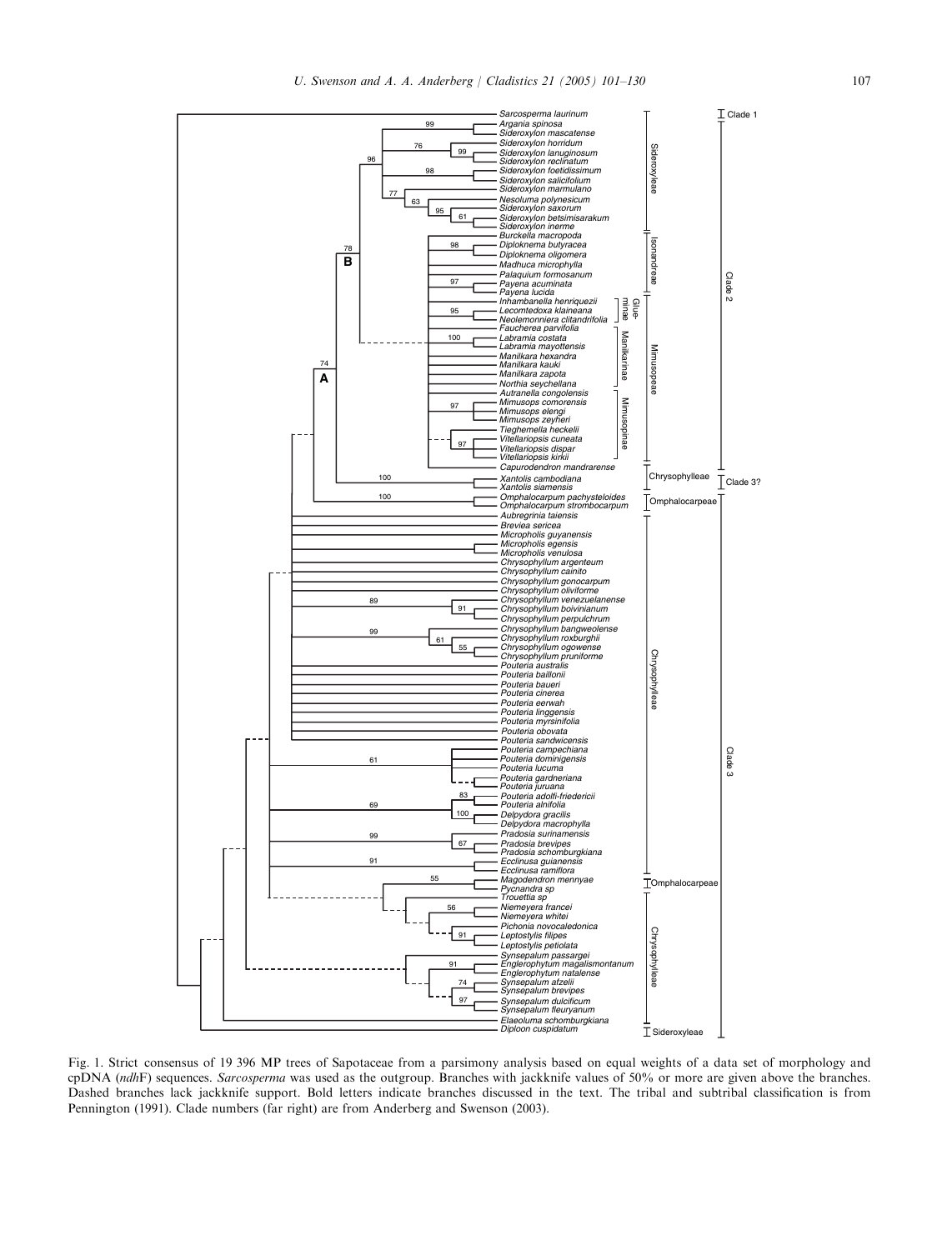Fig. 1. Strict consensus of 19 396 MP trees of Sapotaceae from a parsimony analysis based on equal weights of a data set of morphology and cpDNA (*ndh*F) sequences. *Sarcosperma* was used as the outgroup. Branches with jackknife values of 50% or more are given above the branches. Dashed branches lack jackknife support. Bold letters indicate branches discussed in the text. The tribal and subtribal classification is from Pennington (1991). Clade numbers (far right) are from Anderberg and Swenson (2003).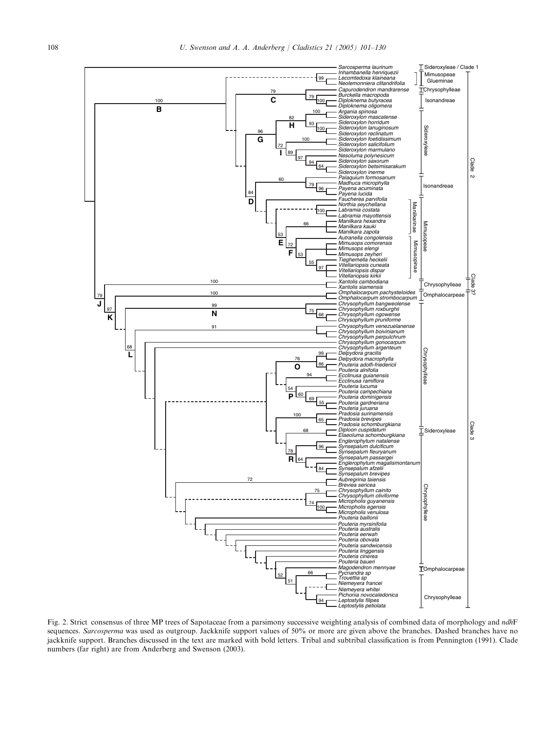Fig. 2. Strict consensus of three MP trees of Sapotaceae from a parsimony successive weighting analysis of combined data of morphology and *ndh*F sequences. *Sarcosperma* was used as outgroup. Jackknife support values of 50% or more are given above the branches. Dashed branches have no jackknife support. Branches discussed in the text are marked with bold letters. Tribal and subtribal classification is from Pennington (1991). Clade numbers (far right) are from Anderberg and Swenson (2003).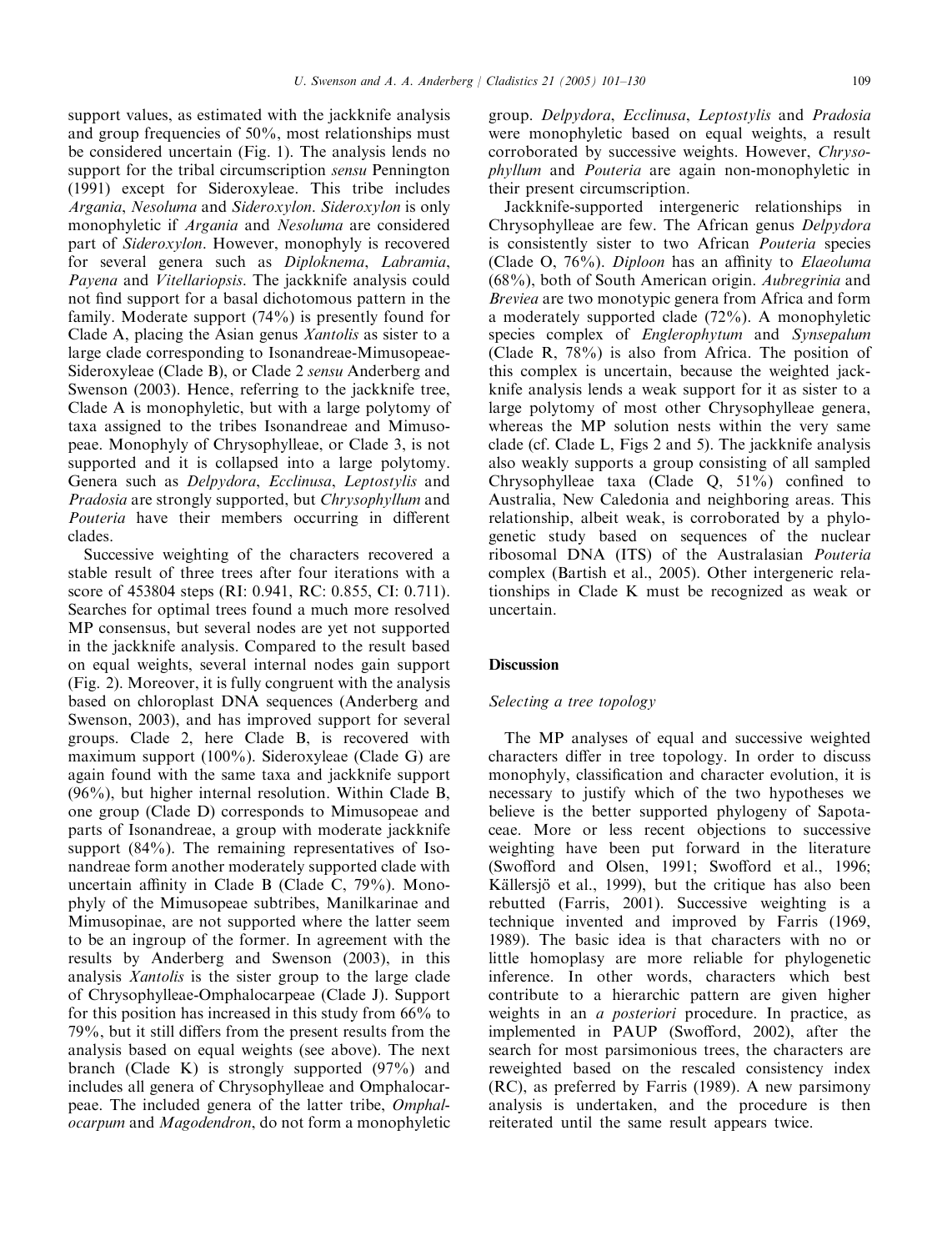support values, as estimated with the jackknife analysis and group frequencies of 50%, most relationships must be considered uncertain (Fig. 1). The analysis lends no support for the tribal circumscription *sensu* Pennington (1991) except for Sideroxyleae. This tribe includes *Argania*, *Nesoluma* and *Sideroxylon*. *Sideroxylon* is only monophyletic if *Argania* and *Nesoluma* are considered part of *Sideroxylon*. However, monophyly is recovered for several genera such as *Diploknema*, *Labramia*, *Payena* and *Vitellariopsis*. The jackknife analysis could not find support for a basal dichotomous pattern in the family. Moderate support (74%) is presently found for Clade A, placing the Asian genus *Xantolis* as sister to a large clade corresponding to Isonandreae-Mimusopeae-Sideroxyleae (Clade B), or Clade 2 *sensu* Anderberg and Swenson (2003). Hence, referring to the jackknife tree, Clade A is monophyletic, but with a large polytomy of taxa assigned to the tribes Isonandreae and Mimusopeae. Monophyly of Chrysophylleae, or Clade 3, is not supported and it is collapsed into a large polytomy. Genera such as *Delpydora*, *Ecclinusa*, *Leptostylis* and *Pradosia* are strongly supported, but *Chrysophyllum* and *Pouteria* have their members occurring in different clades.

Successive weighting of the characters recovered a stable result of three trees after four iterations with a score of 453804 steps (RI: 0.941, RC: 0.855, CI: 0.711). Searches for optimal trees found a much more resolved MP consensus, but several nodes are yet not supported in the jackknife analysis. Compared to the result based on equal weights, several internal nodes gain support (Fig. 2). Moreover, it is fully congruent with the analysis based on chloroplast DNA sequences (Anderberg and Swenson, 2003), and has improved support for several groups. Clade 2, here Clade B, is recovered with maximum support (100%). Sideroxyleae (Clade G) are again found with the same taxa and jackknife support (96%), but higher internal resolution. Within Clade B, one group (Clade D) corresponds to Mimusopeae and parts of Isonandreae, a group with moderate jackknife support (84%). The remaining representatives of Isonandreae form another moderately supported clade with uncertain affinity in Clade B (Clade C, 79%). Monophyly of the Mimusopeae subtribes, Manilkarinae and Mimusopinae, are not supported where the latter seem to be an ingroup of the former. In agreement with the results by Anderberg and Swenson (2003), in this analysis *Xantolis* is the sister group to the large clade of Chrysophylleae-Omphalocarpeae (Clade J). Support for this position has increased in this study from 66% to 79%, but it still differs from the present results from the analysis based on equal weights (see above). The next branch (Clade K) is strongly supported (97%) and includes all genera of Chrysophylleae and Omphalocarpeae. The included genera of the latter tribe, *Omphalocarpum* and *Magodendron*, do not form a monophyletic group. *Delpydora*, *Ecclinusa*, *Leptostylis* and *Pradosia* were monophyletic based on equal weights, a result corroborated by successive weights. However, *Chrysophyllum* and *Pouteria* are again non-monophyletic in their present circumscription.

Jackknife-supported intergeneric relationships in Chrysophylleae are few. The African genus *Delpydora* is consistently sister to two African *Pouteria* species (Clade O, 76%). *Diploon* has an affinity to *Elaeoluma* (68%), both of South American origin. *Aubregrinia* and *Breviea* are two monotypic genera from Africa and form a moderately supported clade (72%). A monophyletic species complex of *Englerophytum* and *Synsepalum* (Clade R, 78%) is also from Africa. The position of this complex is uncertain, because the weighted jackknife analysis lends a weak support for it as sister to a large polytomy of most other Chrysophylleae genera, whereas the MP solution nests within the very same clade (cf. Clade L, Figs 2 and 5). The jackknife analysis also weakly supports a group consisting of all sampled Chrysophylleae taxa (Clade Q, 51%) confined to Australia, New Caledonia and neighboring areas. This relationship, albeit weak, is corroborated by a phylogenetic study based on sequences of the nuclear ribosomal DNA (ITS) of the Australasian *Pouteria* complex (Bartish et al., 2005). Other intergeneric relationships in Clade K must be recognized as weak or uncertain.

## Discussion

### Selecting a tree topology

The MP analyses of equal and successive weighted characters differ in tree topology. In order to discuss monophyly, classification and character evolution, it is necessary to justify which of the two hypotheses we believe is the better supported phylogeny of Sapotaceae. More or less recent objections to successive weighting have been put forward in the literature (Swofford and Olsen, 1991; Swofford et al., 1996; Källersjö et al., 1999), but the critique has also been rebutted (Farris, 2001). Successive weighting is a technique invented and improved by Farris (1969, 1989). The basic idea is that characters with no or little homoplasy are more reliable for phylogenetic inference. In other words, characters which best contribute to a hierarchic pattern are given higher weights in an *a posteriori* procedure. In practice, as implemented in PAUP (Swofford, 2002), after the search for most parsimonious trees, the characters are reweighted based on the rescaled consistency index (RC), as preferred by Farris (1989). A new parsimony analysis is undertaken, and the procedure is then reiterated until the same result appears twice.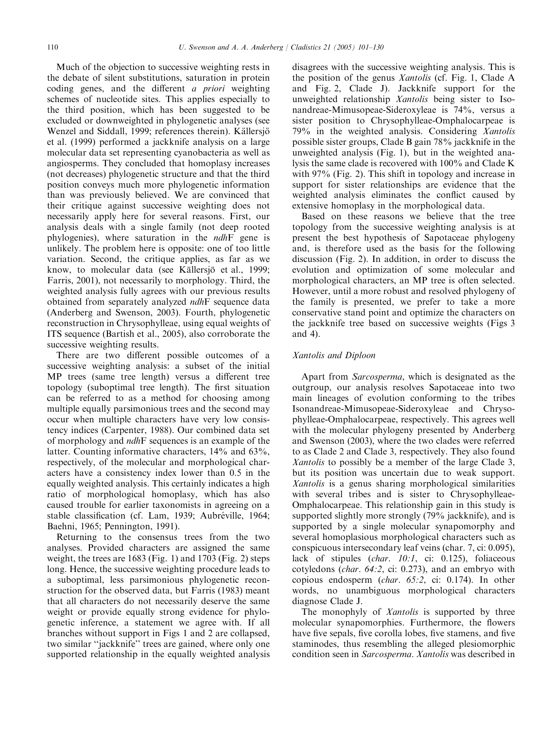Much of the objection to successive weighting rests in the debate of silent substitutions, saturation in protein coding genes, and the different *a priori* weighting schemes of nucleotide sites. This applies especially to the third position, which has been suggested to be excluded or downweighted in phylogenetic analyses (see Wenzel and Siddall, 1999; references therein). Källersjö et al. (1999) performed a jackknife analysis on a large molecular data set representing cyanobacteria as well as angiosperms. They concluded that homoplasy increases (not decreases) phylogenetic structure and that the third position conveys much more phylogenetic information than was previously believed. We are convinced that their critique against successive weighting does not necessarily apply here for several reasons. First, our analysis deals with a single family (not deep rooted phylogenies), where saturation in the *ndh*F gene is unlikely. The problem here is opposite: one of too little variation. Second, the critique applies, as far as we know, to molecular data (see Källersjö et al., 1999; Farris, 2001), not necessarily to morphology. Third, the weighted analysis fully agrees with our previous results obtained from separately analyzed *ndh*F sequence data (Anderberg and Swenson, 2003). Fourth, phylogenetic reconstruction in Chrysophylleae, using equal weights of ITS sequence (Bartish et al., 2005), also corroborate the successive weighting results.

There are two different possible outcomes of a successive weighting analysis: a subset of the initial MP trees (same tree length) versus a different tree topology (suboptimal tree length). The first situation can be referred to as a method for choosing among multiple equally parsimonious trees and the second may occur when multiple characters have very low consistency indices (Carpenter, 1988). Our combined data set of morphology and *ndh*F sequences is an example of the latter. Counting informative characters, 14% and 63%, respectively, of the molecular and morphological characters have a consistency index lower than 0.5 in the equally weighted analysis. This certainly indicates a high ratio of morphological homoplasy, which has also caused trouble for earlier taxonomists in agreeing on a stable classification (cf. Lam, 1939; Aubréville, 1964; Baehni, 1965; Pennington, 1991).

Returning to the consensus trees from the two analyses. Provided characters are assigned the same weight, the trees are 1683 (Fig. 1) and 1703 (Fig. 2) steps long. Hence, the successive weighting procedure leads to a suboptimal, less parsimonious phylogenetic reconstruction for the observed data, but Farris (1983) meant that all characters do not necessarily deserve the same weight or provide equally strong evidence for phylogenetic inference, a statement we agree with. If all branches without support in Figs 1 and 2 are collapsed, two similar "jackknife" trees are gained, where only one supported relationship in the equally weighted analysis disagrees with the successive weighting analysis. This is the position of the genus *Xantolis* (cf. Fig. 1, Clade A and Fig. 2, Clade J). Jackknife support for the unweighted relationship *Xantolis* being sister to Isonandreae-Mimusopeae-Sideroxyleae is 74%, versus a sister position to Chrysophylleae-Omphalocarpeae is 79% in the weighted analysis. Considering *Xantolis* possible sister groups, Clade B gain 78% jackknife in the unweighted analysis (Fig. 1), but in the weighted analysis the same clade is recovered with 100% and Clade K with 97% (Fig. 2). This shift in topology and increase in support for sister relationships are evidence that the weighted analysis eliminates the conflict caused by extensive homoplasy in the morphological data.

Based on these reasons we believe that the tree topology from the successive weighting analysis is at present the best hypothesis of Sapotaceae phylogeny and, is therefore used as the basis for the following discussion (Fig. 2). In addition, in order to discuss the evolution and optimization of some molecular and morphological characters, an MP tree is often selected. However, until a more robust and resolved phylogeny of the family is presented, we prefer to take a more conservative stand point and optimize the characters on the jackknife tree based on successive weights (Figs 3 and 4).

### *Xantolis* and *Diploon*

Apart from *Sarcosperma*, which is designated as the outgroup, our analysis resolves Sapotaceae into two main lineages of evolution conforming to the tribes Isonandreae-Mimusopeae-Sideroxyleae and Chrysophylleae-Omphalocarpeae, respectively. This agrees well with the molecular phylogeny presented by Anderberg and Swenson (2003), where the two clades were referred to as Clade 2 and Clade 3, respectively. They also found *Xantolis* to possibly be a member of the large Clade 3, but its position was uncertain due to weak support. *Xantolis* is a genus sharing morphological similarities with several tribes and is sister to Chrysophylleae-Omphalocarpeae. This relationship gain in this study is supported slightly more strongly (79% jackknife), and is supported by a single molecular synapomorphy and several homoplasious morphological characters such as conspicuous intersecondary leaf veins (char. 7, ci: 0.095), lack of stipules (*char. 10:1*, ci: 0.125), foliaceous cotyledons (*char. 64:2*, ci: 0.273), and an embryo with copious endosperm (*char. 65:2*, ci: 0.174). In other words, no unambiguous morphological characters diagnose Clade J.

The monophyly of *Xantolis* is supported by three molecular synapomorphies. Furthermore, the flowers have five sepals, five corolla lobes, five stamens, and five staminodes, thus resembling the alleged plesiomorphic condition seen in *Sarcosperma*. *Xantolis* was described in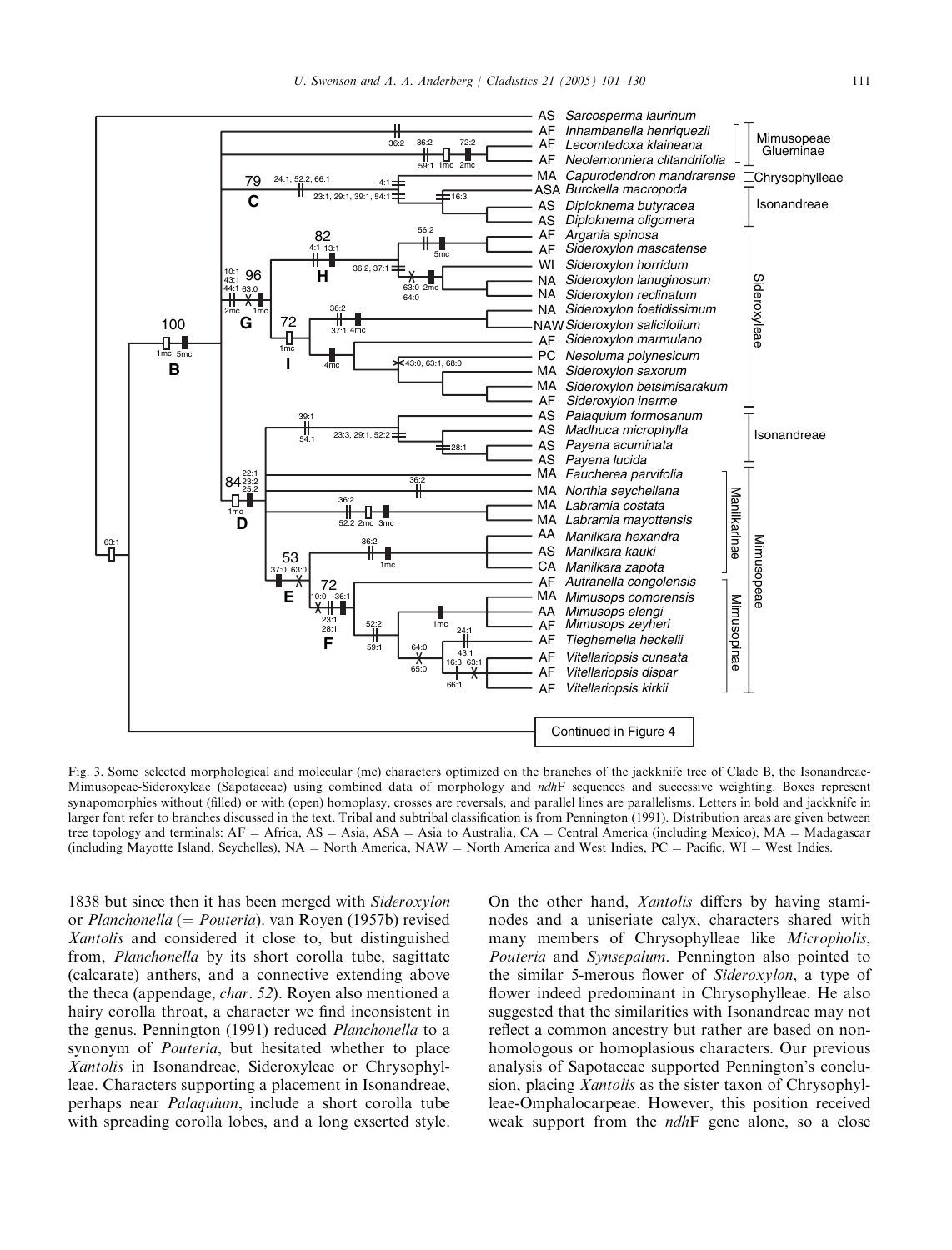Fig. 3. Some selected morphological and molecular (mc) characters optimized on the branches of the jackknife tree of Clade B, the Isonandreae-Mimusopeae-Sideroxyleae (Sapotaceae) using combined data of morphology and *ndh*F sequences and successive weighting. Boxes represent synapomorphies without (filled) or with (open) homoplasy, crosses are reversals, and parallel lines are parallelisms. Letters in bold and jackknife in larger font refer to branches discussed in the text. Tribal and subtribal classification is from Pennington (1991). Distribution areas are given between tree topology and terminals: AF = Africa, AS = Asia, ASA = Asia to Australia, CA = Central America (including Mexico), MA = Madagascar (including Mayotte Island, Seychelles), NA = North America, NAW = North America and West Indies, PC = Pacific, WI = West Indies.

1838 but since then it has been merged with *Sideroxylon* or *Planchonella* (= *Pouteria*). van Royen (1957b) revised *Xantolis* and considered it close to, but distinguished from, *Planchonella* by its short corolla tube, sagittate (calcarate) anthers, and a connective extending above the theca (appendage, *char*. *52*). Royen also mentioned a hairy corolla throat, a character we find inconsistent in the genus. Pennington (1991) reduced *Planchonella* to a synonym of *Pouteria*, but hesitated whether to place *Xantolis* in Isonandreae, Sideroxyleae or Chrysophylleae. Characters supporting a placement in Isonandreae, perhaps near *Palaquium*, include a short corolla tube with spreading corolla lobes, and a long exserted style. On the other hand, *Xantolis* differs by having staminodes and a uniseriate calyx, characters shared with many members of Chrysophylleae like *Micropholis*, *Pouteria* and *Synsepalum*. Pennington also pointed to the similar 5-merous flower of *Sideroxylon*, a type of flower indeed predominant in Chrysophylleae. He also suggested that the similarities with Isonandreae may not reflect a common ancestry but rather are based on non-homologous or homoplasious characters. Our previous analysis of Sapotaceae supported Pennington's conclusion, placing *Xantolis* as the sister taxon of Chrysophylleae-Omphalocarpeae. However, this position received weak support from the *ndh*F gene alone, so a close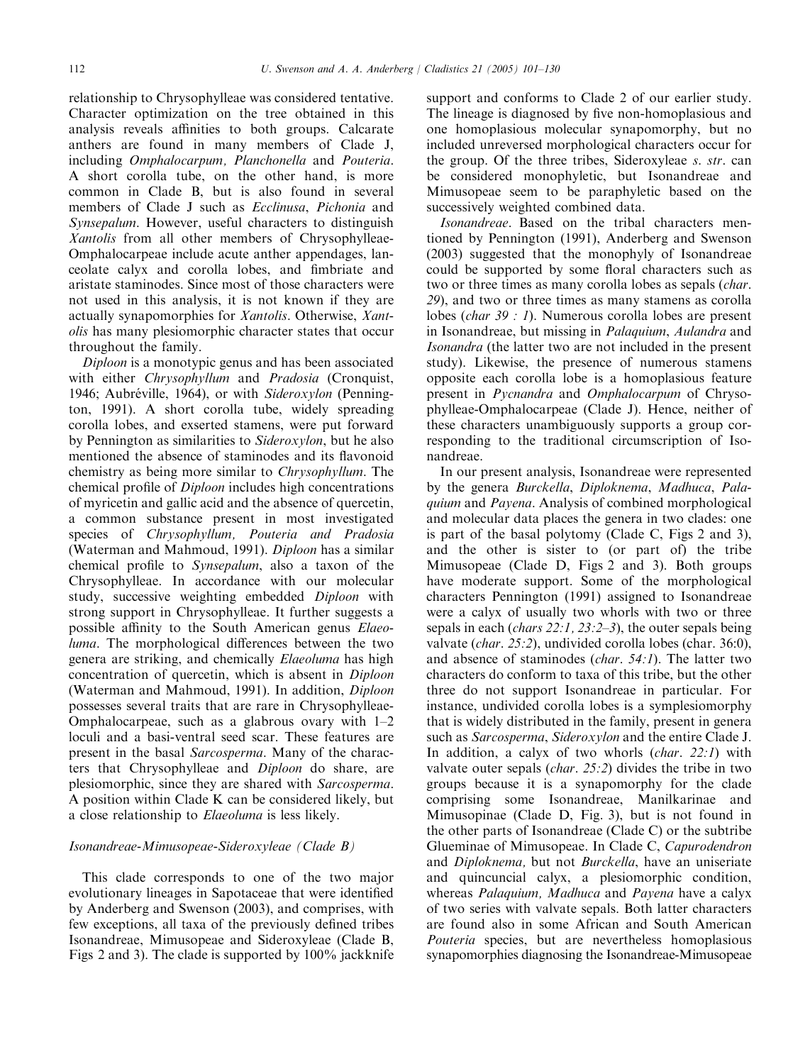relationship to Chrysophylleae was considered tentative. Character optimization on the tree obtained in this analysis reveals affinities to both groups. Calcarate anthers are found in many members of Clade J, including *Omphalocarpum*, *Planchonella* and *Pouteria*. A short corolla tube, on the other hand, is more common in Clade B, but is also found in several members of Clade J such as *Ecclinusa*, *Pichonia* and *Synsepalum*. However, useful characters to distinguish *Xantolis* from all other members of Chrysophylleae-Omphalocarpeae include acute anther appendages, lanceolate calyx and corolla lobes, and fimbriate and aristate staminodes. Since most of those characters were not used in this analysis, it is not known if they are actually synapomorphies for *Xantolis*. Otherwise, *Xantolis* has many plesiomorphic character states that occur throughout the family.

*Diploon* is a monotypic genus and has been associated with either *Chrysophyllum* and *Pradosia* (Cronquist, 1946; Aubréville, 1964), or with *Sideroxylon* (Pennington, 1991). A short corolla tube, widely spreading corolla lobes, and exserted stamens, were put forward by Pennington as similarities to *Sideroxylon*, but he also mentioned the absence of staminodes and its flavonoid chemistry as being more similar to *Chrysophyllum*. The chemical profile of *Diploon* includes high concentrations of myricetin and gallic acid and the absence of quercetin, a common substance present in most investigated species of *Chrysophyllum, Pouteria and Pradosia* (Waterman and Mahmoud, 1991). *Diploon* has a similar chemical profile to *Synsepalum*, also a taxon of the Chrysophylleae. In accordance with our molecular study, successive weighting embedded *Diploon* with strong support in Chrysophylleae. It further suggests a possible affinity to the South American genus *Elaeoluma*. The morphological differences between the two genera are striking, and chemically *Elaeoluma* has high concentration of quercetin, which is absent in *Diploon* (Waterman and Mahmoud, 1991). In addition, *Diploon* possesses several traits that are rare in Chrysophylleae-Omphalocarpeae, such as a glabrous ovary with 1–2 loculi and a basi-ventral seed scar. These features are present in the basal *Sarcosperma*. Many of the characters that Chrysophylleae and *Diploon* do share, are plesiomorphic, since they are shared with *Sarcosperma*. A position within Clade K can be considered likely, but a close relationship to *Elaeoluma* is less likely.

### *Isonandreae-Mimusopeae-Sideroxyleae (Clade B)*

This clade corresponds to one of the two major evolutionary lineages in Sapotaceae that were identified by Anderberg and Swenson (2003), and comprises, with few exceptions, all taxa of the previously defined tribes Isonandreae, Mimusopeae and Sideroxyleae (Clade B, Figs 2 and 3). The clade is supported by 100% jackknife support and conforms to Clade 2 of our earlier study. The lineage is diagnosed by five non-homoplasious and one homoplasious molecular synapomorphy, but no included unreversed morphological characters occur for the group. Of the three tribes, Sideroxyleae *s. str*. can be considered monophyletic, but Isonandreae and Mimusopeae seem to be paraphyletic based on the successively weighted combined data.

*Isonandreae*. Based on the tribal characters mentioned by Pennington (1991), Anderberg and Swenson (2003) suggested that the monophyly of Isonandreae could be supported by some floral characters such as two or three times as many corolla lobes as sepals (*char. 29*), and two or three times as many stamens as corolla lobes (*char 39 : 1*). Numerous corolla lobes are present in Isonandreae, but missing in *Palaquium*, *Aulandra* and *Isonandra* (the latter two are not included in the present study). Likewise, the presence of numerous stamens opposite each corolla lobe is a homoplasious feature present in *Pycnandra* and *Omphalocarpum* of Chrysophylleae-Omphalocarpeae (Clade J). Hence, neither of these characters unambiguously supports a group corresponding to the traditional circumscription of Isonandreae.

In our present analysis, Isonandreae were represented by the genera *Burckella*, *Diploknema*, *Madhuca*, *Palaquium* and *Payena*. Analysis of combined morphological and molecular data places the genera in two clades: one is part of the basal polytomy (Clade C, Figs 2 and 3), and the other is sister to (or part of) the tribe Mimusopeae (Clade D, Figs 2 and 3). Both groups have moderate support. Some of the morphological characters Pennington (1991) assigned to Isonandreae were a calyx of usually two whorls with two or three sepals in each (*chars 22:1, 23:2–3*), the outer sepals being valvate (*char. 25:2*), undivided corolla lobes (char. 36:0), and absence of staminodes (*char. 54:1*). The latter two characters do conform to taxa of this tribe, but the other three do not support Isonandreae in particular. For instance, undivided corolla lobes is a symplesiomorphy that is widely distributed in the family, present in genera such as *Sarcosperma*, *Sideroxylon* and the entire Clade J. In addition, a calyx of two whorls (*char. 22:1*) with valvate outer sepals (*char. 25:2*) divides the tribe in two groups because it is a synapomorphy for the clade comprising some Isonandreae, Manilkarinae and Mimusopinae (Clade D, Fig. 3), but is not found in the other parts of Isonandreae (Clade C) or the subtribe Glueminae of Mimusopeae. In Clade C, *Capurodendron* and *Diploknema,* but not *Burckella*, have an uniseriate and quincuncial calyx, a plesiomorphic condition, whereas *Palaquium, Madhuca* and *Payena* have a calyx of two series with valvate sepals. Both latter characters are found also in some African and South American *Pouteria* species, but are nevertheless homoplasious synapomorphies diagnosing the Isonandreae-Mimusopeae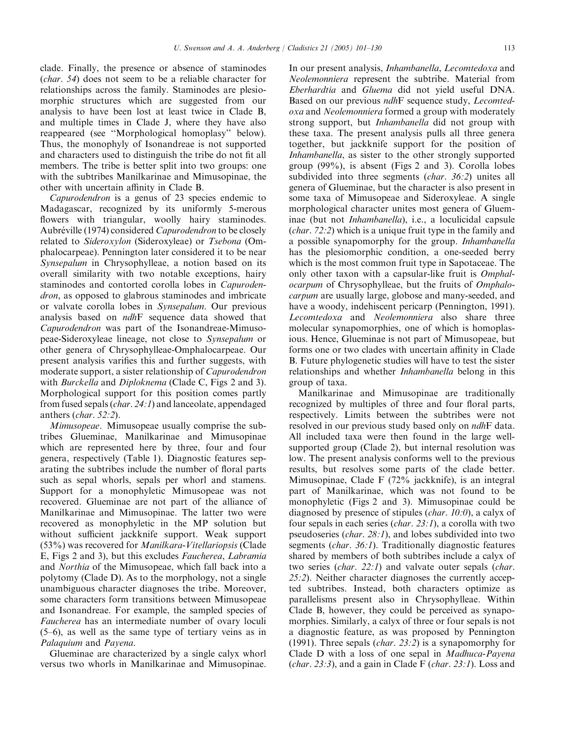clade. Finally, the presence or absence of staminodes (*char. 54*) does not seem to be a reliable character for relationships across the family. Staminodes are plesiomorphic structures which are suggested from our analysis to have been lost at least twice in Clade B, and multiple times in Clade J, where they have also reappeared (see "Morphological homoplasy" below). Thus, the monophyly of Isonandreae is not supported and characters used to distinguish the tribe do not fit all members. The tribe is better split into two groups: one with the subtribes Manilkarinae and Mimusopinae, the other with uncertain affinity in Clade B.

*Capurodendron* is a genus of 23 species endemic to Madagascar, recognized by its uniformly 5-merous flowers with triangular, woolly hairy staminodes. Aubréville (1974) considered *Capurodendron* to be closely related to *Sideroxylon* (Sideroxyleae) or *Tsebona* (Omphalocarpeae). Pennington later considered it to be near *Synsepalum* in Chrysophylleae, a notion based on its overall similarity with two notable exceptions, hairy staminodes and contorted corolla lobes in *Capurodendron*, as opposed to glabrous staminodes and imbricate or valvate corolla lobes in *Synsepalum*. Our previous analysis based on *ndh*F sequence data showed that *Capurodendron* was part of the Isonandreae-Mimusopeae-Sideroxyleae lineage, not close to *Synsepalum* or other genera of Chrysophylleae-Omphalocarpeae. Our present analysis varifies this and further suggests, with moderate support, a sister relationship of *Capurodendron* with *Burckella* and *Diploknema* (Clade C, Figs 2 and 3). Morphological support for this position comes partly from fused sepals (*char. 24:1*) and lanceolate, appendaged anthers (*char. 52:2*).

*Mimusopeae*. Mimusopeae usually comprise the subtribes Glueminae, Manilkarinae and Mimusopinae which are represented here by three, four and four genera, respectively (Table 1). Diagnostic features separating the subtribes include the number of floral parts such as sepal whorls, sepals per whorl and stamens. Support for a monophyletic Mimusopeae was not recovered. Glueminae are not part of the alliance of Manilkarinae and Mimusopinae. The latter two were recovered as monophyletic in the MP solution but without sufficient jackknife support. Weak support (53%) was recovered for *Manilkara-Vitellariopsis* (Clade E, Figs 2 and 3), but this excludes *Faucherea*, *Labramia* and *Northia* of the Mimusopeae, which fall back into a polytomy (Clade D). As to the morphology, not a single unambiguous character diagnoses the tribe. Moreover, some characters form transitions between Mimusopeae and Isonandreae. For example, the sampled species of *Faucherea* has an intermediate number of ovary loculi (5–6), as well as the same type of tertiary veins as in *Palaquium* and *Payena*.

Glueminae are characterized by a single calyx whorl versus two whorls in Manilkarinae and Mimusopinae. In our present analysis, *Inhambanella*, *Lecomtedoxa* and *Neolemonniera* represent the subtribe. Material from *Eberhardtia* and *Gluema* did not yield useful DNA. Based on our previous *ndh*F sequence study, *Lecomtedoxa* and *Neolemonniera* formed a group with moderately strong support, but *Inhambanella* did not group with these taxa. The present analysis pulls all three genera together, but jackknife support for the position of *Inhambanella*, as sister to the other strongly supported group (99%), is absent (Figs 2 and 3). Corolla lobes subdivided into three segments (*char. 36:2*) unites all genera of Glueminae, but the character is also present in some taxa of Mimusopeae and Sideroxyleae. A single morphological character unites most genera of Glueminae (but not *Inhambanella*), i.e., a loculicidal capsule (*char. 72:2*) which is a unique fruit type in the family and a possible synapomorphy for the group. *Inhambanella* has the plesiomorphic condition, a one-seeded berry which is the most common fruit type in Sapotaceae. The only other taxon with a capsular-like fruit is *Omphalocarpum* of Chrysophylleae, but the fruits of *Omphalocarpum* are usually large, globose and many-seeded, and have a woody, indehiscent pericarp (Pennington, 1991). *Lecomtedoxa* and *Neolemonniera* also share three molecular synapomorphies, one of which is homoplasious. Hence, Glueminae is not part of Mimusopeae, but forms one or two clades with uncertain affinity in Clade B. Future phylogenetic studies will have to test the sister relationships and whether *Inhambanella* belong in this group of taxa.

Manilkarinae and Mimusopinae are traditionally recognized by multiples of three and four floral parts, respectively. Limits between the subtribes were not resolved in our previous study based only on *ndh*F data. All included taxa were then found in the large well-supported group (Clade 2), but internal resolution was low. The present analysis conforms well to the previous results, but resolves some parts of the clade better. Mimusopinae, Clade F (72% jackknife), is an integral part of Manilkarinae, which was not found to be monophyletic (Figs 2 and 3). Mimusopinae could be diagnosed by presence of stipules (*char. 10:0*), a calyx of four sepals in each series (*char. 23:1*), a corolla with two pseudoseries (*char. 28:1*), and lobes subdivided into two segments (*char. 36:1*). Traditionally diagnostic features shared by members of both subtribes include a calyx of two series (*char. 22:1*) and valvate outer sepals (*char. 25:2*). Neither character diagnoses the currently accepted subtribes. Instead, both characters optimize as parallelisms present also in Chrysophylleae. Within Clade B, however, they could be perceived as synapomorphies. Similarly, a calyx of three or four sepals is not a diagnostic feature, as was proposed by Pennington (1991). Three sepals (*char. 23:2*) is a synapomorphy for Clade D with a loss of one sepal in *Madhuca-Payena* (*char. 23:3*), and a gain in Clade F (*char. 23:1*). Loss and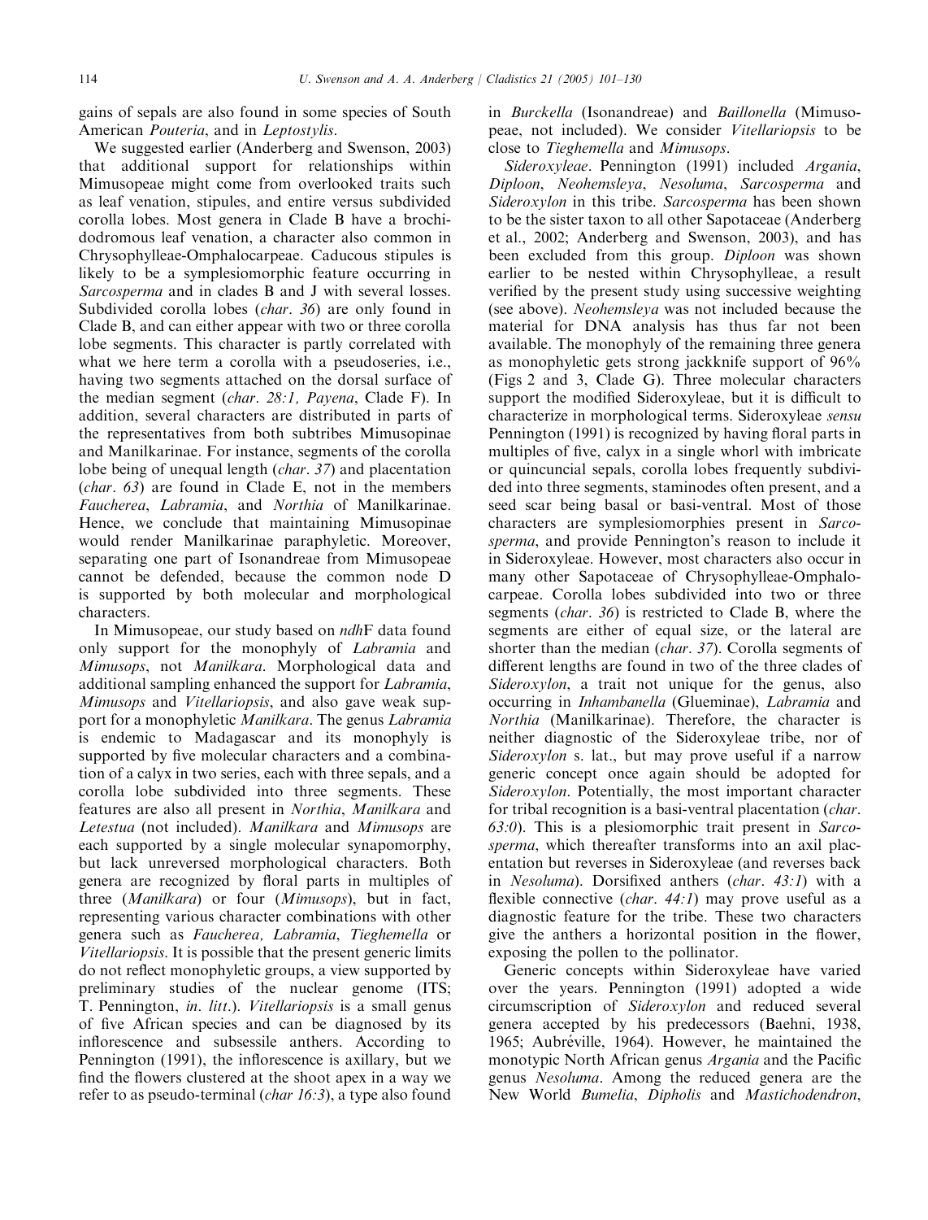gains of sepals are also found in some species of South American *Pouteria*, and in *Leptostylis*.

We suggested earlier (Anderberg and Swenson, 2003) that additional support for relationships within Mimusopeae might come from overlooked traits such as leaf venation, stipules, and entire versus subdivided corolla lobes. Most genera in Clade B have a brochidodromous leaf venation, a character also common in Chrysophylleae-Omphalocarpeae. Caducous stipules is likely to be a symplesiomorphic feature occurring in *Sarcosperma* and in clades B and J with several losses. Subdivided corolla lobes (*char*. *36*) are only found in Clade B, and can either appear with two or three corolla lobe segments. This character is partly correlated with what we here term a corolla with a pseudoseries, i.e., having two segments attached on the dorsal surface of the median segment (*char*. *28:1*, *Payena*, Clade F). In addition, several characters are distributed in parts of the representatives from both subtribes Mimusopinae and Manilkarinae. For instance, segments of the corolla lobe being of unequal length (*char*. *37*) and placentation (*char*. *63*) are found in Clade E, not in the members *Faucherea*, *Labramia*, and *Northia* of Manilkarinae. Hence, we conclude that maintaining Mimusopinae would render Manilkarinae paraphyletic. Moreover, separating one part of Isonandreae from Mimusopeae cannot be defended, because the common node D is supported by both molecular and morphological characters.

In Mimusopeae, our study based on *ndh*F data found only support for the monophyly of *Labramia* and *Mimusops*, not *Manilkara*. Morphological data and additional sampling enhanced the support for *Labramia*, *Mimusops* and *Vitellariopsis*, and also gave weak support for a monophyletic *Manilkara*. The genus *Labramia* is endemic to Madagascar and its monophyly is supported by five molecular characters and a combination of a calyx in two series, each with three sepals, and a corolla lobe subdivided into three segments. These features are also all present in *Northia*, *Manilkara* and *Letestua* (not included). *Manilkara* and *Mimusops* are each supported by a single molecular synapomorphy, but lack unreversed morphological characters. Both genera are recognized by floral parts in multiples of three (*Manilkara*) or four (*Mimusops*), but in fact, representing various character combinations with other genera such as *Faucherea*, *Labramia*, *Tieghemella* or *Vitellariopsis*. It is possible that the present generic limits do not reflect monophyletic groups, a view supported by preliminary studies of the nuclear genome (ITS; T. Pennington, *in*. *litt*.). *Vitellariopsis* is a small genus of five African species and can be diagnosed by its inflorescence and subsessile anthers. According to Pennington (1991), the inflorescence is axillary, but we find the flowers clustered at the shoot apex in a way we refer to as pseudo-terminal (*char 16:3*), a type also found in *Burckella* (Isonandreae) and *Baillonella* (Mimusopeae, not included). We consider *Vitellariopsis* to be close to *Tieghemella* and *Mimusops*.

*Sideroxyleae*. Pennington (1991) included *Argania*, *Diploon*, *Neohemsleya*, *Nesoluma*, *Sarcosperma* and *Sideroxylon* in this tribe. *Sarcosperma* has been shown to be the sister taxon to all other Sapotaceae (Anderberg et al., 2002; Anderberg and Swenson, 2003), and has been excluded from this group. *Diploon* was shown earlier to be nested within Chrysophylleae, a result verified by the present study using successive weighting (see above). *Neohemsleya* was not included because the material for DNA analysis has thus far not been available. The monophyly of the remaining three genera as monophyletic gets strong jackknife support of 96% (Figs 2 and 3, Clade G). Three molecular characters support the modified Sideroxyleae, but it is difficult to characterize in morphological terms. Sideroxyleae *sensu* Pennington (1991) is recognized by having floral parts in multiples of five, calyx in a single whorl with imbricate or quincuncial sepals, corolla lobes frequently subdivided into three segments, staminodes often present, and a seed scar being basal or basi-ventral. Most of those characters are symplesiomorphies present in *Sarcosperma*, and provide Pennington's reason to include it in Sideroxyleae. However, most characters also occur in many other Sapotaceae of Chrysophylleae-Omphalocarpeae. Corolla lobes subdivided into two or three segments (*char*. *36*) is restricted to Clade B, where the segments are either of equal size, or the lateral are shorter than the median (*char*. *37*). Corolla segments of different lengths are found in two of the three clades of *Sideroxylon*, a trait not unique for the genus, also occurring in *Inhambanella* (Glueminae), *Labramia* and *Northia* (Manilkarinae). Therefore, the character is neither diagnostic of the Sideroxyleae tribe, nor of *Sideroxylon* s. lat., but may prove useful if a narrow generic concept once again should be adopted for *Sideroxylon*. Potentially, the most important character for tribal recognition is a basi-ventral placentation (*char*. *63:0*). This is a plesiomorphic trait present in *Sarcosperma*, which thereafter transforms into an axil placentation but reverses in Sideroxyleae (and reverses back in *Nesoluma*). Dorsifixed anthers (*char*. *43:1*) with a flexible connective (*char*. *44:1*) may prove useful as a diagnostic feature for the tribe. These two characters give the anthers a horizontal position in the flower, exposing the pollen to the pollinator.

Generic concepts within Sideroxyleae have varied over the years. Pennington (1991) adopted a wide circumscription of *Sideroxylon* and reduced several genera accepted by his predecessors (Baehni, 1938, 1965; Aubréville, 1964). However, he maintained the monotypic North African genus *Argania* and the Pacific genus *Nesoluma*. Among the reduced genera are the New World *Bumelia*, *Dipholis* and *Mastichodendron*,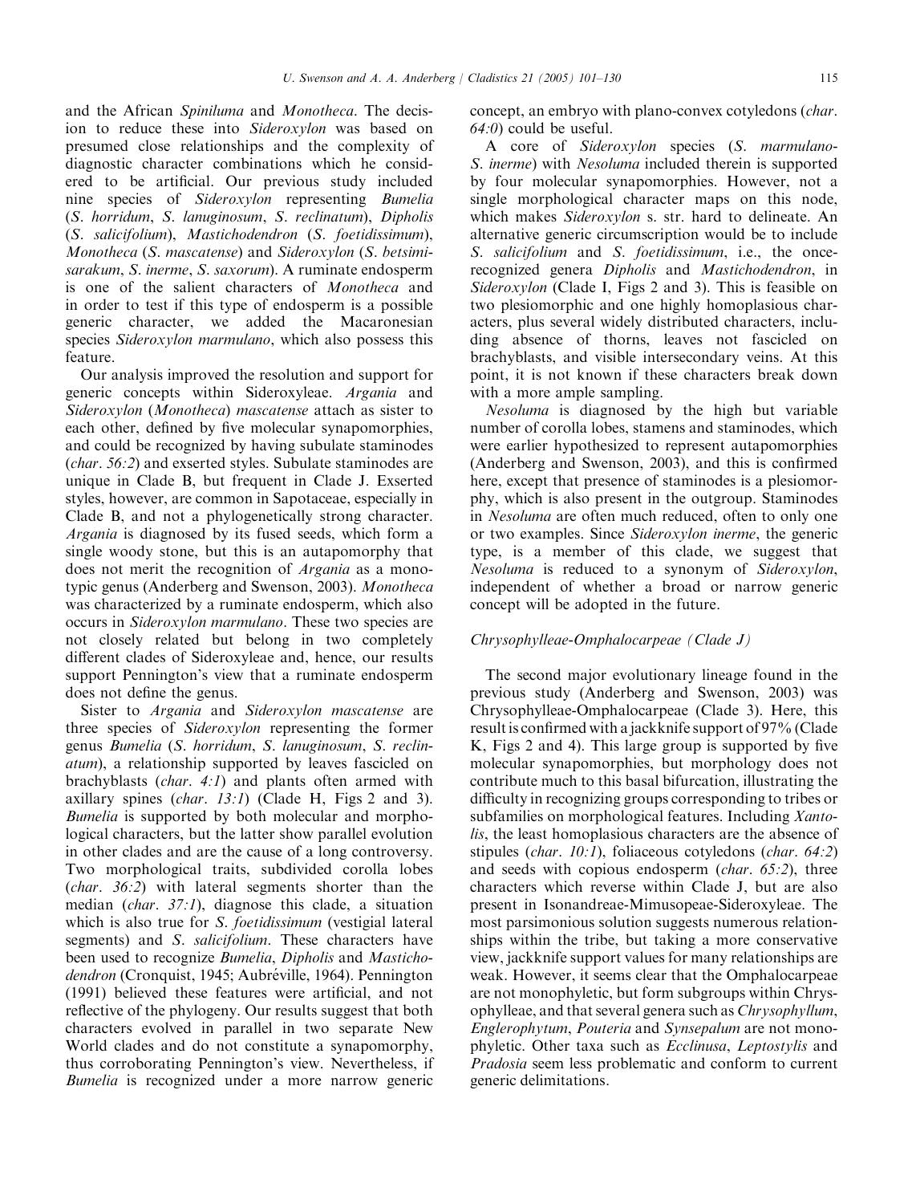and the African *Spiniluma* and *Monotheca*. The decision to reduce these into *Sideroxylon* was based on presumed close relationships and the complexity of diagnostic character combinations which he considered to be artificial. Our previous study included nine species of *Sideroxylon* representing *Bumelia* (*S. horridum*, *S. lanuginosum*, *S. reclinatum*), *Dipholis* (*S. salicifolium*), *Mastichodendron* (*S. foetidissimum*), *Monotheca* (*S. mascatense*) and *Sideroxylon* (*S. betsimisarakum*, *S. inerme*, *S. saxorum*). A ruminate endosperm is one of the salient characters of *Monotheca* and in order to test if this type of endosperm is a possible generic character, we added the Macaronesian species *Sideroxylon marmulano*, which also possess this feature.

Our analysis improved the resolution and support for generic concepts within Sideroxyleae. *Argania* and *Sideroxylon* (*Monotheca*) *mascatense* attach as sister to each other, defined by five molecular synapomorphies, and could be recognized by having subulate staminodes (*char. 56:2*) and exserted styles. Subulate staminodes are unique in Clade B, but frequent in Clade J. Exserted styles, however, are common in Sapotaceae, especially in Clade B, and not a phylogenetically strong character. *Argania* is diagnosed by its fused seeds, which form a single woody stone, but this is an autapomorphy that does not merit the recognition of *Argania* as a monotypic genus (Anderberg and Swenson, 2003). *Monotheca* was characterized by a ruminate endosperm, which also occurs in *Sideroxylon marmulano*. These two species are not closely related but belong in two completely different clades of Sideroxyleae and, hence, our results support Pennington's view that a ruminate endosperm does not define the genus.

Sister to *Argania* and *Sideroxylon mascatense* are three species of *Sideroxylon* representing the former genus *Bumelia* (*S. horridum*, *S. lanuginosum*, *S. reclinatum*), a relationship supported by leaves fascicled on brachyblasts (*char. 4:1*) and plants often armed with axillary spines (*char. 13:1*) (Clade H, Figs 2 and 3). *Bumelia* is supported by both molecular and morphological characters, but the latter show parallel evolution in other clades and are the cause of a long controversy. Two morphological traits, subdivided corolla lobes (*char. 36:2*) with lateral segments shorter than the median (*char. 37:1*), diagnose this clade, a situation which is also true for *S. foetidissimum* (vestigial lateral segments) and *S. salicifolium*. These characters have been used to recognize *Bumelia*, *Dipholis* and *Mastichodendron* (Cronquist, 1945; Aubréville, 1964). Pennington (1991) believed these features were artificial, and not reflective of the phylogeny. Our results suggest that both characters evolved in parallel in two separate New World clades and do not constitute a synapomorphy, thus corroborating Pennington's view. Nevertheless, if *Bumelia* is recognized under a more narrow generic concept, an embryo with plano-convex cotyledons (*char. 64:0*) could be useful.

A core of *Sideroxylon* species (*S. marmulano*–*S. inerme*) with *Nesoluma* included therein is supported by four molecular synapomorphies. However, not a single morphological character maps on this node, which makes *Sideroxylon* s. str. hard to delineate. An alternative generic circumscription would be to include *S. salicifolium* and *S. foetidissimum*, i.e., the once-recognized genera *Dipholis* and *Mastichodendron*, in *Sideroxylon* (Clade I, Figs 2 and 3). This is feasible on two plesiomorphic and one highly homoplasious characters, plus several widely distributed characters, including absence of thorns, leaves not fascicled on brachyblasts, and visible intersecondary veins. At this point, it is not known if these characters break down with a more ample sampling.

*Nesoluma* is diagnosed by the high but variable number of corolla lobes, stamens and staminodes, which were earlier hypothesized to represent autapomorphies (Anderberg and Swenson, 2003), and this is confirmed here, except that presence of staminodes is a plesiomorphy, which is also present in the outgroup. Staminodes in *Nesoluma* are often much reduced, often to only one or two examples. Since *Sideroxylon inerme*, the generic type, is a member of this clade, we suggest that *Nesoluma* is reduced to a synonym of *Sideroxylon*, independent of whether a broad or narrow generic concept will be adopted in the future.

### *Chrysophylleae-Omphalocarpeae (Clade J)*

The second major evolutionary lineage found in the previous study (Anderberg and Swenson, 2003) was Chrysophylleae-Omphalocarpeae (Clade 3). Here, this result is confirmed with a jackknife support of 97% (Clade K, Figs 2 and 4). This large group is supported by five molecular synapomorphies, but morphology does not contribute much to this basal bifurcation, illustrating the difficulty in recognizing groups corresponding to tribes or subfamilies on morphological features. Including *Xantolis*, the least homoplasious characters are the absence of stipules (*char. 10:1*), foliaceous cotyledons (*char. 64:2*) and seeds with copious endosperm (*char. 65:2*), three characters which reverse within Clade J, but are also present in Isonandreae-Mimusopeae-Sideroxyleae. The most parsimonious solution suggests numerous relationships within the tribe, but taking a more conservative view, jackknife support values for many relationships are weak. However, it seems clear that the Omphalocarpeae are not monophyletic, but form subgroups within Chrysophylleae, and that several genera such as *Chrysophyllum*, *Englerophytum*, *Pouteria* and *Synsepalum* are not monophyletic. Other taxa such as *Ecclinusa*, *Leptostylis* and *Pradosia* seem less problematic and conform to current generic delimitations.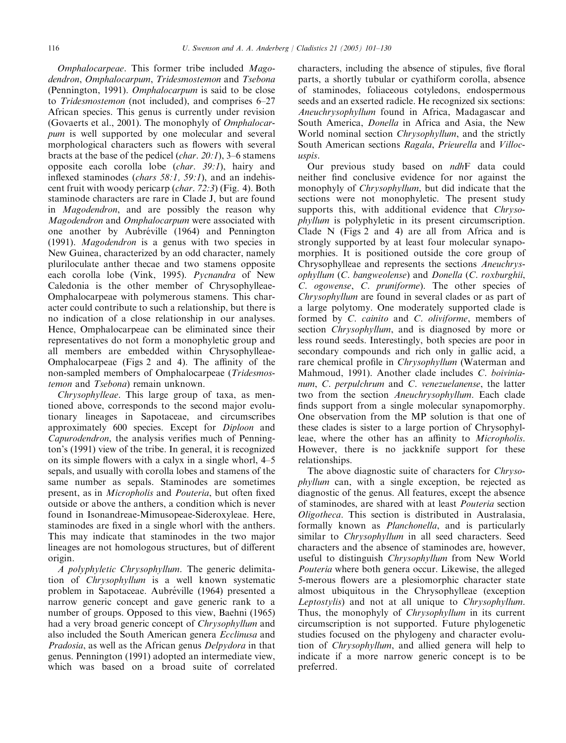*Omphalocarpeae*. This former tribe included *Magodendron*, *Omphalocarpum*, *Tridesmostemon* and *Tsebona* (Pennington, 1991). *Omphalocarpum* is said to be close to *Tridesmostemon* (not included), and comprises 6–27 African species. This genus is currently under revision (Govaerts et al., 2001). The monophyly of *Omphalocarpum* is well supported by one molecular and several morphological characters such as flowers with several bracts at the base of the pedicel (*char. 20:1*), 3–6 stamens opposite each corolla lobe (*char. 39:1*), hairy and inflexed staminodes (*chars 58:1, 59:1*), and an indehiscent fruit with woody pericarp (*char. 72:3*) (Fig. 4). Both staminode characters are rare in Clade J, but are found in *Magodendron*, and are possibly the reason why *Magodendron* and *Omphalocarpum* were associated with one another by Aubréville (1964) and Pennington (1991). *Magodendron* is a genus with two species in New Guinea, characterized by an odd character, namely pluriloculate anther thecae and two stamens opposite each corolla lobe (Vink, 1995). *Pycnandra* of New Caledonia is the other member of Chrysophylleae-Omphalocarpeae with polymerous stamens. This character could contribute to such a relationship, but there is no indication of a close relationship in our analyses. Hence, Omphalocarpeae can be eliminated since their representatives do not form a monophyletic group and all members are embedded within Chrysophylleae-Omphalocarpeae (Figs 2 and 4). The affinity of the non-sampled members of Omphalocarpeae (*Tridesmostemon* and *Tsebona*) remain unknown.

*Chrysophylleae*. This large group of taxa, as mentioned above, corresponds to the second major evolutionary lineages in Sapotaceae, and circumscribes approximately 600 species. Except for *Diploon* and *Capurodendron*, the analysis verifies much of Pennington's (1991) view of the tribe. In general, it is recognized on its simple flowers with a calyx in a single whorl, 4–5 sepals, and usually with corolla lobes and stamens of the same number as sepals. Staminodes are sometimes present, as in *Micropholis* and *Pouteria*, but often fixed outside or above the anthers, a condition which is never found in Isonandreae-Mimusopeae-Sideroxyleae. Here, staminodes are fixed in a single whorl with the anthers. This may indicate that staminodes in the two major lineages are not homologous structures, but of different origin.

*A polyphyletic Chrysophyllum*. The generic delimitation of *Chrysophyllum* is a well known systematic problem in Sapotaceae. Aubréville (1964) presented a narrow generic concept and gave generic rank to a number of groups. Opposed to this view, Baehni (1965) had a very broad generic concept of *Chrysophyllum* and also included the South American genera *Ecclinusa* and *Pradosia*, as well as the African genus *Delpydora* in that genus. Pennington (1991) adopted an intermediate view, which was based on a broad suite of correlated characters, including the absence of stipules, five floral parts, a shortly tubular or cyathiform corolla, absence of staminodes, foliaceous cotyledons, endospermous seeds and an exserted radicle. He recognized six sections: *Aneuchrysophyllum* found in Africa, Madagascar and South America, *Donella* in Africa and Asia, the New World nominal section *Chrysophyllum*, and the strictly South American sections *Ragala*, *Prieurella* and *Villocuspis*.

Our previous study based on *ndh*F data could neither find conclusive evidence for nor against the monophyly of *Chrysophyllum*, but did indicate that the sections were not monophyletic. The present study supports this, with additional evidence that *Chrysophyllum* is polyphyletic in its present circumscription. Clade N (Figs 2 and 4) are all from Africa and is strongly supported by at least four molecular synapomorphies. It is positioned outside the core group of Chrysophylleae and represents the sections *Aneuchrysophyllum* (*C. bangweolense*) and *Donella* (*C. roxburghii*, *C. ogowense*, *C. pruniforme*). The other species of *Chrysophyllum* are found in several clades or as part of a large polytomy. One moderately supported clade is formed by *C. cainito* and *C. oliviforme*, members of section *Chrysophyllum*, and is diagnosed by more or less round seeds. Interestingly, both species are poor in secondary compounds and rich only in gallic acid, a rare chemical profile in *Chrysophyllum* (Waterman and Mahmoud, 1991). Another clade includes *C. boivinianum*, *C. perpulchrum* and *C. venezuelanense*, the latter two from the section *Aneuchrysophyllum*. Each clade finds support from a single molecular synapomorphy. One observation from the MP solution is that one of these clades is sister to a large portion of Chrysophylleae, where the other has an affinity to *Micropholis*. However, there is no jackknife support for these relationships.

The above diagnostic suite of characters for *Chrysophyllum* can, with a single exception, be rejected as diagnostic of the genus. All features, except the absence of staminodes, are shared with at least *Pouteria* section *Oligotheca*. This section is distributed in Australasia, formally known as *Planchonella*, and is particularly similar to *Chrysophyllum* in all seed characters. Seed characters and the absence of staminodes are, however, useful to distinguish *Chrysophyllum* from New World *Pouteria* where both genera occur. Likewise, the alleged 5-merous flowers are a plesiomorphic character state almost ubiquitous in the Chrysophylleae (exception *Leptostylis*) and not at all unique to *Chrysophyllum*. Thus, the monophyly of *Chrysophyllum* in its current circumscription is not supported. Future phylogenetic studies focused on the phylogeny and character evolution of *Chrysophyllum*, and allied genera will help to indicate if a more narrow generic concept is to be preferred.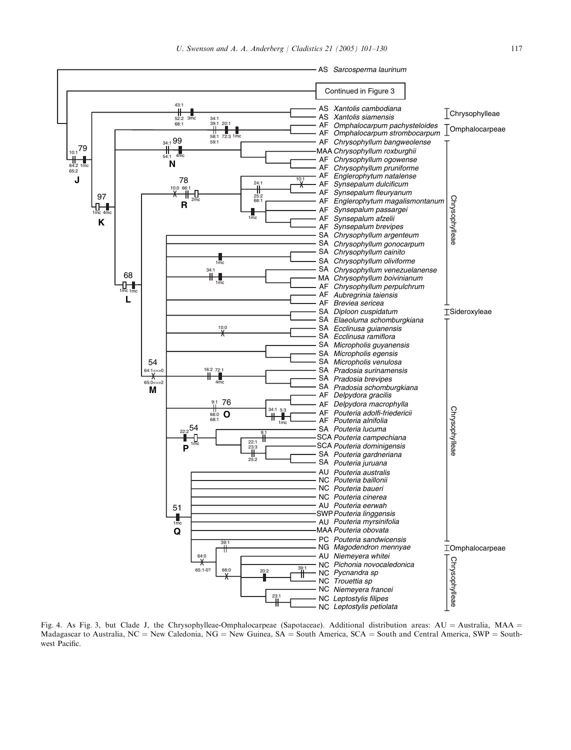Fig. 4. As Fig. 3, but Clade J, the Chrysophylleae-Omphalocarpeae (Sapotaceae). Additional distribution areas: AU = Australia, MAA = Madagascar to Australia, NC = New Caledonia, NG = New Guinea, SA = South America, SCA = South and Central America, SWP = Southwest Pacific.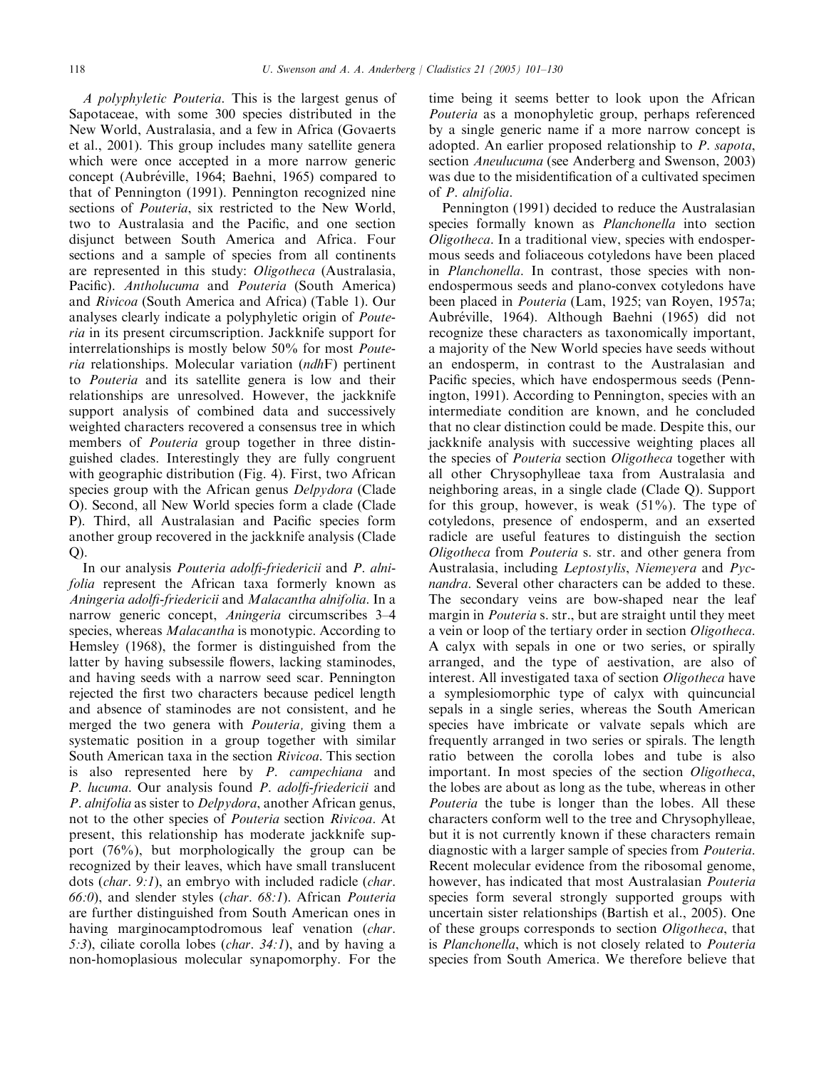*A polyphyletic Pouteria*. This is the largest genus of Sapotaceae, with some 300 species distributed in the New World, Australasia, and a few in Africa (Govaerts et al., 2001). This group includes many satellite genera which were once accepted in a more narrow generic concept (Aubréville, 1964; Baehni, 1965) compared to that of Pennington (1991). Pennington recognized nine sections of *Pouteria*, six restricted to the New World, two to Australasia and the Pacific, and one section disjunct between South America and Africa. Four sections and a sample of species from all continents are represented in this study: *Oligotheca* (Australasia, Pacific). *Antholucuma* and *Pouteria* (South America) and *Rivicoa* (South America and Africa) (Table 1). Our analyses clearly indicate a polyphyletic origin of *Pouteria* in its present circumscription. Jackknife support for interrelationships is mostly below 50% for most *Pouteria* relationships. Molecular variation (*ndh*F) pertinent to *Pouteria* and its satellite genera is low and their relationships are unresolved. However, the jackknife support analysis of combined data and successively weighted characters recovered a consensus tree in which members of *Pouteria* group together in three distinguished clades. Interestingly they are fully congruent with geographic distribution (Fig. 4). First, two African species group with the African genus *Delpydora* (Clade O). Second, all New World species form a clade (Clade P). Third, all Australasian and Pacific species form another group recovered in the jackknife analysis (Clade Q).

In our analysis *Pouteria adolfi-friedericii* and *P. alnifolia* represent the African taxa formerly known as *Aningeria adolfi-friedericii* and *Malacantha alnifolia*. In a narrow generic concept, *Aningeria* circumscribes 3–4 species, whereas *Malacantha* is monotypic. According to Hemsley (1968), the former is distinguished from the latter by having subsessile flowers, lacking staminodes, and having seeds with a narrow seed scar. Pennington rejected the first two characters because pedicel length and absence of staminodes are not consistent, and he merged the two genera with *Pouteria,* giving them a systematic position in a group together with similar South American taxa in the section *Rivicoa*. This section is also represented here by *P. campechiana* and *P. lucuma*. Our analysis found *P. adolfi-friedericii* and *P. alnifolia* as sister to *Delpydora*, another African genus, not to the other species of *Pouteria* section *Rivicoa*. At present, this relationship has moderate jackknife support (76%), but morphologically the group can be recognized by their leaves, which have small translucent dots (*char. 9:1*), an embryo with included radicle (*char. 66:0*), and slender styles (*char. 68:1*). African *Pouteria* are further distinguished from South American ones in having marginocamptodromous leaf venation (*char. 5:3*), ciliate corolla lobes (*char. 34:1*), and by having a non-homoplasious molecular synapomorphy. For the time being it seems better to look upon the African *Pouteria* as a monophyletic group, perhaps referenced by a single generic name if a more narrow concept is adopted. An earlier proposed relationship to *P. sapota*, section *Aneulucuma* (see Anderberg and Swenson, 2003) was due to the misidentification of a cultivated specimen of *P. alnifolia*.

Pennington (1991) decided to reduce the Australasian species formally known as *Planchonella* into section *Oligotheca*. In a traditional view, species with endospermous seeds and foliaceous cotyledons have been placed in *Planchonella*. In contrast, those species with non-endospermous seeds and plano-convex cotyledons have been placed in *Pouteria* (Lam, 1925; van Royen, 1957a; Aubréville, 1964). Although Baehni (1965) did not recognize these characters as taxonomically important, a majority of the New World species have seeds without an endosperm, in contrast to the Australasian and Pacific species, which have endospermous seeds (Pennington, 1991). According to Pennington, species with an intermediate condition are known, and he concluded that no clear distinction could be made. Despite this, our jackknife analysis with successive weighting places all the species of *Pouteria* section *Oligotheca* together with all other Chrysophylleae taxa from Australasia and neighboring areas, in a single clade (Clade Q). Support for this group, however, is weak (51%). The type of cotyledons, presence of endosperm, and an exserted radicle are useful features to distinguish the section *Oligotheca* from *Pouteria* s. str. and other genera from Australasia, including *Leptostylis*, *Niemeyera* and *Pycnandra*. Several other characters can be added to these. The secondary veins are bow-shaped near the leaf margin in *Pouteria* s. str., but are straight until they meet a vein or loop of the tertiary order in section *Oligotheca*. A calyx with sepals in one or two series, or spirally arranged, and the type of aestivation, are also of interest. All investigated taxa of section *Oligotheca* have a symplesiomorphic type of calyx with quincuncial sepals in a single series, whereas the South American species have imbricate or valvate sepals which are frequently arranged in two series or spirals. The length ratio between the corolla lobes and tube is also important. In most species of the section *Oligotheca*, the lobes are about as long as the tube, whereas in other *Pouteria* the tube is longer than the lobes. All these characters conform well to the tree and Chrysophylleae, but it is not currently known if these characters remain diagnostic with a larger sample of species from *Pouteria*. Recent molecular evidence from the ribosomal genome, however, has indicated that most Australasian *Pouteria* species form several strongly supported groups with uncertain sister relationships (Bartish et al., 2005). One of these groups corresponds to section *Oligotheca*, that is *Planchonella*, which is not closely related to *Pouteria* species from South America. We therefore believe that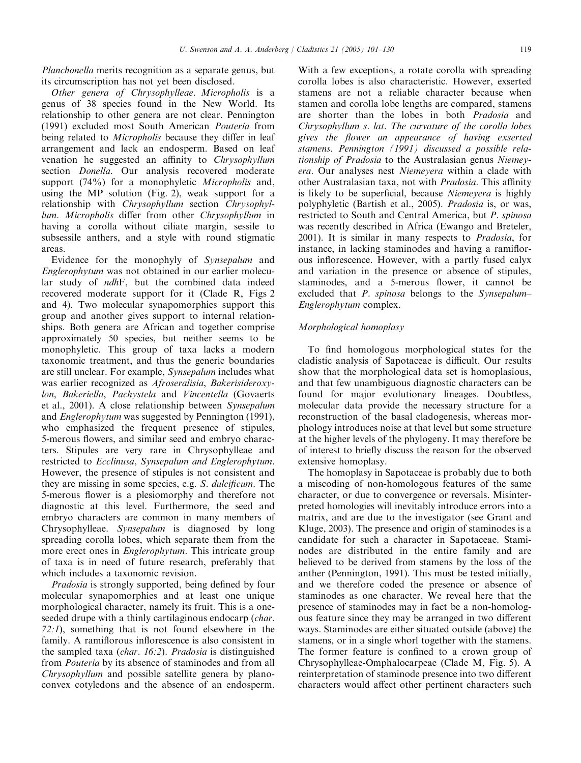*Planchonella* merits recognition as a separate genus, but its circumscription has not yet been disclosed.

*Other genera of Chrysophylleae*. *Micropholis* is a genus of 38 species found in the New World. Its relationship to other genera are not clear. Pennington (1991) excluded most South American *Pouteria* from being related to *Micropholis* because they differ in leaf arrangement and lack an endosperm. Based on leaf venation he suggested an affinity to *Chrysophyllum* section *Donella*. Our analysis recovered moderate support (74%) for a monophyletic *Micropholis* and, using the MP solution (Fig. 2), weak support for a relationship with *Chrysophyllum* section *Chrysophyllum*. *Micropholis* differ from other *Chrysophyllum* in having a corolla without ciliate margin, sessile to subsessile anthers, and a style with round stigmatic areas.

Evidence for the monophyly of *Synsepalum* and *Englerophytum* was not obtained in our earlier molecular study of *ndh*F, but the combined data indeed recovered moderate support for it (Clade R, Figs 2 and 4). Two molecular synapomorphies support this group and another gives support to internal relationships. Both genera are African and together comprise approximately 50 species, but neither seems to be monophyletic. This group of taxa lacks a modern taxonomic treatment, and thus the generic boundaries are still unclear. For example, *Synsepalum* includes what was earlier recognized as *Afroseralisia*, *Bakerisideroxylon*, *Bakeriella*, *Pachystela* and *Vincentella* (Govaerts et al., 2001). A close relationship between *Synsepalum* and *Englerophytum* was suggested by Pennington (1991), who emphasized the frequent presence of stipules, 5-merous flowers, and similar seed and embryo characters. Stipules are very rare in Chrysophylleae and restricted to *Ecclinusa*, *Synsepalum and Englerophytum*. However, the presence of stipules is not consistent and they are missing in some species, e.g. *S. dulcificum*. The 5-merous flower is a plesiomorphy and therefore not diagnostic at this level. Furthermore, the seed and embryo characters are common in many members of Chrysophylleae. *Synsepalum* is diagnosed by long spreading corolla lobes, which separate them from the more erect ones in *Englerophytum*. This intricate group of taxa is in need of future research, preferably that which includes a taxonomic revision.

*Pradosia* is strongly supported, being defined by four molecular synapomorphies and at least one unique morphological character, namely its fruit. This is a one-seeded drupe with a thinly cartilaginous endocarp (*char. 72:1*), something that is not found elsewhere in the family. A ramiflorous inflorescence is also consistent in the sampled taxa (*char. 16:2*). *Pradosia* is distinguished from *Pouteria* by its absence of staminodes and from all *Chrysophyllum* and possible satellite genera by plano-convex cotyledons and the absence of an endosperm. With a few exceptions, a rotate corolla with spreading corolla lobes is also characteristic. However, exserted stamens are not a reliable character because when stamen and corolla lobe lengths are compared, stamens are shorter than the lobes in both *Pradosia* and *Chrysophyllum s. lat. The curvature of the corolla lobes gives the flower an appearance of having exserted stamens. Pennington (1991) discussed a possible relationship of Pradosia* to the Australasian genus *Niemeyera*. Our analyses nest *Niemeyera* within a clade with other Australasian taxa, not with *Pradosia*. This affinity is likely to be superficial, because *Niemeyera* is highly polyphyletic (Bartish et al., 2005). *Pradosia* is, or was, restricted to South and Central America, but *P. spinosa* was recently described in Africa (Ewango and Breteler, 2001). It is similar in many respects to *Pradosia*, for instance, in lacking staminodes and having a ramiflorous inflorescence. However, with a partly fused calyx and variation in the presence or absence of stipules, staminodes, and a 5-merous flower, it cannot be excluded that *P. spinosa* belongs to the *Synsepalum*–*Englerophytum* complex.

### Morphological homoplasy

To find homologous morphological states for the cladistic analysis of Sapotaceae is difficult. Our results show that the morphological data set is homoplasious, and that few unambiguous diagnostic characters can be found for major evolutionary lineages. Doubtless, molecular data provide the necessary structure for a reconstruction of the basal cladogenesis, whereas morphology introduces noise at that level but some structure at the higher levels of the phylogeny. It may therefore be of interest to briefly discuss the reason for the observed extensive homoplasy.

The homoplasy in Sapotaceae is probably due to both a miscoding of non-homologous features of the same character, or due to convergence or reversals. Misinterpreted homologies will inevitably introduce errors into a matrix, and are due to the investigator (see Grant and Kluge, 2003). The presence and origin of staminodes is a candidate for such a character in Sapotaceae. Staminodes are distributed in the entire family and are believed to be derived from stamens by the loss of the anther (Pennington, 1991). This must be tested initially, and we therefore coded the presence or absence of staminodes as one character. We reveal here that the presence of staminodes may in fact be a non-homologous feature since they may be arranged in two different ways. Staminodes are either situated outside (above) the stamens, or in a single whorl together with the stamens. The former feature is confined to a crown group of Chrysophylleae-Omphalocarpeae (Clade M, Fig. 5). A reinterpretation of staminode presence into two different characters would affect other pertinent characters such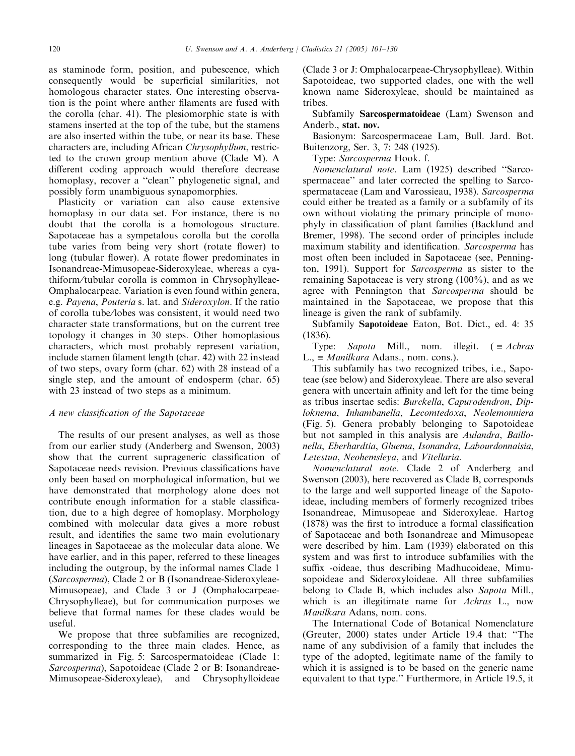as staminode form, position, and pubescence, which consequently would be superficial similarities, not homologous character states. One interesting observation is the point where anther filaments are fused with the corolla (char. 41). The plesiomorphic state is with stamens inserted at the top of the tube, but the stamens are also inserted within the tube, or near its base. These characters are, including African *Chrysophyllum*, restricted to the crown group mention above (Clade M). A different coding approach would therefore decrease homoplasy, recover a "clean" phylogenetic signal, and possibly form unambiguous synapomorphies.

Plasticity or variation can also cause extensive homoplasy in our data set. For instance, there is no doubt that the corolla is a homologous structure. Sapotaceae has a sympetalous corolla but the corolla tube varies from being very short (rotate flower) to long (tubular flower). A rotate flower predominates in Isonandreae-Mimusopeae-Sideroxyleae, whereas a cyathiform/tubular corolla is common in Chrysophylleae-Omphalocarpeae. Variation is even found within genera, e.g. *Payena*, *Pouteria* s. lat. and *Sideroxylon*. If the ratio of corolla tube/lobes was consistent, it would need two character state transformations, but on the current tree topology it changes in 30 steps. Other homoplasious characters, which most probably represent variation, include stamen filament length (char. 42) with 22 instead of two steps, ovary form (char. 62) with 28 instead of a single step, and the amount of endosperm (char. 65) with 23 instead of two steps as a minimum.

### *A new classification of the Sapotaceae*

The results of our present analyses, as well as those from our earlier study (Anderberg and Swenson, 2003) show that the current suprageneric classification of Sapotaceae needs revision. Previous classifications have only been based on morphological information, but we have demonstrated that morphology alone does not contribute enough information for a stable classification, due to a high degree of homoplasy. Morphology combined with molecular data gives a more robust result, and identifies the same two main evolutionary lineages in Sapotaceae as the molecular data alone. We have earlier, and in this paper, referred to these lineages including the outgroup, by the informal names Clade 1 (*Sarcosperma*), Clade 2 or B (Isonandreae-Sideroxyleae-Mimusopeae), and Clade 3 or J (Omphalocarpeae-Chrysophylleae), but for communication purposes we believe that formal names for these clades would be useful.

We propose that three subfamilies are recognized, corresponding to the three main clades. Hence, as summarized in Fig. 5: Sarcospermatoideae (Clade 1: *Sarcosperma*), Sapotoideae (Clade 2 or B: Isonandreae-Mimusopeae-Sideroxyleae), and Chrysophylloideae (Clade 3 or J: Omphalocarpeae-Chrysophylleae). Within Sapotoideae, two supported clades, one with the well known name Sideroxyleae, should be maintained as tribes.

Subfamily **Sarcospermatoideae** (Lam) Swenson and Anderb., **stat. nov.**

Basionym: Sarcospermaceae Lam, Bull. Jard. Bot. Buitenzorg, Ser. 3, 7: 248 (1925).

Type: *Sarcosperma* Hook. f.

*Nomenclatural note*. Lam (1925) described "Sarcospermaceae" and later corrected the spelling to Sarcospermataceae (Lam and Varossieau, 1938). *Sarcosperma* could either be treated as a family or a subfamily of its own without violating the primary principle of monophyly in classification of plant families (Backlund and Bremer, 1998). The second order of principles include maximum stability and identification. *Sarcosperma* has most often been included in Sapotaceae (see, Pennington, 1991). Support for *Sarcosperma* as sister to the remaining Sapotaceae is very strong (100%), and as we agree with Pennington that *Sarcosperma* should be maintained in the Sapotaceae, we propose that this lineage is given the rank of subfamily.

Subfamily **Sapotoideae** Eaton, Bot. Dict., ed. 4: 35 (1836).

Type: *Sapota* Mill., nom. illegit. (≡ *Achras* L., ≡ *Manilkara* Adans., nom. cons.).

This subfamily has two recognized tribes, i.e., Sapoteae (see below) and Sideroxyleae. There are also several genera with uncertain affinity and left for the time being as tribus insertae sedis: *Burckella*, *Capurodendron*, *Diploknema*, *Inhambanella*, *Lecomtedoxa*, *Neolemonniera* (Fig. 5). Genera probably belonging to Sapotoideae but not sampled in this analysis are *Aulandra*, *Baillonella*, *Eberhardtia*, *Gluema*, *Isonandra*, *Labourdonnaisia*, *Letestua*, *Neohemsleya*, and *Vitellaria*.

*Nomenclatural note*. Clade 2 of Anderberg and Swenson (2003), here recovered as Clade B, corresponds to the large and well supported lineage of the Sapotoideae, including members of formerly recognized tribes Isonandreae, Mimusopeae and Sideroxyleae. Hartog (1878) was the first to introduce a formal classification of Sapotaceae and both Isonandreae and Mimusopeae were described by him. Lam (1939) elaborated on this system and was first to introduce subfamilies with the suffix -oideae, thus describing Madhucoideae, Mimusopoideae and Sideroxyloideae. All three subfamilies belong to Clade B, which includes also *Sapota* Mill., which is an illegitimate name for *Achras* L., now *Manilkara* Adans, nom. cons.

The International Code of Botanical Nomenclature (Greuter, 2000) states under Article 19.4 that: "The name of any subdivision of a family that includes the type of the adopted, legitimate name of the family to which it is assigned is to be based on the generic name equivalent to that type." Furthermore, in Article 19.5, it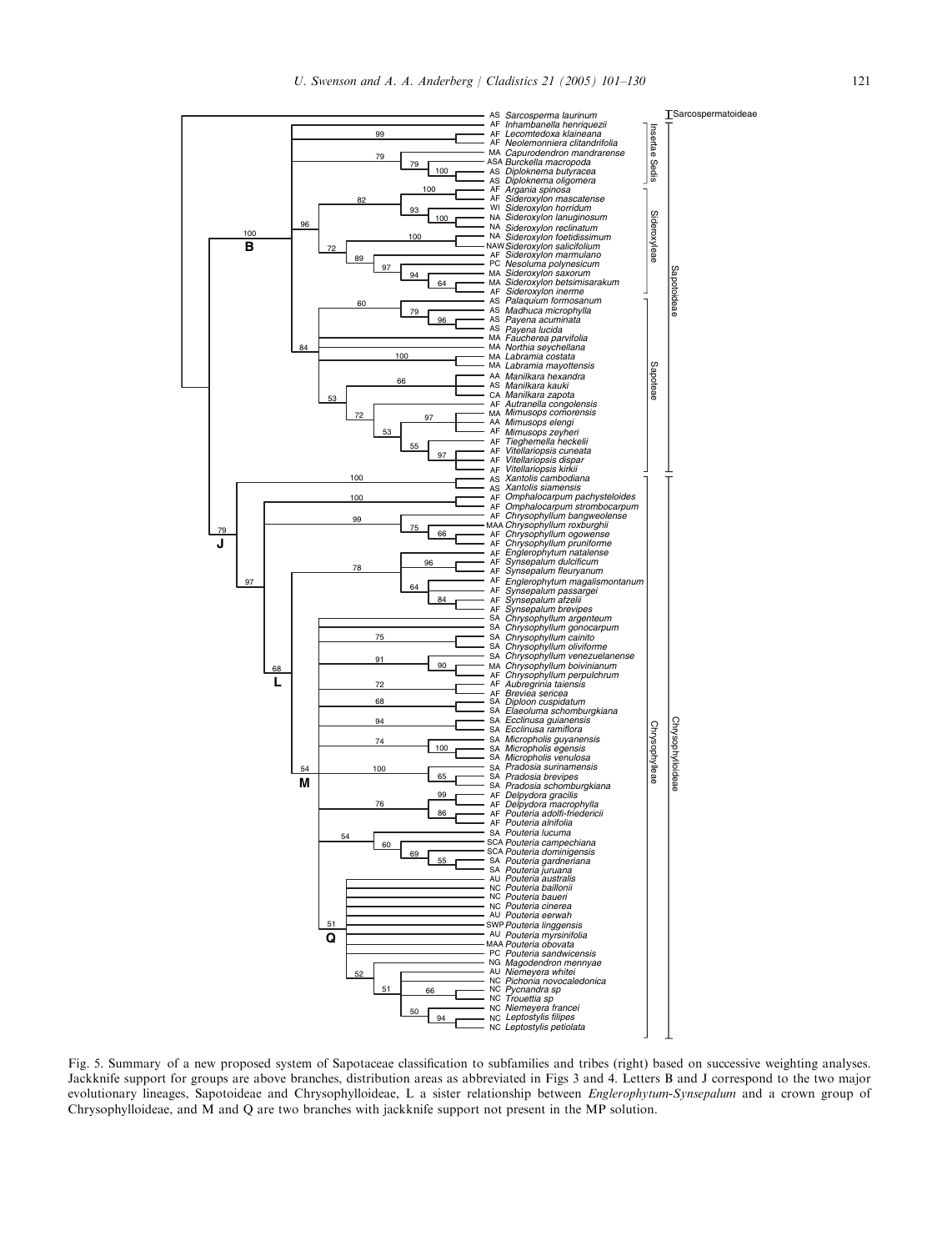Fig. 5. Summary of a new proposed system of Sapotaceae classification to subfamilies and tribes (right) based on successive weighting analyses. Jackknife support for groups are above branches, distribution areas as abbreviated in Figs 3 and 4. Letters B and J correspond to the two major evolutionary lineages, Sapotoideae and Chrysophylloideae, L a sister relationship between *Englerophytum-Synsepalum* and a crown group of Chrysophylloideae, and M and Q are two branches with jackknife support not present in the MP solution.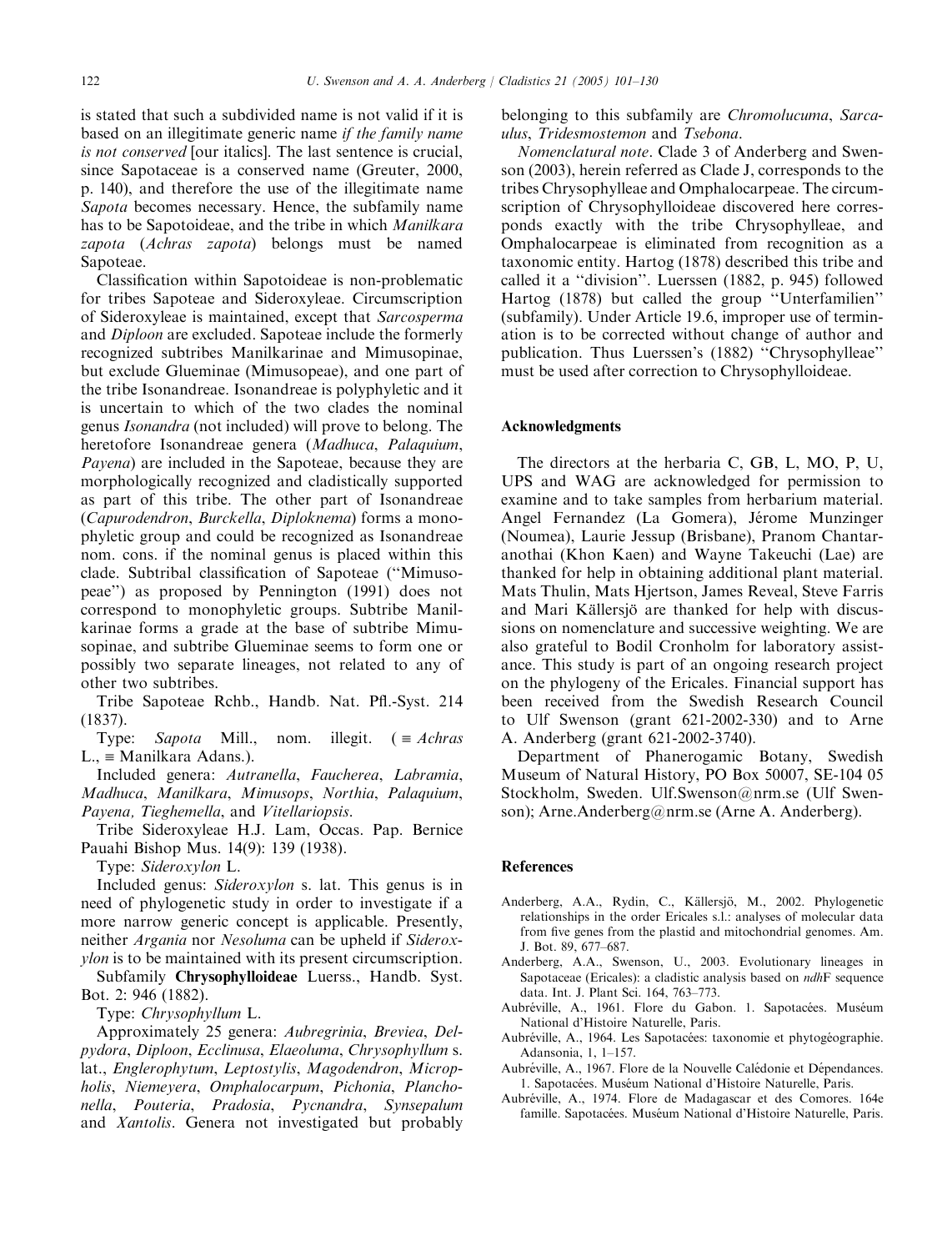is stated that such a subdivided name is not valid if it is based on an illegitimate generic name *if the family name is not conserved* [our italics]. The last sentence is crucial, since Sapotaceae is a conserved name (Greuter, 2000, p. 140), and therefore the use of the illegitimate name *Sapota* becomes necessary. Hence, the subfamily name has to be Sapotoideae, and the tribe in which *Manilkara zapota* (*Achras zapota*) belongs must be named Sapoteae.

Classification within Sapotoideae is non-problematic for tribes Sapoteae and Sideroxyleae. Circumscription of Sideroxyleae is maintained, except that *Sarcosperma* and *Diploon* are excluded. Sapoteae include the formerly recognized subtribes Manilkarinae and Mimusopinae, but exclude Glueminae (Mimusopeae), and one part of the tribe Isonandreae. Isonandreae is polyphyletic and it is uncertain to which of the two clades the nominal genus *Isonandra* (not included) will prove to belong. The heretofore Isonandreae genera (*Madhuca*, *Palaquium*, *Payena*) are included in the Sapoteae, because they are morphologically recognized and cladistically supported as part of this tribe. The other part of Isonandreae (*Capurodendron*, *Burckella*, *Diploknema*) forms a monophyletic group and could be recognized as Isonandreae nom. cons. if the nominal genus is placed within this clade. Subtribal classification of Sapoteae (''Mimusopeae'') as proposed by Pennington (1991) does not correspond to monophyletic groups. Subtribe Manilkarinae forms a grade at the base of subtribe Mimusopinae, and subtribe Glueminae seems to form one or possibly two separate lineages, not related to any of other two subtribes.

Tribe Sapoteae Rchb., Handb. Nat. Pfl.-Syst. 214 (1837).

Type: *Sapota* Mill., nom. illegit. (≡ *Achras* L., ≡ Manilkara Adans.).

Included genera: *Autranella*, *Faucherea*, *Labramia*, *Madhuca*, *Manilkara*, *Mimusops*, *Northia*, *Palaquium*, *Payena, Tieghemella*, and *Vitellariopsis*.

Tribe Sideroxyleae H.J. Lam, Occas. Pap. Bernice Pauahi Bishop Mus. 14(9): 139 (1938).

Type: *Sideroxylon* L.

Included genus: *Sideroxylon* s. lat. This genus is in need of phylogenetic study in order to investigate if a more narrow generic concept is applicable. Presently, neither *Argania* nor *Nesoluma* can be upheld if *Sideroxylon* is to be maintained with its present circumscription.

Subfamily **Chrysophylloideae** Luerss., Handb. Syst. Bot. 2: 946 (1882).

Type: *Chrysophyllum* L.

Approximately 25 genera: *Aubregrinia*, *Breviea*, *Delpydora*, *Diploon*, *Ecclinusa*, *Elaeoluma*, *Chrysophyllum* s. lat., *Englerophytum*, *Leptostylis*, *Magodendron*, *Micropholis*, *Niemeyera*, *Omphalocarpum*, *Pichonia*, *Planchonella*, *Pouteria*, *Pradosia*, *Pycnandra*, *Synsepalum* and *Xantolis*. Genera not investigated but probably belonging to this subfamily are *Chromolucuma*, *Sarcaulus*, *Tridesmostemon* and *Tsebona*.

*Nomenclatural note*. Clade 3 of Anderberg and Swenson (2003), herein referred as Clade J, corresponds to the tribes Chrysophylleae and Omphalocarpeae. The circumscription of Chrysophylloideae discovered here corresponds exactly with the tribe Chrysophylleae, and Omphalocarpeae is eliminated from recognition as a taxonomic entity. Hartog (1878) described this tribe and called it a ''division''. Luerssen (1882, p. 945) followed Hartog (1878) but called the group ''Unterfamilien'' (subfamily). Under Article 19.6, improper use of termination is to be corrected without change of author and publication. Thus Luerssen's (1882) ''Chrysophylleae'' must be used after correction to Chrysophylloideae.

## Acknowledgments

The directors at the herbaria C, GB, L, MO, P, U, UPS and WAG are acknowledged for permission to examine and to take samples from herbarium material. Angel Fernandez (La Gomera), Jérome Munzinger (Noumea), Laurie Jessup (Brisbane), Pranom Chantaranothai (Khon Kaen) and Wayne Takeuchi (Lae) are thanked for help in obtaining additional plant material. Mats Thulin, Mats Hjertson, James Reveal, Steve Farris and Mari Källersjö are thanked for help with discussions on nomenclature and successive weighting. We are also grateful to Bodil Cronholm for laboratory assistance. This study is part of an ongoing research project on the phylogeny of the Ericales. Financial support has been received from the Swedish Research Council to Ulf Swenson (grant 621-2002-330) and to Arne A. Anderberg (grant 621-2002-3740).

Department of Phanerogamic Botany, Swedish Museum of Natural History, PO Box 50007, SE-104 05 Stockholm, Sweden. Ulf.Swenson@nrm.se (Ulf Swenson); Arne.Anderberg@nrm.se (Arne A. Anderberg).

## References

- Anderberg, A.A., Rydin, C., Källersjö, M., 2002. Phylogenetic relationships in the order Ericales s.l.: analyses of molecular data from five genes from the plastid and mitochondrial genomes. Am. J. Bot. 89, 677–687.
- Anderberg, A.A., Swenson, U., 2003. Evolutionary lineages in Sapotaceae (Ericales): a cladistic analysis based on *ndh*F sequence data. Int. J. Plant Sci. 164, 763–773.
- Aubréville, A., 1961. Flore du Gabon. 1. Sapotacées. Muséum National d'Histoire Naturelle, Paris.
- Aubréville, A., 1964. Les Sapotacées: taxonomie et phytogéographie. Adansonia, 1, 1–157.
- Aubréville, A., 1967. Flore de la Nouvelle Calédonie et Dépendances. 1. Sapotacées. Muséum National d'Histoire Naturelle, Paris.
- Aubréville, A., 1974. Flore de Madagascar et des Comores. 164e famille. Sapotacées. Muséum National d'Histoire Naturelle, Paris.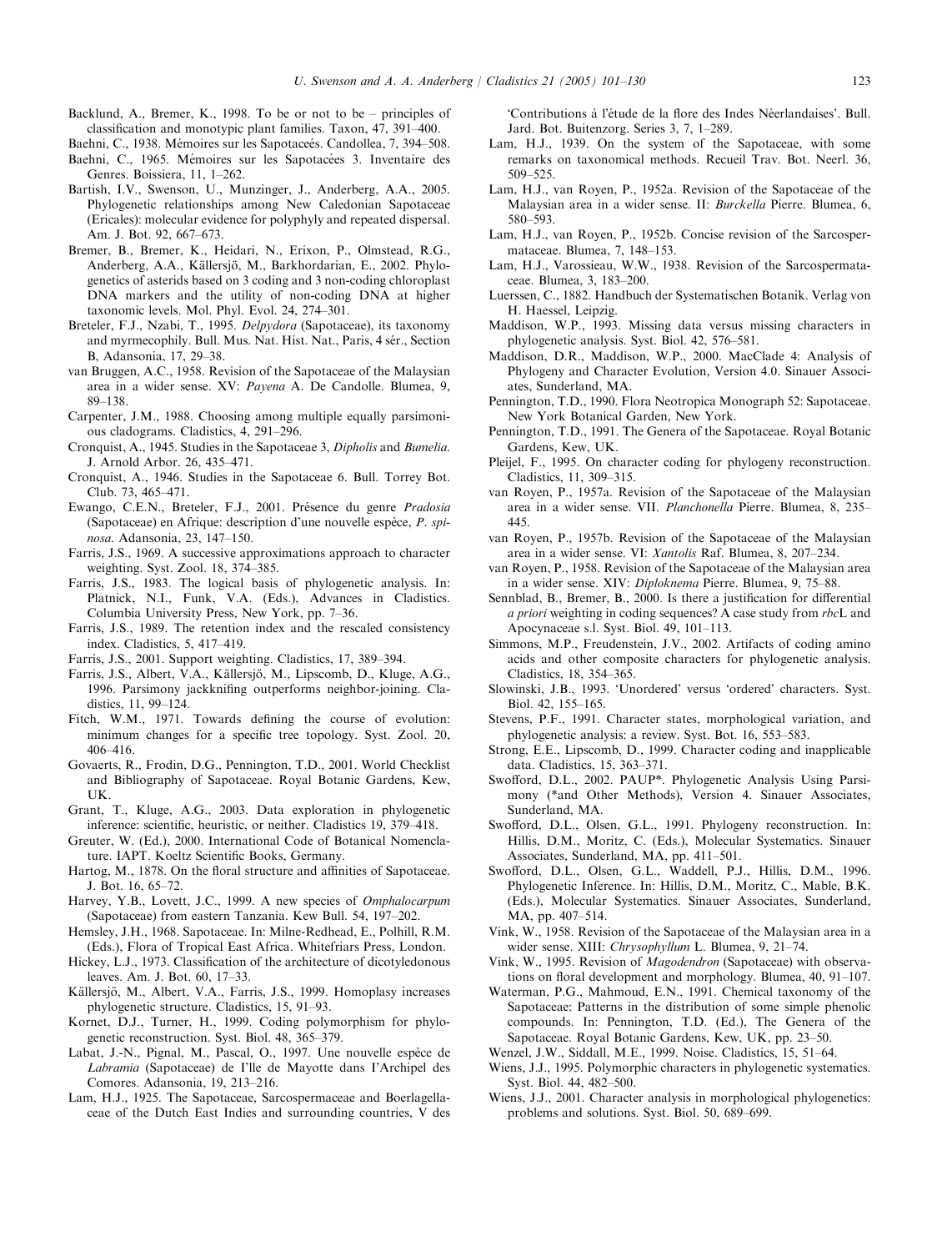Backlund, A., Bremer, K., 1998. To be or not to be – principles of classification and monotypic plant families. Taxon, 47, 391–400.

Baehni, C., 1938. Mémoires sur les Sapotaceés. Candollea, 7, 394–508.

Baehni, C., 1965. Mémoires sur les Sapotacées 3. Inventaire des Genres. Boissiera, 11, 1–262.

Bartish, I.V., Swenson, U., Munzinger, J., Anderberg, A.A., 2005. Phylogenetic relationships among New Caledonian Sapotaceae (Ericales): molecular evidence for polyphyly and repeated dispersal. Am. J. Bot. 92, 667–673.

Bremer, B., Bremer, K., Heidari, N., Erixon, P., Olmstead, R.G., Anderberg, A.A., Källersjö, M., Barkhordarian, E., 2002. Phylogenetics of asterids based on 3 coding and 3 non-coding chloroplast DNA markers and the utility of non-coding DNA at higher taxonomic levels. Mol. Phyl. Evol. 24, 274–301.

Breteler, F.J., Nzabi, T., 1995. *Delpydora* (Sapotaceae), its taxonomy and myrmecophily. Bull. Mus. Nat. Hist. Nat., Paris, 4 sér., Section B, Adansonia, 17, 29–38.

van Bruggen, A.C., 1958. Revision of the Sapotaceae of the Malaysian area in a wider sense. XV: *Payena* A. De Candolle. Blumea, 9, 89–138.

Carpenter, J.M., 1988. Choosing among multiple equally parsimonious cladograms. Cladistics, 4, 291–296.

Cronquist, A., 1945. Studies in the Sapotaceae 3, *Dipholis* and *Bumelia*. J. Arnold Arbor. 26, 435–471.

Cronquist, A., 1946. Studies in the Sapotaceae 6. Bull. Torrey Bot. Club. 73, 465–471.

Ewango, C.E.N., Breteler, F.J., 2001. Présence du genre *Pradosia* (Sapotaceae) en Afrique: description d'une nouvelle espèce, *P. spinosa*. Adansonia, 23, 147–150.

Farris, J.S., 1969. A successive approximations approach to character weighting. Syst. Zool. 18, 374–385.

Farris, J.S., 1983. The logical basis of phylogenetic analysis. In: Platnick, N.I., Funk, V.A. (Eds.), Advances in Cladistics. Columbia University Press, New York, pp. 7–36.

Farris, J.S., 1989. The retention index and the rescaled consistency index. Cladistics, 5, 417–419.

Farris, J.S., 2001. Support weighting. Cladistics, 17, 389–394.

Farris, J.S., Albert, V.A., Källersjö, M., Lipscomb, D., Kluge, A.G., 1996. Parsimony jackknifing outperforms neighbor-joining. Cladistics, 11, 99–124.

Fitch, W.M., 1971. Towards defining the course of evolution: minimum changes for a specific tree topology. Syst. Zool. 20, 406–416.

Govaerts, R., Frodin, D.G., Pennington, T.D., 2001. World Checklist and Bibliography of Sapotaceae. Royal Botanic Gardens, Kew, UK.

Grant, T., Kluge, A.G., 2003. Data exploration in phylogenetic inference: scientific, heuristic, or neither. Cladistics 19, 379–418.

Greuter, W. (Ed.), 2000. International Code of Botanical Nomenclature. IAPT. Koeltz Scientific Books, Germany.

Hartog, M., 1878. On the floral structure and affinities of Sapotaceae. J. Bot. 16, 65–72.

Harvey, Y.B., Lovett, J.C., 1999. A new species of *Omphalocarpum* (Sapotaceae) from eastern Tanzania. Kew Bull. 54, 197–202.

Hemsley, J.H., 1968. Sapotaceae. In: Milne-Redhead, E., Polhill, R.M. (Eds.), Flora of Tropical East Africa. Whitefriars Press, London.

Hickey, L.J., 1973. Classification of the architecture of dicotyledonous leaves. Am. J. Bot. 60, 17–33.

Källersjö, M., Albert, V.A., Farris, J.S., 1999. Homoplasy increases phylogenetic structure. Cladistics, 15, 91–93.

Kornet, D.J., Turner, H., 1999. Coding polymorphism for phylogenetic reconstruction. Syst. Biol. 48, 365–379.

Labat, J.-N., Pignal, M., Pascal, O., 1997. Une nouvelle espèce de *Labramia* (Sapotaceae) de l'Ile de Mayotte dans l'Archipel des Comores. Adansonia, 19, 213–216.

Lam, H.J., 1925. The Sapotaceae, Sarcospermaceae and Boerlagellaceae of the Dutch East Indies and surrounding countries, V des 'Contributions à l'étude de la flore des Indes Néerlandaises'. Bull. Jard. Bot. Buitenzorg. Series 3, 7, 1–289.

Lam, H.J., 1939. On the system of the Sapotaceae, with some remarks on taxonomical methods. Recueil Trav. Bot. Neerl. 36, 509–525.

Lam, H.J., van Royen, P., 1952a. Revision of the Sapotaceae of the Malaysian area in a wider sense. II: *Burckella* Pierre. Blumea, 6, 580–593.

Lam, H.J., van Royen, P., 1952b. Concise revision of the Sarcospermataceae. Blumea, 7, 148–153.

Lam, H.J., Varossieau, W.W., 1938. Revision of the Sarcospermataceae. Blumea, 3, 183–200.

Luerssen, C., 1882. Handbuch der Systematischen Botanik. Verlag von H. Haessel, Leipzig.

Maddison, W.P., 1993. Missing data versus missing characters in phylogenetic analysis. Syst. Biol. 42, 576–581.

Maddison, D.R., Maddison, W.P., 2000. MacClade 4: Analysis of Phylogeny and Character Evolution, Version 4.0. Sinauer Associates, Sunderland, MA.

Pennington, T.D., 1990. Flora Neotropica Monograph 52: Sapotaceae. New York Botanical Garden, New York.

Pennington, T.D., 1991. The Genera of the Sapotaceae. Royal Botanic Gardens, Kew, UK.

Pleijel, F., 1995. On character coding for phylogeny reconstruction. Cladistics, 11, 309–315.

van Royen, P., 1957a. Revision of the Sapotaceae of the Malaysian area in a wider sense. VII. *Planchonella* Pierre. Blumea, 8, 235–445.

van Royen, P., 1957b. Revision of the Sapotaceae of the Malaysian area in a wider sense. VI: *Xantolis* Raf. Blumea, 8, 207–234.

van Royen, P., 1958. Revision of the Sapotaceae of the Malaysian area in a wider sense. XIV: *Diploknema* Pierre. Blumea, 9, 75–88.

Sennblad, B., Bremer, B., 2000. Is there a justification for differential *a priori* weighting in coding sequences? A case study from *rbc*L and Apocynaceae s.l. Syst. Biol. 49, 101–113.

Simmons, M.P., Freudenstein, J.V., 2002. Artifacts of coding amino acids and other composite characters for phylogenetic analysis. Cladistics, 18, 354–365.

Slowinski, J.B., 1993. 'Unordered' versus 'ordered' characters. Syst. Biol. 42, 155–165.

Stevens, P.F., 1991. Character states, morphological variation, and phylogenetic analysis: a review. Syst. Bot. 16, 553–583.

Strong, E.E., Lipscomb, D., 1999. Character coding and inapplicable data. Cladistics, 15, 363–371.

Swofford, D.L., 2002. PAUP*. Phylogenetic Analysis Using Parsimony (*and Other Methods), Version 4. Sinauer Associates, Sunderland, MA.

Swofford, D.L., Olsen, G.L., 1991. Phylogeny reconstruction. In: Hillis, D.M., Moritz, C. (Eds.), Molecular Systematics. Sinauer Associates, Sunderland, MA, pp. 411–501.

Swofford, D.L., Olsen, G.L., Waddell, P.J., Hillis, D.M., 1996. Phylogenetic Inference. In: Hillis, D.M., Moritz, C., Mable, B.K. (Eds.), Molecular Systematics. Sinauer Associates, Sunderland, MA, pp. 407–514.

Vink, W., 1958. Revision of the Sapotaceae of the Malaysian area in a wider sense. XIII: *Chrysophyllum* L. Blumea, 9, 21–74.

Vink, W., 1995. Revision of *Magodendron* (Sapotaceae) with observations on floral development and morphology. Blumea, 40, 91–107.

Waterman, P.G., Mahmoud, E.N., 1991. Chemical taxonomy of the Sapotaceae: Patterns in the distribution of some simple phenolic compounds. In: Pennington, T.D. (Ed.), The Genera of the Sapotaceae. Royal Botanic Gardens, Kew, UK, pp. 23–50.

Wenzel, J.W., Siddall, M.E., 1999. Noise. Cladistics, 15, 51–64.

Wiens, J.J., 1995. Polymorphic characters in phylogenetic systematics. Syst. Biol. 44, 482–500.

Wiens, J.J., 2001. Character analysis in morphological phylogenetics: problems and solutions. Syst. Biol. 50, 689–699.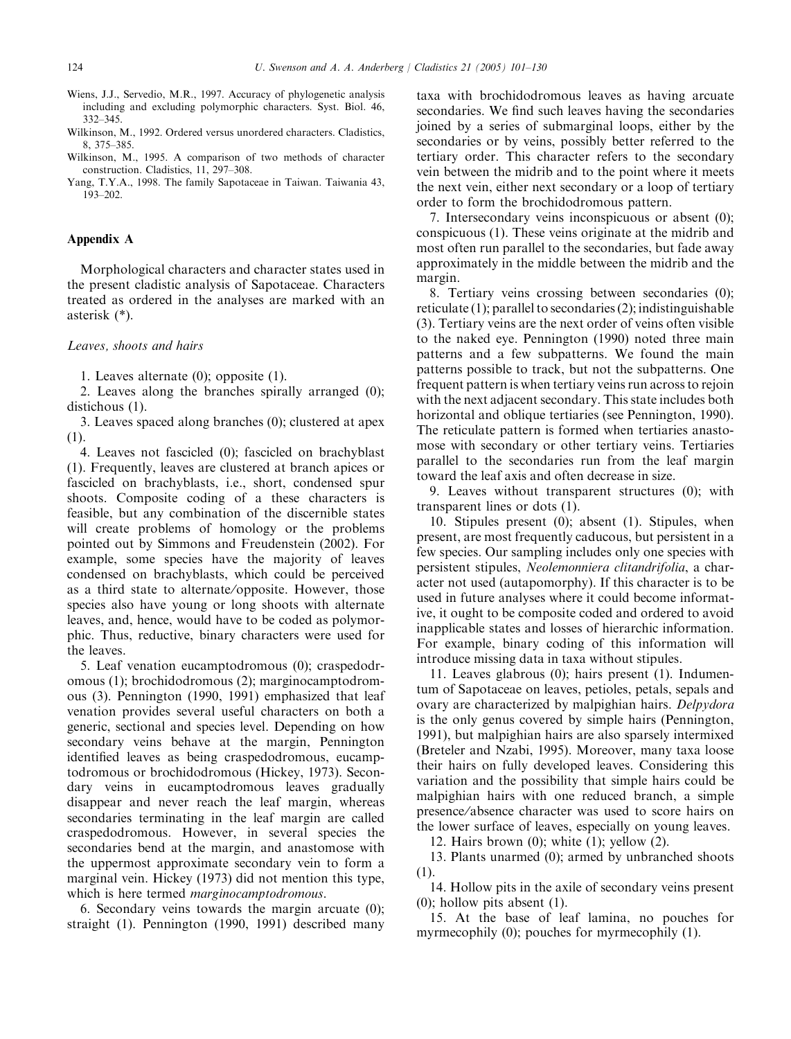Wiens, J.J., Servedio, M.R., 1997. Accuracy of phylogenetic analysis including and excluding polymorphic characters. Syst. Biol. 46, 332–345.

Wilkinson, M., 1992. Ordered versus unordered characters. Cladistics, 8, 375–385.

Wilkinson, M., 1995. A comparison of two methods of character construction. Cladistics, 11, 297–308.

Yang, T.Y.A., 1998. The family Sapotaceae in Taiwan. Taiwania 43, 193–202.

## Appendix A

Morphological characters and character states used in the present cladistic analysis of Sapotaceae. Characters treated as ordered in the analyses are marked with an asterisk (*).

### *Leaves, shoots and hairs*

1. Leaves alternate (0); opposite (1).

2. Leaves along the branches spirally arranged (0); distichous (1).

3. Leaves spaced along branches (0); clustered at apex (1).

4. Leaves not fascicled (0); fascicled on brachyblast (1). Frequently, leaves are clustered at branch apices or fascicled on brachyblasts, i.e., short, condensed spur shoots. Composite coding of a these characters is feasible, but any combination of the discernible states will create problems of homology or the problems pointed out by Simmons and Freudenstein (2002). For example, some species have the majority of leaves condensed on brachyblasts, which could be perceived as a third state to alternate/opposite. However, those species also have young or long shoots with alternate leaves, and, hence, would have to be coded as polymorphic. Thus, reductive, binary characters were used for the leaves.

5. Leaf venation eucamptodromous (0); craspedodromous (1); brochidodromous (2); marginocamptodromous (3). Pennington (1990, 1991) emphasized that leaf venation provides several useful characters on both a generic, sectional and species level. Depending on how secondary veins behave at the margin, Pennington identified leaves as being craspedodromous, eucamptodromous or brochidodromous (Hickey, 1973). Secondary veins in eucamptodromous leaves gradually disappear and never reach the leaf margin, whereas secondaries terminating in the leaf margin are called craspedodromous. However, in several species the secondaries bend at the margin, and anastomose with the uppermost approximate secondary vein to form a marginal vein. Hickey (1973) did not mention this type, which is here termed *marginocamptodromous*.

6. Secondary veins towards the margin arcuate (0); straight (1). Pennington (1990, 1991) described many taxa with brochidodromous leaves as having arcuate secondaries. We find such leaves having the secondaries joined by a series of submarginal loops, either by the secondaries or by veins, possibly better referred to the tertiary order. This character refers to the secondary vein between the midrib and to the point where it meets the next vein, either next secondary or a loop of tertiary order to form the brochidodromous pattern.

7. Intersecondary veins inconspicuous or absent (0); conspicuous (1). These veins originate at the midrib and most often run parallel to the secondaries, but fade away approximately in the middle between the midrib and the margin.

8. Tertiary veins crossing between secondaries (0); reticulate (1); parallel to secondaries (2); indistinguishable (3). Tertiary veins are the next order of veins often visible to the naked eye. Pennington (1990) noted three main patterns and a few subpatterns. We found the main patterns possible to track, but not the subpatterns. One frequent pattern is when tertiary veins run across to rejoin with the next adjacent secondary. This state includes both horizontal and oblique tertiaries (see Pennington, 1990). The reticulate pattern is formed when tertiaries anastomose with secondary or other tertiary veins. Tertiaries parallel to the secondaries run from the leaf margin toward the leaf axis and often decrease in size.

9. Leaves without transparent structures (0); with transparent lines or dots (1).

10. Stipules present (0); absent (1). Stipules, when present, are most frequently caducous, but persistent in a few species. Our sampling includes only one species with persistent stipules, *Neolemonniera clitandrifolia*, a character not used (autapomorphy). If this character is to be used in future analyses where it could become informative, it ought to be composite coded and ordered to avoid inapplicable states and losses of hierarchic information. For example, binary coding of this information will introduce missing data in taxa without stipules.

11. Leaves glabrous (0); hairs present (1). Indumentum of Sapotaceae on leaves, petioles, petals, sepals and ovary are characterized by malpighian hairs. *Delpydora* is the only genus covered by simple hairs (Pennington, 1991), but malpighian hairs are also sparsely intermixed (Breteler and Nzabi, 1995). Moreover, many taxa loose their hairs on fully developed leaves. Considering this variation and the possibility that simple hairs could be malpighian hairs with one reduced branch, a simple presence/absence character was used to score hairs on the lower surface of leaves, especially on young leaves.

12. Hairs brown (0); white (1); yellow (2).

13. Plants unarmed (0); armed by unbranched shoots (1).

14. Hollow pits in the axile of secondary veins present (0); hollow pits absent (1).

15. At the base of leaf lamina, no pouches for myrmecophily (0); pouches for myrmecophily (1).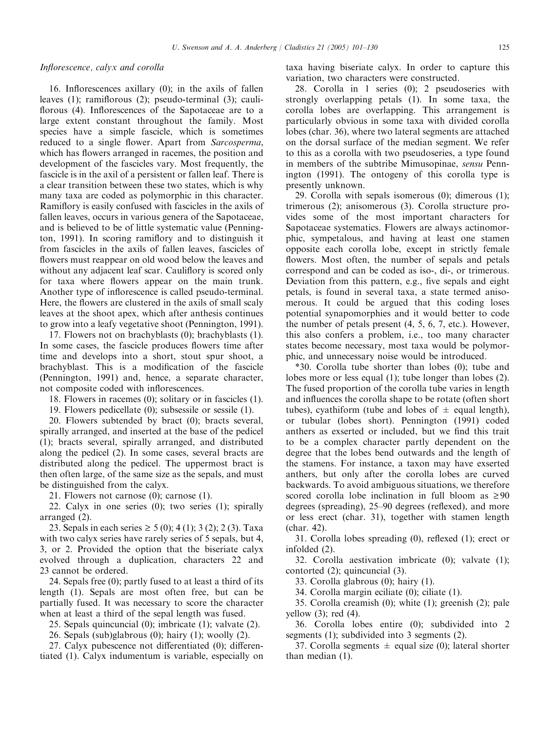*Inflorescence, calyx and corolla*

16. Inflorescences axillary (0); in the axils of fallen leaves (1); ramiflorous (2); pseudo-terminal (3); cauliflorous (4). Inflorescences of the Sapotaceae are to a large extent constant throughout the family. Most species have a simple fascicle, which is sometimes reduced to a single flower. Apart from *Sarcosperma*, which has flowers arranged in racemes, the position and development of the fascicles vary. Most frequently, the fascicle is in the axil of a persistent or fallen leaf. There is a clear transition between these two states, which is why many taxa are coded as polymorphic in this character. Ramiflory is easily confused with fascicles in the axils of fallen leaves, occurs in various genera of the Sapotaceae, and is believed to be of little systematic value (Pennington, 1991). In scoring ramiflory and to distinguish it from fascicles in the axils of fallen leaves, fascicles of flowers must reappear on old wood below the leaves and without any adjacent leaf scar. Cauliflory is scored only for taxa where flowers appear on the main trunk. Another type of inflorescence is called pseudo-terminal. Here, the flowers are clustered in the axils of small scaly leaves at the shoot apex, which after anthesis continues to grow into a leafy vegetative shoot (Pennington, 1991).

17. Flowers not on brachyblasts (0); brachyblasts (1). In some cases, the fascicle produces flowers time after time and develops into a short, stout spur shoot, a brachyblast. This is a modification of the fascicle (Pennington, 1991) and, hence, a separate character, not composite coded with inflorescences.

18. Flowers in racemes (0); solitary or in fascicles (1).

19. Flowers pedicellate (0); subsessile or sessile (1).

20. Flowers subtended by bract (0); bracts several, spirally arranged, and inserted at the base of the pedicel (1); bracts several, spirally arranged, and distributed along the pedicel (2). In some cases, several bracts are distributed along the pedicel. The uppermost bract is then often large, of the same size as the sepals, and must be distinguished from the calyx.

21. Flowers not carnose (0); carnose (1).

22. Calyx in one series (0); two series (1); spirally arranged (2).

23. Sepals in each series $\geq 5$ (0); 4 (1); 3 (2); 2 (3). Taxa with two calyx series have rarely series of 5 sepals, but 4, 3, or 2. Provided the option that the biseriate calyx evolved through a duplication, characters 22 and 23 cannot be ordered.

24. Sepals free (0); partly fused to at least a third of its length (1). Sepals are most often free, but can be partially fused. It was necessary to score the character when at least a third of the sepal length was fused.

25. Sepals quincuncial (0); imbricate (1); valvate (2).

26. Sepals (sub)glabrous (0); hairy (1); woolly (2).

27. Calyx pubescence not differentiated (0); differentiated (1). Calyx indumentum is variable, especially on taxa having biseriate calyx. In order to capture this variation, two characters were constructed.

28. Corolla in 1 series (0); 2 pseudoseries with strongly overlapping petals (1). In some taxa, the corolla lobes are overlapping. This arrangement is particularly obvious in some taxa with divided corolla lobes (char. 36), where two lateral segments are attached on the dorsal surface of the median segment. We refer to this as a corolla with two pseudoseries, a type found in members of the subtribe Mimusopinae, *sensu* Pennington (1991). The ontogeny of this corolla type is presently unknown.

29. Corolla with sepals isomerous (0); dimerous (1); trimerous (2); anisomerous (3). Corolla structure provides some of the most important characters for Sapotaceae systematics. Flowers are always actinomorphic, sympetalous, and having at least one stamen opposite each corolla lobe, except in strictly female flowers. Most often, the number of sepals and petals correspond and can be coded as iso-, di-, or trimerous. Deviation from this pattern, e.g., five sepals and eight petals, is found in several taxa, a state termed anisomerous. It could be argued that this coding loses potential synapomorphies and it would better to code the number of petals present (4, 5, 6, 7, etc.). However, this also confers a problem, i.e., too many character states become necessary, most taxa would be polymorphic, and unnecessary noise would be introduced.

*30. Corolla tube shorter than lobes (0); tube and lobes more or less equal (1); tube longer than lobes (2). The fused proportion of the corolla tube varies in length and influences the corolla shape to be rotate (often short tubes), cyathiform (tube and lobes of ± equal length), or tubular (lobes short). Pennington (1991) coded anthers as exserted or included, but we find this trait to be a complex character partly dependent on the degree that the lobes bend outwards and the length of the stamens. For instance, a taxon may have exserted anthers, but only after the corolla lobes are curved backwards. To avoid ambiguous situations, we therefore scored corolla lobe inclination in full bloom as $\geq 90$ degrees (spreading), 25–90 degrees (reflexed), and more or less erect (char. 31), together with stamen length (char. 42).

31. Corolla lobes spreading (0), reflexed (1); erect or infolded (2).

32. Corolla aestivation imbricate (0); valvate (1); contorted (2); quincuncial (3).

33. Corolla glabrous (0); hairy (1).

34. Corolla margin eciliate (0); ciliate (1).

35. Corolla creamish (0); white (1); greenish (2); pale yellow (3); red (4).

36. Corolla lobes entire (0); subdivided into 2 segments (1); subdivided into 3 segments (2).

37. Corolla segments ± equal size (0); lateral shorter than median (1).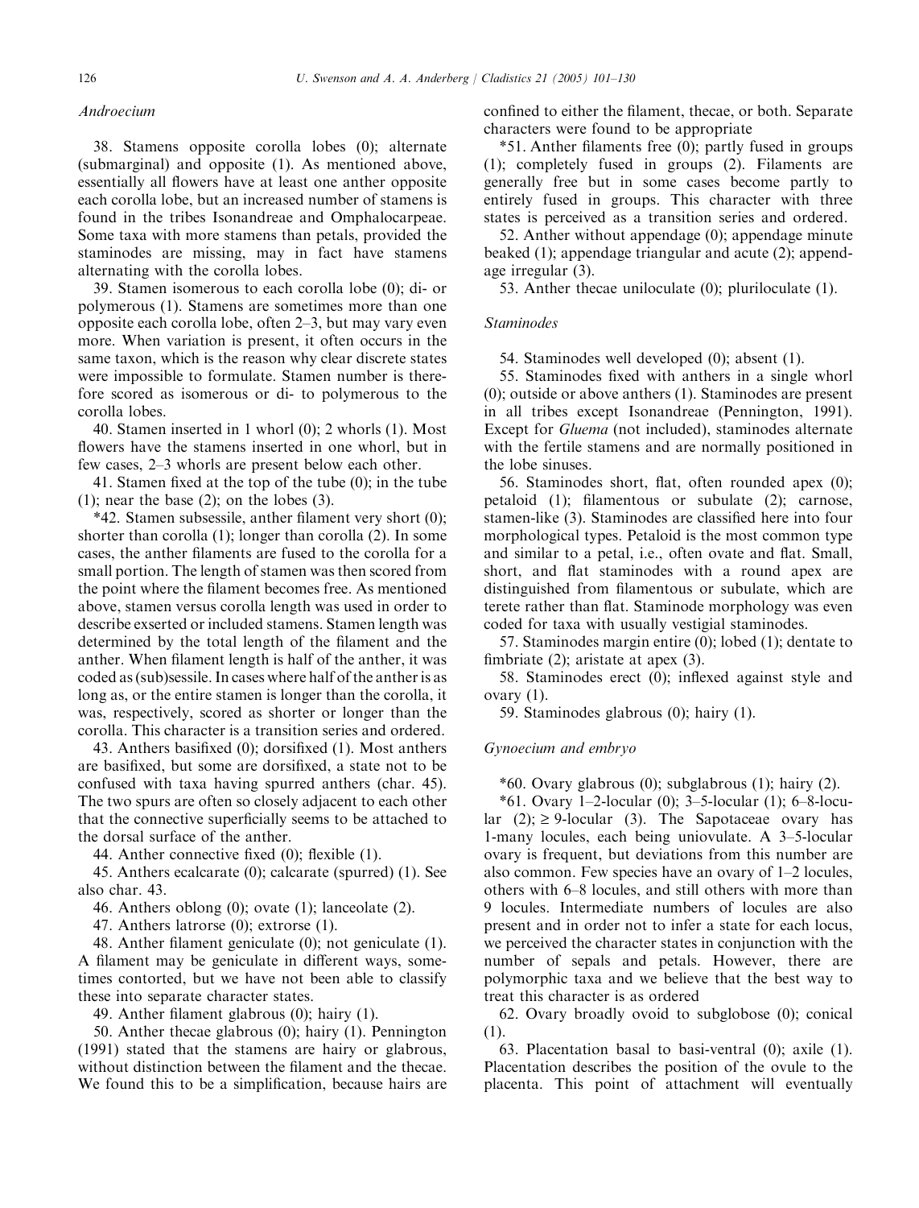### Androecium

38. Stamens opposite corolla lobes (0); alternate (submarginal) and opposite (1). As mentioned above, essentially all flowers have at least one anther opposite each corolla lobe, but an increased number of stamens is found in the tribes Isonandreae and Omphalocarpeae. Some taxa with more stamens than petals, provided the staminodes are missing, may in fact have stamens alternating with the corolla lobes.

39. Stamen isomerous to each corolla lobe (0); di- or polymerous (1). Stamens are sometimes more than one opposite each corolla lobe, often 2–3, but may vary even more. When variation is present, it often occurs in the same taxon, which is the reason why clear discrete states were impossible to formulate. Stamen number is therefore scored as isomerous or di- to polymerous to the corolla lobes.

40. Stamen inserted in 1 whorl (0); 2 whorls (1). Most flowers have the stamens inserted in one whorl, but in few cases, 2–3 whorls are present below each other.

41. Stamen fixed at the top of the tube (0); in the tube (1); near the base (2); on the lobes (3).

*42. Stamen subsessile, anther filament very short (0); shorter than corolla (1); longer than corolla (2). In some cases, the anther filaments are fused to the corolla for a small portion. The length of stamen was then scored from the point where the filament becomes free. As mentioned above, stamen versus corolla length was used in order to describe exserted or included stamens. Stamen length was determined by the total length of the filament and the anther. When filament length is half of the anther, it was coded as (sub)sessile. In cases where half of the anther is as long as, or the entire stamen is longer than the corolla, it was, respectively, scored as shorter or longer than the corolla. This character is a transition series and ordered.

43. Anthers basifixed (0); dorsifixed (1). Most anthers are basifixed, but some are dorsifixed, a state not to be confused with taxa having spurred anthers (char. 45). The two spurs are often so closely adjacent to each other that the connective superficially seems to be attached to the dorsal surface of the anther.

44. Anther connective fixed (0); flexible (1).

45. Anthers ecalcarate (0); calcarate (spurred) (1). See also char. 43.

46. Anthers oblong (0); ovate (1); lanceolate (2).

47. Anthers latrorse (0); extrorse (1).

48. Anther filament geniculate (0); not geniculate (1). A filament may be geniculate in different ways, sometimes contorted, but we have not been able to classify these into separate character states.

49. Anther filament glabrous (0); hairy (1).

50. Anther thecae glabrous (0); hairy (1). Pennington (1991) stated that the stamens are hairy or glabrous, without distinction between the filament and the thecae. We found this to be a simplification, because hairs are confined to either the filament, thecae, or both. Separate characters were found to be appropriate

*51. Anther filaments free (0); partly fused in groups (1); completely fused in groups (2). Filaments are generally free but in some cases become partly to entirely fused in groups. This character with three states is perceived as a transition series and ordered.

52. Anther without appendage (0); appendage minute beaked (1); appendage triangular and acute (2); appendage irregular (3).

53. Anther thecae uniloculate (0); pluriloculate (1).

### Staminodes

54. Staminodes well developed (0); absent (1).

55. Staminodes fixed with anthers in a single whorl (0); outside or above anthers (1). Staminodes are present in all tribes except Isonandreae (Pennington, 1991). Except for *Gluema* (not included), staminodes alternate with the fertile stamens and are normally positioned in the lobe sinuses.

56. Staminodes short, flat, often rounded apex (0); petaloid (1); filamentous or subulate (2); carnose, stamen-like (3). Staminodes are classified here into four morphological types. Petaloid is the most common type and similar to a petal, i.e., often ovate and flat. Small, short, and flat staminodes with a round apex are distinguished from filamentous or subulate, which are terete rather than flat. Staminode morphology was even coded for taxa with usually vestigial staminodes.

57. Staminodes margin entire (0); lobed (1); dentate to fimbriate (2); aristate at apex (3).

58. Staminodes erect (0); inflexed against style and ovary (1).

59. Staminodes glabrous (0); hairy (1).

### Gynoecium and embryo

*60. Ovary glabrous (0); subglabrous (1); hairy (2).

*61. Ovary 1–2-locular (0); 3–5-locular (1); 6–8-locular (2); ≥ 9-locular (3). The Sapotaceae ovary has 1-many locules, each being uniovulate. A 3–5-locular ovary is frequent, but deviations from this number are also common. Few species have an ovary of 1–2 locules, others with 6–8 locules, and still others with more than 9 locules. Intermediate numbers of locules are also present and in order not to infer a state for each locus, we perceived the character states in conjunction with the number of sepals and petals. However, there are polymorphic taxa and we believe that the best way to treat this character is as ordered

62. Ovary broadly ovoid to subglobose (0); conical (1).

63. Placentation basal to basi-ventral (0); axile (1). Placentation describes the position of the ovule to the placenta. This point of attachment will eventually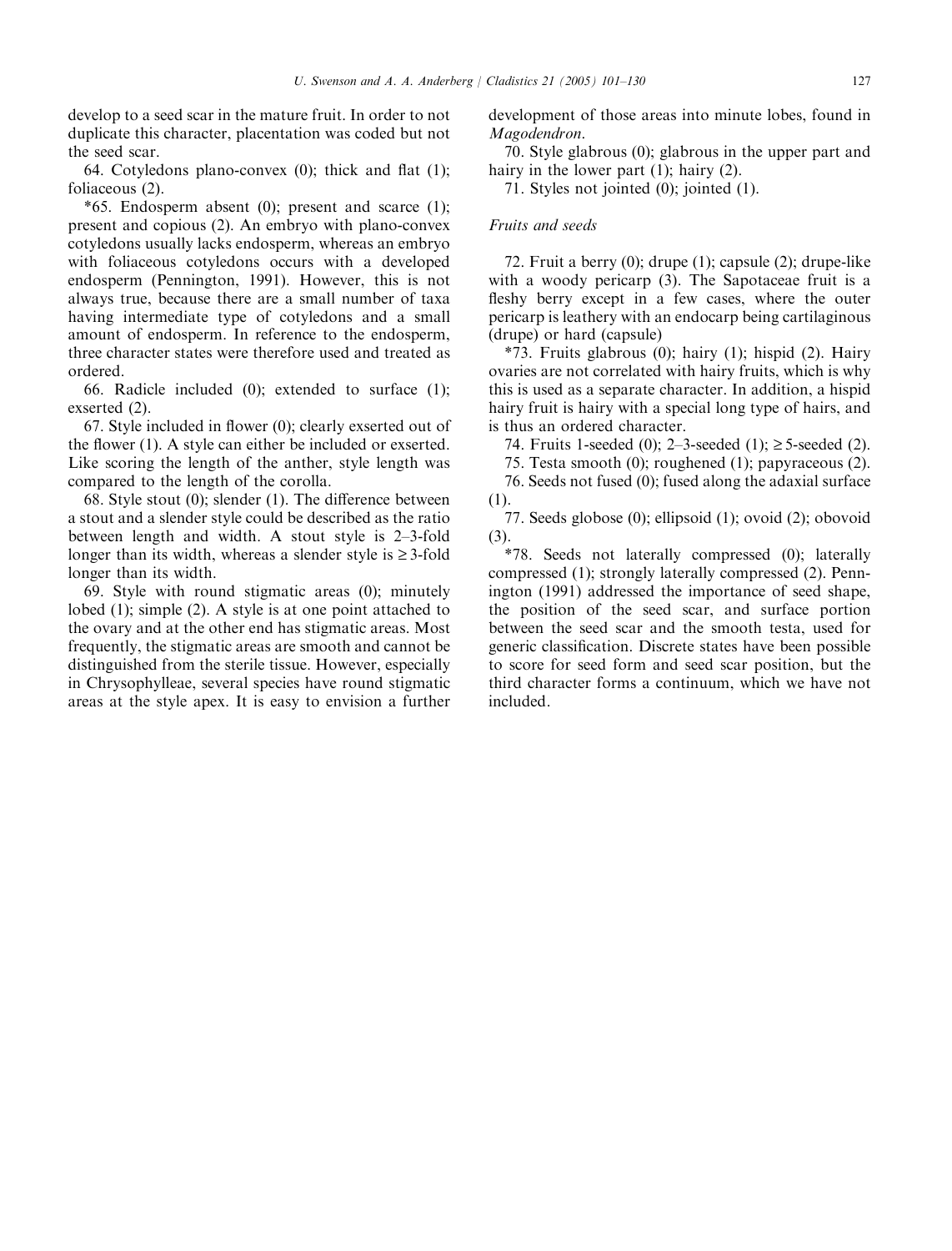develop to a seed scar in the mature fruit. In order to not duplicate this character, placentation was coded but not the seed scar.

64. Cotyledons plano-convex (0); thick and flat (1); foliaceous (2).

*65. Endosperm absent (0); present and scarce (1); present and copious (2). An embryo with plano-convex cotyledons usually lacks endosperm, whereas an embryo with foliaceous cotyledons occurs with a developed endosperm (Pennington, 1991). However, this is not always true, because there are a small number of taxa having intermediate type of cotyledons and a small amount of endosperm. In reference to the endosperm, three character states were therefore used and treated as ordered.

66. Radicle included (0); extended to surface (1); exserted (2).

67. Style included in flower (0); clearly exserted out of the flower (1). A style can either be included or exserted. Like scoring the length of the anther, style length was compared to the length of the corolla.

68. Style stout (0); slender (1). The difference between a stout and a slender style could be described as the ratio between length and width. A stout style is 2–3-fold longer than its width, whereas a slender style is $\geq$3-fold longer than its width.

69. Style with round stigmatic areas (0); minutely lobed (1); simple (2). A style is at one point attached to the ovary and at the other end has stigmatic areas. Most frequently, the stigmatic areas are smooth and cannot be distinguished from the sterile tissue. However, especially in Chrysophylleae, several species have round stigmatic areas at the style apex. It is easy to envision a further development of those areas into minute lobes, found in *Magodendron*.

70. Style glabrous (0); glabrous in the upper part and hairy in the lower part (1); hairy (2).

71. Styles not jointed (0); jointed (1).

### *Fruits and seeds*

72. Fruit a berry (0); drupe (1); capsule (2); drupe-like with a woody pericarp (3). The Sapotaceae fruit is a fleshy berry except in a few cases, where the outer pericarp is leathery with an endocarp being cartilaginous (drupe) or hard (capsule)

*73. Fruits glabrous (0); hairy (1); hispid (2). Hairy ovaries are not correlated with hairy fruits, which is why this is used as a separate character. In addition, a hispid hairy fruit is hairy with a special long type of hairs, and is thus an ordered character.

74. Fruits 1-seeded (0); 2–3-seeded (1); $\geq$5-seeded (2).

75. Testa smooth (0); roughened (1); papyraceous (2).

76. Seeds not fused (0); fused along the adaxial surface (1).

77. Seeds globose (0); ellipsoid (1); ovoid (2); obovoid (3).

*78. Seeds not laterally compressed (0); laterally compressed (1); strongly laterally compressed (2). Pennington (1991) addressed the importance of seed shape, the position of the seed scar, and surface portion between the seed scar and the smooth testa, used for generic classification. Discrete states have been possible to score for seed form and seed scar position, but the third character forms a continuum, which we have not included.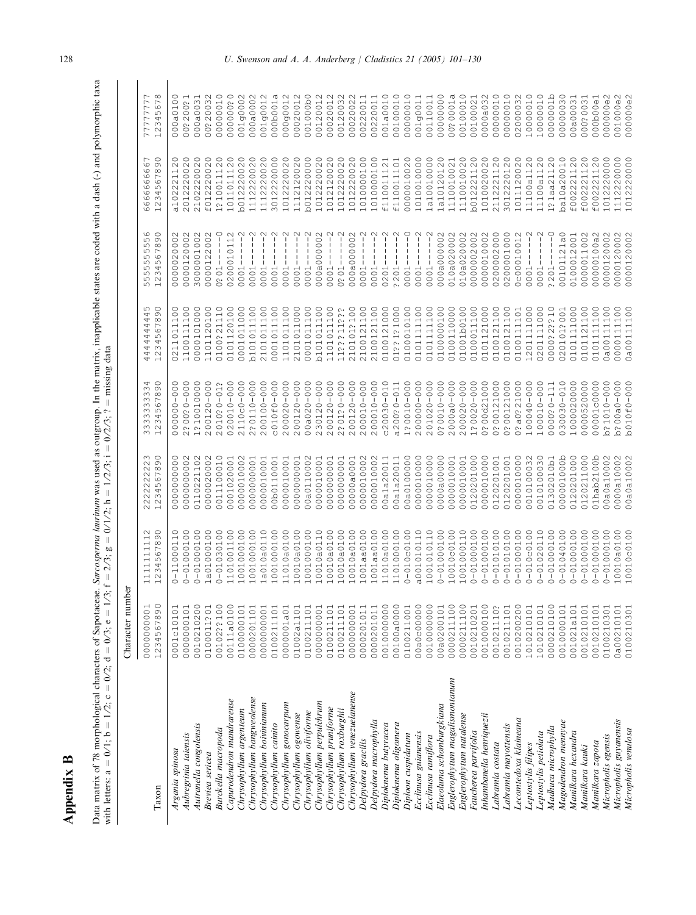# Appendix B

Data matrix of 78 morphological characters of Sapotaceae. *Sarcosperma laurinum* was used as outgroup. In the matrix, inapplicable states are coded with a dash (-) and polymorphic taxa with letters: a = 0/1; b = 1/2; c = 0/2; d = 0/3; e = 1/3; f = 2/3; g = 0/1/2; h = 1/2/3; i = 0/2/3; ? = missing data

| Taxon | Character number | | | | | | | |
|---|---|---|---|---|---|---|---|---|
| | 0000000001<br>1234567890 | 1111111112<br>1234567890 | 2222222223<br>1234567890 | 3333333334<br>1234567890 | 4444444445<br>1234567890 | 5555555556<br>1234567890 | 6666666667<br>1234567890 | 77777777<br>12345678 |
| *Argania spinosa* | 0001c10101 | 0-11000110 | 0000000000 | 000000-000 | 0211011100 | 0000020002 | a102221120 | 000a0100 |
| *Aubregrinia taiensis* | 0000000101 | 0-01000100 | 0000000002 | 2?00?0-000 | 1100111100 | 0000120002 | 2012220020 | 00?200?1 |
| *Autranella congolensis* | 0010210200 | 0-01000100 | 0110221102 | 1?10010000 | 0000101000 | 3000001002 | 2102220020 | 000a0031 |
| *Breviea sericea* | 0100011?01 | 1a01000100 | 0000020002 | 200120-000 | 1101120100 | 0000122002 | f012220020 | 00?20032 |
| *Burckella macropoda* | 00102??100 | 0-01030100 | 0011100010 | 2010?0-01? | 0100?21110 | 0?01-----0 | 1?10011120 | 00000010 |
| *Capurodendron mandrarense* | 00111a0100 | 1101001100 | 0001020001 | 020010-000 | 0101120100 | 0200010112 | 1011011120 | 000000?0 |
| *Chrysophyllum argenteum* | 0100000101 | 1001000100 | 0000010002 | 2110c0-000 | 0001011000 | 0001-----2 | b012220020 | 001g0002 |
| *Chrysophyllum bangweolense* | 0000201101 | 1001000100 | 0000000001 | 2?0110-000 | b101011100 | 0001-----2 | 1112220020 | 000a0002 |
| *Chrysophyllum boivinianum* | 0000000001 | 1a010a0110 | 0000010001 | 200100-000 | 2101011100 | 0001-----2 | 1112220020 | 001g0012 |
| *Chrysophyllum cainito* | 0100211101 | 1001000100 | 00b0110001 | c010f0-000 | 0001011100 | 0001-----2 | 3012220000 | 000b001a |
| *Chrysophyllum gonocarpum* | 0000001a01 | 11010a0100 | 0000010001 | 200020-000 | 1101011100 | 0001-----2 | 1012220020 | 000g0012 |
| *Chrysophyllum ogowense* | 01002a1101 | 10010a0100 | 0000000001 | 200120-000 | 2101011000 | 0001-----2 | 1112120020 | 00020012 |
| *Chrysophyllum oliviforme* | 0100211101 | 1101000100 | 00a0110002 | 00a020-000 | 0001011000 | 0001-----2 | b012220000 | 001000b0 |
| *Chrysophyllum perpulchrum* | 0000000001 | 10010a0110 | 0000010001 | 230120-000 | b101011100 | 000a000002 | 1012220020 | 00120012 |
| *Chrysophyllum pruniforme* | 0100211101 | 10010a0100 | 0000000001 | 200120-000 | 1101011100 | 0001-----2 | 1012120020 | 00020012 |
| *Chrysophyllum roxburghii* | 0100211101 | 10010a0100 | 0000000001 | 2?01?0-000 | 11??11???? | 0?01-----2 | 1012220020 | 00120032 |
| *Chrysophyllum venezuelanense* | 0000000001 | 10010a0100 | 00000a0001 | 200120-000 | 210101?100 | 000a000002 | 1012220020 | 00020022 |
| *Delpydora gracilis* | 0000201011 | 1001aa0100 | 0000010002 | 200010-000 | 2100121100 | 0001-----2 | 1010000100 | 00220011 |
| *Delpydora macrophylla* | 0000201011 | 1001aa0100 | 0000010002 | 200010-000 | 2100121100 | 0001-----2 | 1010000100 | 00220011 |
| *Diploknema butyracea* | 0010000000 | 11010a0100 | 00a1a20011 | c20030-010 | 0100121000 | 0201-----2 | f110011121 | 001a0010 |
| *Diploknema oligomera* | 00100a0000 | 1101000100 | 00a1a20011 | a200?0-011 | 01??1?1000 | ?201-----2 | f110011101 | 00100010 |
| *Diploon cuspidatum* | 0100211001 | 0-010c0100 | 00a0100000 | 1?0010-000 | 0100010100 | 0001-----0 | 0000010020 | 00000010 |
| *Ecclinusa guianensis* | 00a0c00000 | a001010110 | 0000010000 | 200000-000 | 0101111100 | 0001-----2 | 1010010000 | 001g0011 |
| *Ecclinusa ramiflora* | 0010000000 | 1001010110 | 0000010000 | 201020-000 | 0101111100 | 0001-----2 | 1a10010000 | 00110011 |
| *Elaeoluma schomburgkiana* | 00a0200101 | 0-0100100 | 0000a00000 | 0?0010-000 | 0100000100 | 000a000002 | 1a10120120 | 00000000 |
| *Englerophytum magalismontanum* | 0000211100 | 10010c0100 | 0000010001 | 2000a0-000 | 0100110000 | 010a020002 | 1110010021 | 00?0001a |
| *Englerophytum natalense* | 0000211100 | 1001000110 | 0000010001 | 200020-000 | 01001b0100 | 010a020002 | 1110010020 | 00100010 |
| *Faucherea parvifolia* | 0010210201 | 0-01000100 | 0120201000 | 1?0020-000 | 0100011100 | 0000002002 | b012221120 | 00100021 |
| *Inhambanella henriquezii* | 0010000100 | 0-01000100 | 0000010000 | 0?00d21000 | 0101121000 | 0000010002 | 1010020020 | 0000a032 |
| *Labramia costata* | 001021110? | 0-01010100 | 0120201001 | 0?00121000 | 0100121100 | 0200002000 | 2112221120 | 00000010 |
| *Labramia mayottensis* | 0010211101 | 0-01010100 | 0120201001 | 0?00121100 | 0100121100 | 0200001000 | 3012220120 | 00000010 |
| *Lecomtedoxa klaineana* | 0010200200 | 0-01000100 | 0000010000 | 2?a0?21000 | 0100111101 | 0c0001001 | 1011120020 | 02000032 |
| *Leptostylis filipes* | 1010210101 | 0-010c0100 | 0010100032 | 100040-000 | 1201111000 | 0001-----2 | 11100a1120 | 10000010 |
| *Leptostylis petiolata* | 1010210101 | 0-01020110 | 0010100030 | 100010-000 | 0201111000 | 0001-----2 | 11100a1120 | 10000010 |
| *Madhuca microphylla* | 0000210100 | 0-01000100 | 013020l0b1 | 0000?0-111 | 0000?2??10 | ?201-----0 | 1?1aa21120 | 0000001b |
| *Magodendron mennyae* | 0010000101 | 0-01040100 | 000001000b | 030030-010 | 02010l?001 | 0010l121a0 | ba10a20010 | 00000030 |
| *Manilkara hexandra* | 001021a101 | 0-01000100 | 0120201000 | 1000020000 | 0101111000 | 0100012001 | f002221120 | 00a00031 |
| *Manilkara kauki* | 0010210101 | 0-01000100 | 0120211000 | 0000520000 | 0101121100 | 0000011002 | f002221120 | 000?0031 |
| *Manilkara zapota* | 0010210101 | 0-01000100 | 01hab2100b | 00001c0000 | 0101111000 | 0000100a2 | f002221120 | 000b00e1 |
| *Micropholis egensis* | 0100210301 | 0-01000100 | 00a0a10002 | b?1010-000 | 0a00111100 | 0000120002 | 1012220000 | 000000e2 |
| *Micropholis guyanensis* | 0a00210101 | 10010a0100 | 0000a10002 | b?00a0-000 | 0000111100 | 0000120002 | 1112220000 | 001000e2 |
| *Micropholis venulosa* | 0100210301 | 1010c0100 | 00a0a10002 | b010f0-000 | 0a00111100 | 0000120002 | 1012220000 | 000000e2 |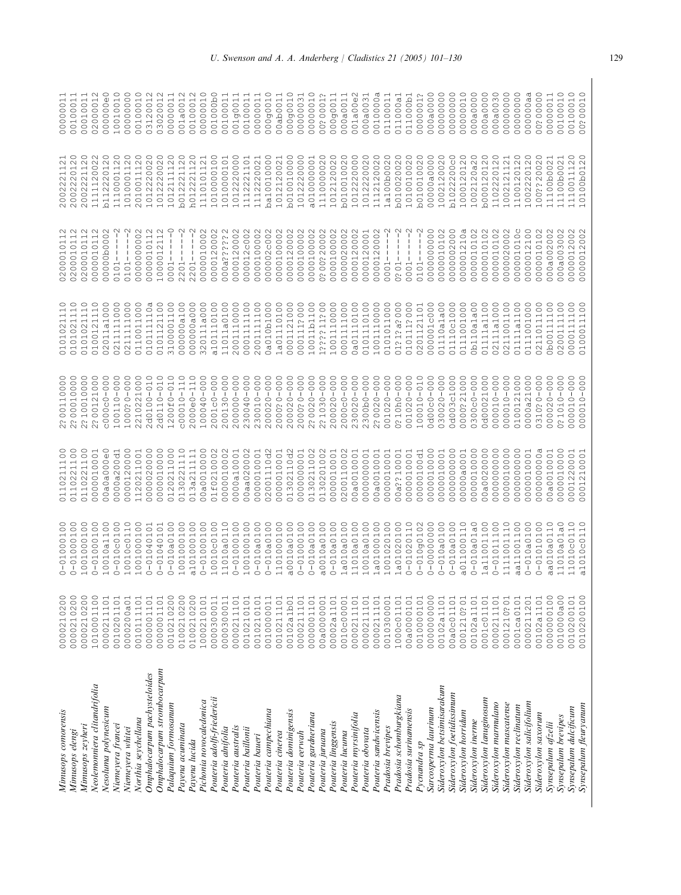| Taxon | | | | | | | | |
|---|---|---|---|---|---|---|---|---|
| *Mimusops comorensis* | 0000210200 | 0-01000100 | 0110211100 | 2?00110000 | 0101021110 | 0200010112 | 2002221121 | 00000011 |
| *Mimusops elengi* | 0000210200 | 0-01000100 | 0110221100 | 2?00010000 | 0101021110 | 0200010112 | 2002220120 | 00100011 |
| *Mimusops zeyheri* | 0000210200 | 1001000100 | 0110221100 | 2?10010000 | 0101021110 | 0200010112 | 2002221120 | 00010011 |
| *Neolemonniera clitandrifolia* | 1010001100 | 0-01000100 | 0000010001 | 2?00121000 | 0100121110 | 0000010112 | 1111120022 | 02000012 |
| *Nesoluma polynesicum* | 0000211101 | 10010a1100 | 00a0a000e0 | c000c0-000 | 02011a1000 | 00000b0002 | b112220120 | 000000e0 |
| *Niemeyera francei* | 0010210101 | 0-010c0100 | 0000a200d1 | 100110-000 | 0211111000 | 0101-----2 | 1100001120 | 10010010 |
| *Niemeyera whitei* | 0000200a01 | 10010c0110 | 0000120000 | 1000?0-000 | 0211111000 | 0101-----2 | 1010001120 | 00000000 |
| *Northia seychellana* | 0010111101 | 1001000100 | 1120211001 | 2210221000 | 0110011000 | 0000000002 | 2010011120 | 00100010 |
| *Omphalocarpum pachysteloides* | 0000001101 | 0-01040101 | 0000020000 | 2d0100-010 | 010111110a | 0000010112 | 1012220020 | 03120012 |
| *Omphalocarpum strombocarpum* | 0000001101 | 0-01040101 | 0000010000 | 2d0110-010 | 0101121100 | 1000012112 | 1012220020 | 03020012 |
| *Palaquium formosanum* | 0010210200 | 0-010a0100 | 0120211000 | 1200f0-010 | 3100001100 | 0001-----0 | 1012111120 | 00000011 |
| *Payena acuminata* | 0100210200 | 1001000100 | 0130221110 | c00010-110 | 000000a100 | 2201-----2 | b012221120 | 001a0012 |
| *Payena lucida* | 0100210200 | a101000100 | 013a211111 | 2000e0-110 | 000000a000 | 2201-----2 | h012221120 | 00100012 |
| *Pichonia novocaledonica* | 1000210101 | 0-01000100 | 00a0010000 | 100040-000 | 320111a000 | 0000010002 | 1110101121 | 00000010 |
| *Pouteria adolfi-friedericii* | 0000300011 | 10010c0100 | 01f0210002 | 2001c0-000 | a101110100 | 0000120002 | 1010000100 | 001000b0 |
| *Pouteria alnifolia* | 0000300011 | 11010a0110 | 0000010002 | 200130-000 | 11011a0100 | 000a????2 | 1010000101 | 00100011 |
| *Pouteria australis* | 0000211101 | 0-01000100 | 0000a10001 | 200000-000 | 2001110000 | 0000120002 | 1012220000 | 001g0011 |
| *Pouteria baillonii* | 0010210101 | 1001000100 | 00aa020002 | 230040-000 | 0001111100 | 000012c002 | 1112221101 | 00100011 |
| *Pouteria baueri* | 0010210101 | 0-010a0100 | 0000010001 | 230010-000 | 2001111100 | 0000100002 | 1112220021 | 00000011 |
| *Pouteria campechiana* | 0010000011 | 0-010a0100 | 02001110d2 | 200020-000 | 0a010b1000 | 000002c002 | ba10010000 | 000g0010 |
| *Pouteria cinerea* | 0010211101 | 1101000100 | 0000010001 | 2000?0-000 | 1a01110100 | 0000100002 | 1012120021 | 00ab0011 |
| *Pouteria dominigensis* | 00102a1b01 | a0010a0100 | 01302110d2 | 200020-000 | 0001121000 | 0000120002 | b010010000 | 000g0010 |
| *Pouteria eerwah* | 0000211101 | 0-01000100 | 0000000001 | 2000?0-000 | 0101110100 | 0000120002 | 1012220000 | 00a00031 |
| *Pouteria gardneriana* | 0000001101 | 0-010a0100 | 0130211002 | 2?0020-000 | 10011b1100 | 0000100002 | a010000001 | 00000010 |
| *Pouteria juruana* | 00a0000001 | a0010a0100 | 0130201002 | 2?1030-000 | 1????11?00 | 0??0?20002 | 1110000020 | 00?0001? |
| *Pouteria linggensis* | 00002a1101 | 0-010a0100 | 0000010001 | 200020-000 | 1001110000 | 0000100002 | 1012120020 | 000g0011 |
| *Pouteria lucuma* | 0010c00001 | 1a010a0100 | 0200110002 | 2000c0-000 | 0001111000 | 0000020002 | b010010020 | 000a0011 |
| *Pouteria myrsinifolia* | 0010211101 | 11010a0100 | 00a0010001 | 230020-000 | 0a01110100 | 0000120002 | 1012220000 | 001a00e2 |
| *Pouteria obovata* | 0000211101 | 10010a0100 | 0000000001 | 2300b0-000 | 0101110100 | 0000120001 | 1012120020 | 000a0031 |
| *Pouteria sandwicensis* | 0000211101 | 1a01000100 | 00a0010001 | 2?0020-000 | 1001110000 | 0000120002 | 1112120020 | 0010000a |
| *Pradosia brevipes* | 0010300001 | 1001020100 | 0000010001 | 001020-000 | 1010111000 | 0001-----2 | 1a100b0020 | 01100011 |
| *Pradosia schomburgkiana* | 1000c01101 | 1a01020100 | 00a??10001 | 0?10h0-000 | 01?1?a?000 | 0?01-----2 | b010020020 | 011000a1 |
| *Pradosia surinamensis* | 00a0000101 | 0-01020110 | 00000100d1 | 001020-000 | 010111?000 | 0001-----2 | 1010010020 | 011000b1 |
| *Pycnandra sp* | 0010000101 | 0-010g0102 | 00000100d1 | 100010-010 | 0201121101 | 0101-----2 | b010010020 | 0000001? |
| *Sarcosperma laurinum* | 0000000000 | 0-00000000 | 0000010000 | 0d00c0-000 | 000001c000 | 0000000000 | 00000a0000 | 000a0000 |
| *Sideroxylon betsimisarakum* | 00102a1101 | 0-010a0100 | 0000010001 | 030020-000 | 01110a1a00 | 0000010102 | 1002120020 | 00000000 |
| *Sideroxylon foetidissimum* | 00a0c01101 | 0-010a0100 | 0000000000 | 0d003c1000 | 01110c1000 | 0000002000 | b1022200c0 | 00000000 |
| *Sideroxylon horridum* | 0001210?01 | a011000110 | 00000a0001 | 0000?21000 | 0111001000 | 000001210a | 1000120120 | 00000010 |
| *Sideroxylon inerme* | 00102a1101 | 0-010a01a0 | 0000010000 | 0300c0-000 | 0b110a1a00 | 0000010102 | 1002120a20 | 000a0000 |
| *Sideroxylon lanuginosum* | 0001c01101 | 1a11001100 | 00a0020000 | 0d00021000 | 01111a1100 | 0000010102 | b000120120 | 000a0000 |
| *Sideroxylon marmulano* | 0000211101 | 0-01011100 | 0000000000 | 000010-000 | 02111a1000 | 0000010102 | 1102220120 | 000a0030 |
| *Sideroxylon mascatense* | 0001210?01 | 1111001110 | 0000010000 | 000010-000 | 0211001100 | 0000020002 | 1002121121 | 00000000 |
| *Sideroxylon reclinatum* | 0001ca0101 | aa11001100 | 0000010001 | 0100121000 | 01111a1100 | 000001010c | 1100120120 | 00000000 |
| *Sideroxylon salicifolium* | 0000211201 | 0-010a0100 | 0000010001 | 0000a21000 | 0111001000 | 0000012100 | 1002220120 | 000000aa |
| *Sideroxylon saxorum* | 00102a1101 | 0-01010100 | 000000000a | 0310?0-000 | 0211011100 | 0000010102 | 100??20020 | 00?00000 |
| *Synsepalum afzelii* | 0000000100 | aa010a0110 | 00a0010001 | 000020-000 | 0b00111100 | 000a002002 | 11100b0021 | 00000011 |
| *Synsepalum brevipes* | 0010000a00 | 11010a01a0 | 0000010000 | 0?10i0-000 | 0200111100 | 000a003002 | 11100b0021 | 00100010 |
| *Synsepalum dulcificum* | 0010200101 | 11010c0110 | 0001220001 | 000010-000 | 0000111100 | 0000012002 | 1110011120 | 00100010 |
| *Synsepalum fleuryanum* | 0010200100 | a1010c0110 | 0001210001 | 000010-000 | 0100011100 | 0000012002 | 10100b0120 | 00?00010 |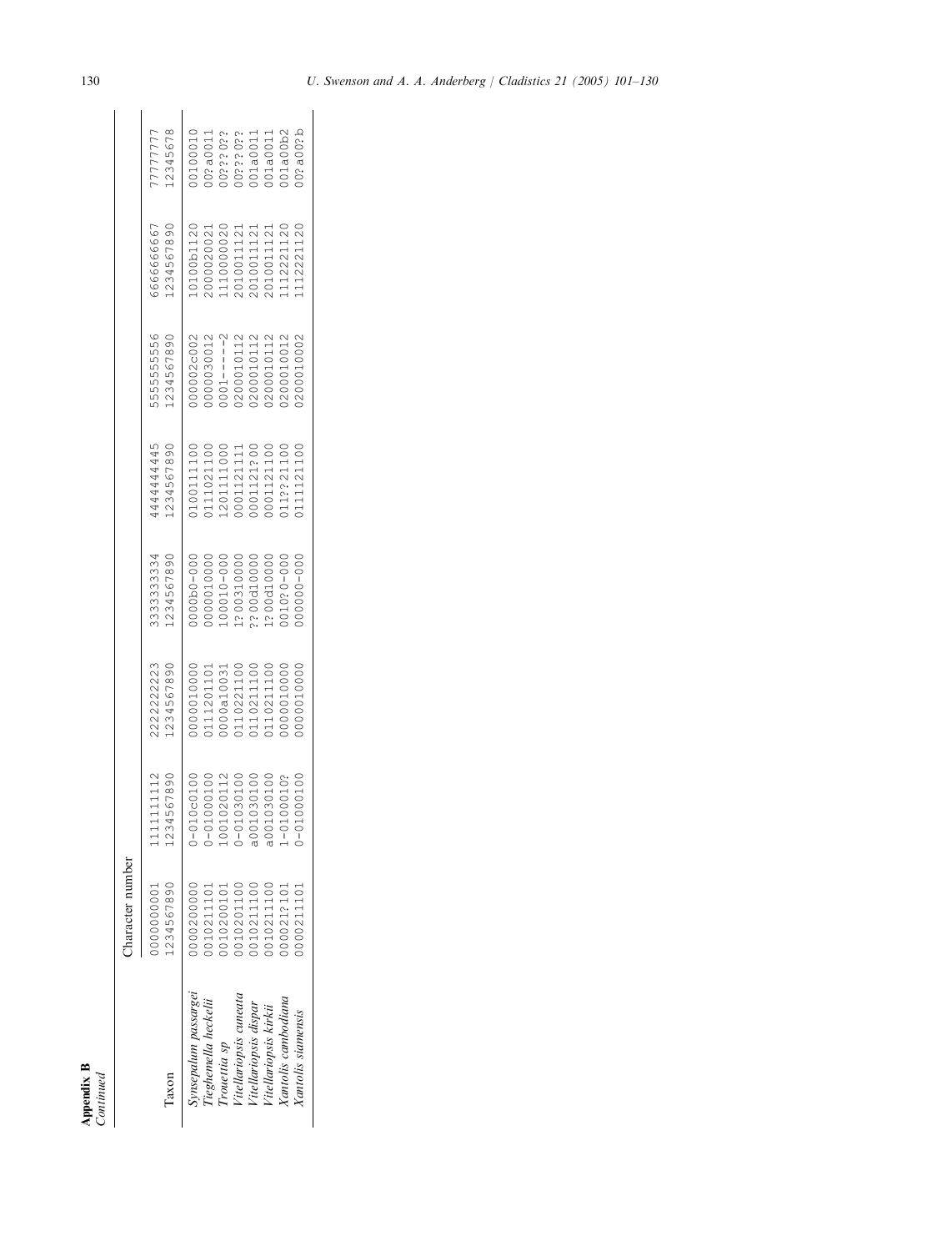**Appendix B**
*Continued*

| Taxon | Character number | | | | | | | |
|---|---|---|---|---|---|---|---|---|
| | 0000000001<br>1234567890 | 1111111112<br>1234567890 | 2222222223<br>1234567890 | 3333333334<br>1234567890 | 4444444445<br>1234567890 | 5555555556<br>1234567890 | 6666666667<br>1234567890 | 77777777<br>12345678 |
| *Synsepalum passargei* | 0000200000 | 0-010c0100 | 0000010000 | 0000b0-000 | 0100111100 | 000002c002 | 10100b1120 | 00100010 |
| *Tieghemella heckelii* | 0010211101 | 0-01000100 | 0111201101 | 0000010000 | 0111021100 | 0000030012 | 2000020021 | 00?a0011 |
| *Trouettia sp* | 0010200101 | 1001020112 | 0000a10031 | 100010-000 | 1201111000 | 0001-----2 | 1110000020 | 00???0?? |
| *Vitellariopsis cuneata* | 0010201100 | 0-01030100 | 0110221100 | 1?00310000 | 0001121111 | 0200010112 | 2010011121 | 00???0?? |
| *Vitellariopsis dispar* | 0010211100 | a001030100 | 0110211100 | ??00d10000 | 0001121?00 | 0200010112 | 2010011121 | 001a0011 |
| *Vitellariopsis kirkii* | 0010211100 | a001030100 | 0110211100 | 1?00d10000 | 0001121100 | 0200010112 | 2010011121 | 001a0011 |
| *Xantolis cambodiana* | 000021?101 | 1-0100010? | 0000010000 | 0010?0-000 | 011??21100 | 0200010012 | 1112221120 | 001a00b2 |
| *Xantolis siamensis* | 0000211101 | 0-01000100 | 0000010000 | 000000-000 | 0111121100 | 0200010002 | 1112221120 | 00?a00?b |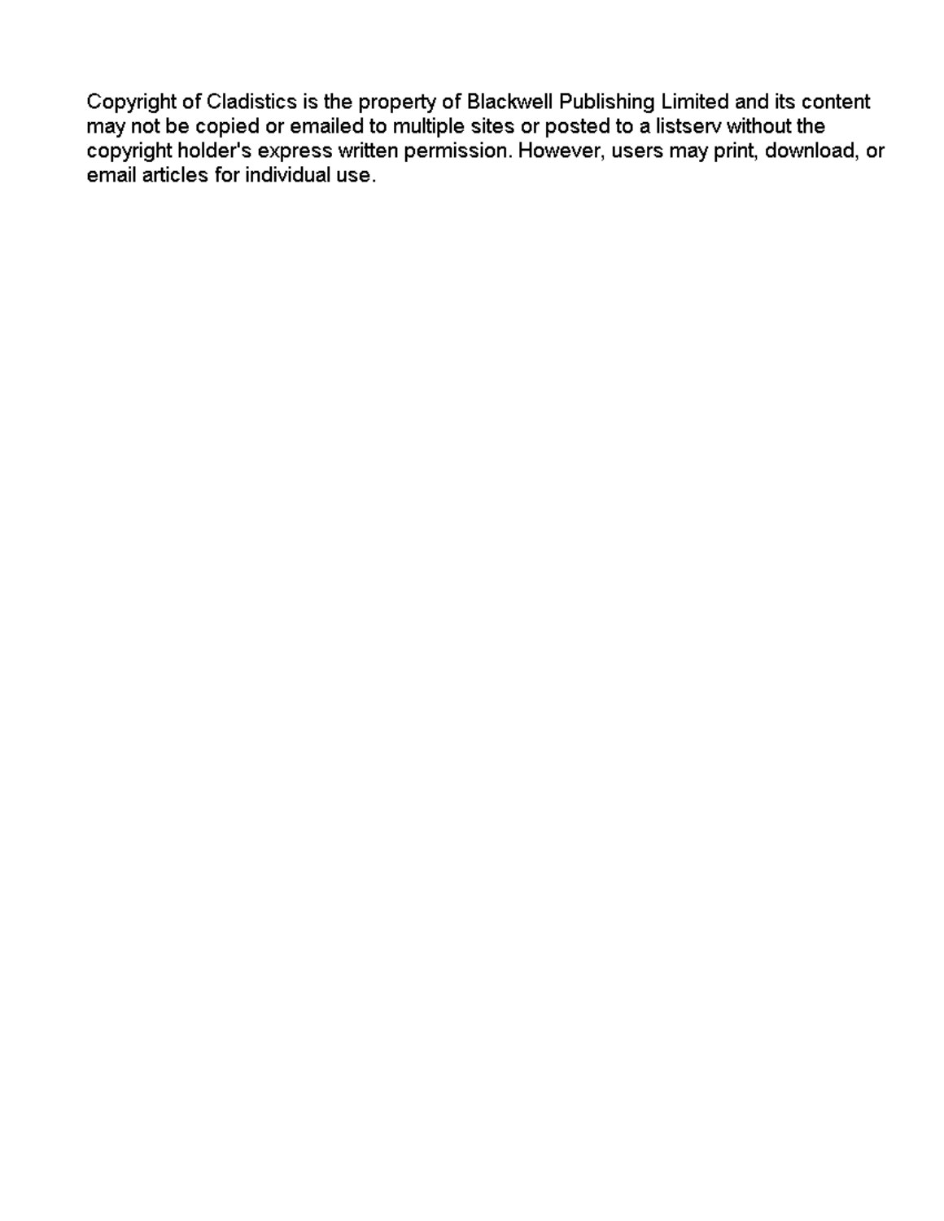Copyright of Cladistics is the property of Blackwell Publishing Limited and its content may not be copied or emailed to multiple sites or posted to a listserv without the copyright holder's express written permission. However, users may print, download, or email articles for individual use.